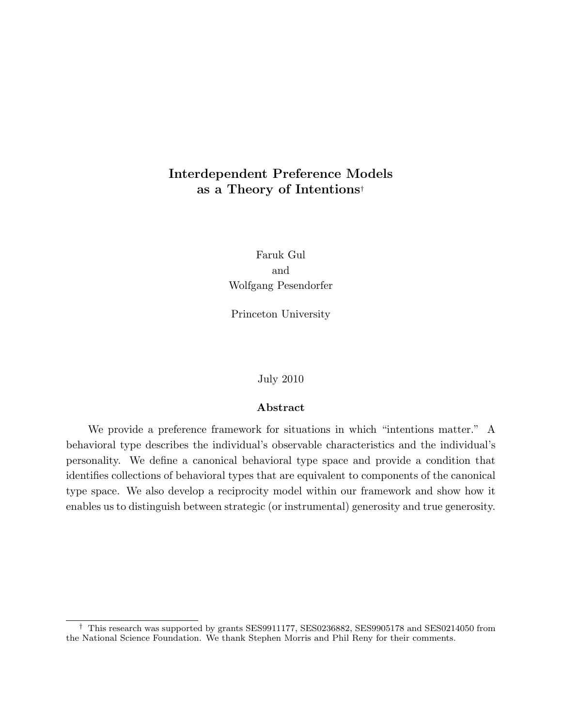# Interdependent Preference Models as a Theory of Intentions†

Faruk Gul

and

Wolfgang Pesendorfer

Princeton University

July 2010

## Abstract

We provide a preference framework for situations in which "intentions matter." A behavioral type describes the individual's observable characteristics and the individual's personality. We define a canonical behavioral type space and provide a condition that identifies collections of behavioral types that are equivalent to components of the canonical type space. We also develop a reciprocity model within our framework and show how it enables us to distinguish between strategic (or instrumental) generosity and true generosity.

---

† This research was supported by grants SES9911177, SES0236882, SES9905178 and SES0214050 from the National Science Foundation. We thank Stephen Morris and Phil Reny for their comments.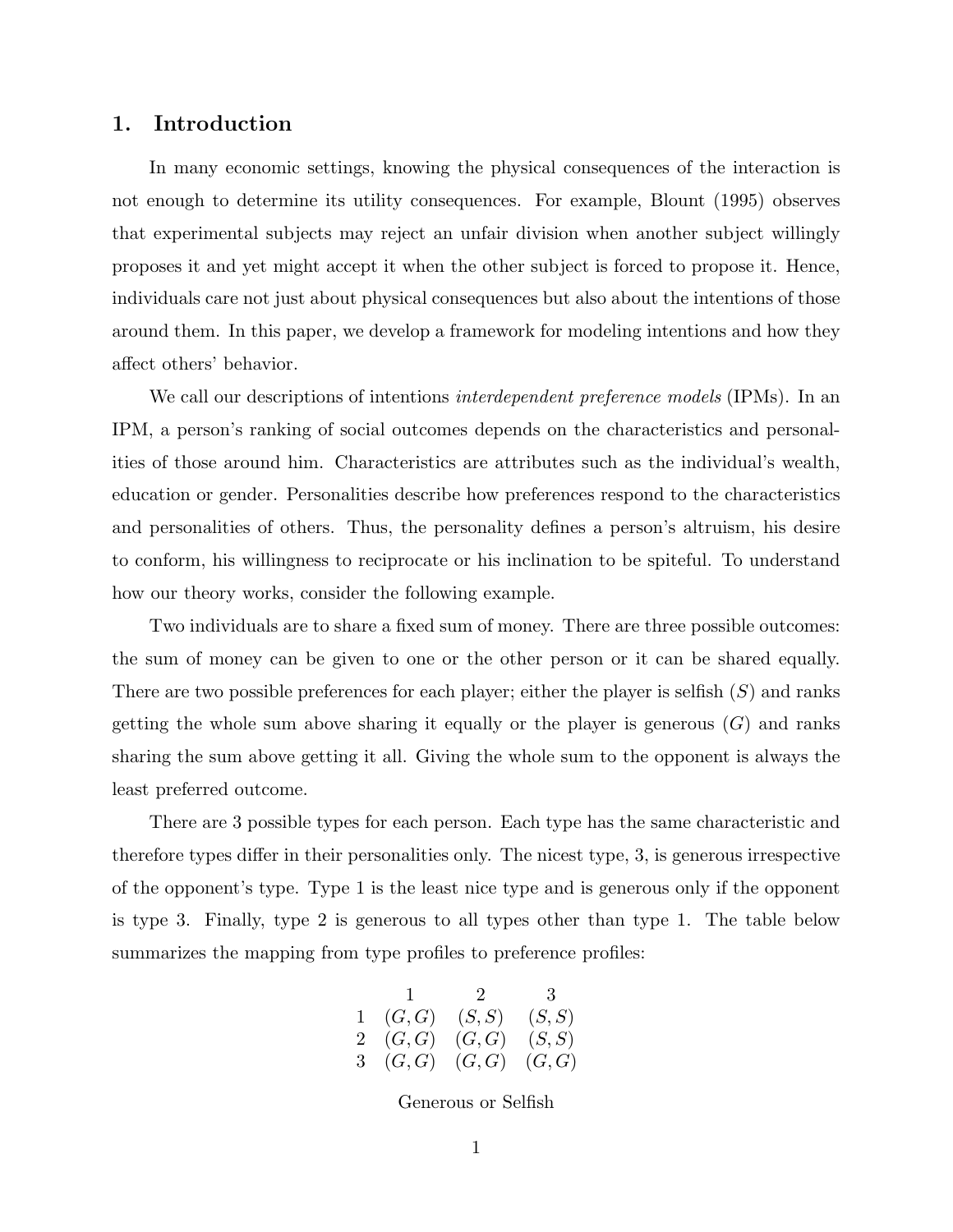## 1. Introduction

In many economic settings, knowing the physical consequences of the interaction is not enough to determine its utility consequences. For example, Blount (1995) observes that experimental subjects may reject an unfair division when another subject willingly proposes it and yet might accept it when the other subject is forced to propose it. Hence, individuals care not just about physical consequences but also about the intentions of those around them. In this paper, we develop a framework for modeling intentions and how they affect others' behavior.

We call our descriptions of intentions *interdependent preference models* (IPMs). In an IPM, a person's ranking of social outcomes depends on the characteristics and personalities of those around him. Characteristics are attributes such as the individual's wealth, education or gender. Personalities describe how preferences respond to the characteristics and personalities of others. Thus, the personality defines a person's altruism, his desire to conform, his willingness to reciprocate or his inclination to be spiteful. To understand how our theory works, consider the following example.

Two individuals are to share a fixed sum of money. There are three possible outcomes: the sum of money can be given to one or the other person or it can be shared equally. There are two possible preferences for each player; either the player is selfish ($S$) and ranks getting the whole sum above sharing it equally or the player is generous ($G$) and ranks sharing the sum above getting it all. Giving the whole sum to the opponent is always the least preferred outcome.

There are 3 possible types for each person. Each type has the same characteristic and therefore types differ in their personalities only. The nicest type, 3, is generous irrespective of the opponent's type. Type 1 is the least nice type and is generous only if the opponent is type 3. Finally, type 2 is generous to all types other than type 1. The table below summarizes the mapping from type profiles to preference profiles:

| | 1 | 2 | 3 |
|---|---|---|---|
| 1 | $(G, G)$ | $(S, S)$ | $(S, S)$ |
| 2 | $(G, G)$ | $(G, G)$ | $(S, S)$ |
| 3 | $(G, G)$ | $(G, G)$ | $(G, G)$ |

Generous or Selfish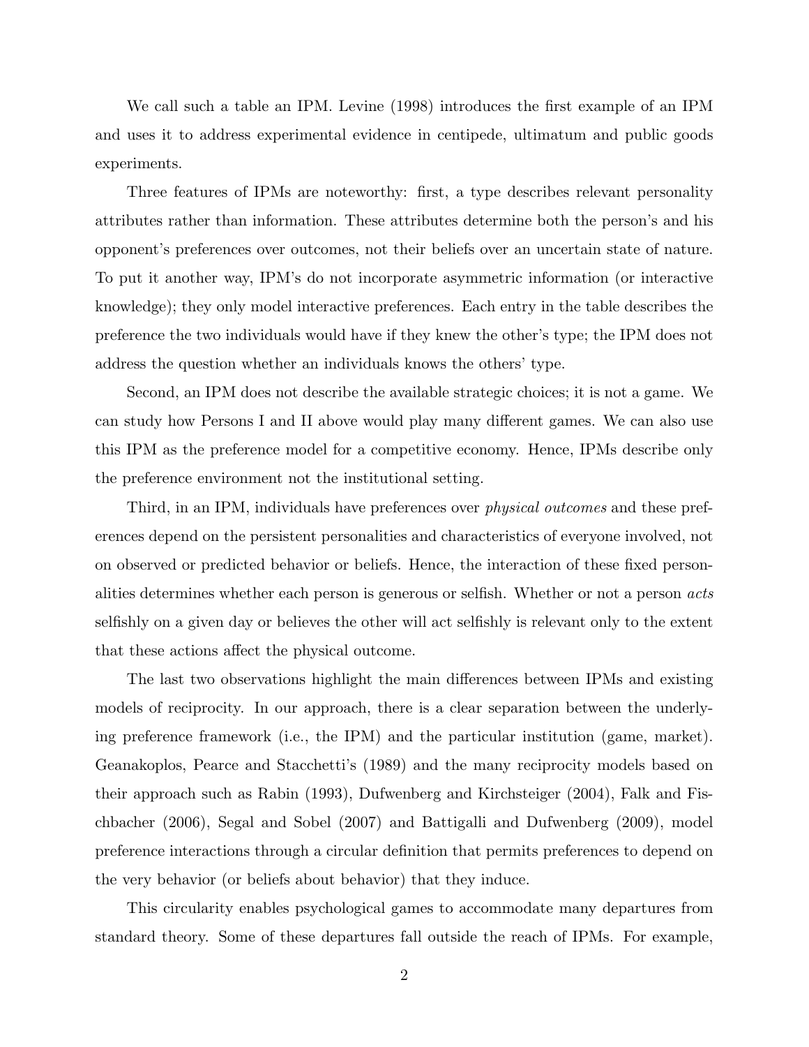We call such a table an IPM. Levine (1998) introduces the first example of an IPM and uses it to address experimental evidence in centipede, ultimatum and public goods experiments.

Three features of IPMs are noteworthy: first, a type describes relevant personality attributes rather than information. These attributes determine both the person's and his opponent's preferences over outcomes, not their beliefs over an uncertain state of nature. To put it another way, IPM's do not incorporate asymmetric information (or interactive knowledge); they only model interactive preferences. Each entry in the table describes the preference the two individuals would have if they knew the other's type; the IPM does not address the question whether an individuals knows the others' type.

Second, an IPM does not describe the available strategic choices; it is not a game. We can study how Persons I and II above would play many different games. We can also use this IPM as the preference model for a competitive economy. Hence, IPMs describe only the preference environment not the institutional setting.

Third, in an IPM, individuals have preferences over *physical outcomes* and these preferences depend on the persistent personalities and characteristics of everyone involved, not on observed or predicted behavior or beliefs. Hence, the interaction of these fixed personalities determines whether each person is generous or selfish. Whether or not a person *acts* selfishly on a given day or believes the other will act selfishly is relevant only to the extent that these actions affect the physical outcome.

The last two observations highlight the main differences between IPMs and existing models of reciprocity. In our approach, there is a clear separation between the underlying preference framework (i.e., the IPM) and the particular institution (game, market). Geanakoplos, Pearce and Stacchetti's (1989) and the many reciprocity models based on their approach such as Rabin (1993), Dufwenberg and Kirchsteiger (2004), Falk and Fischbacher (2006), Segal and Sobel (2007) and Battigalli and Dufwenberg (2009), model preference interactions through a circular definition that permits preferences to depend on the very behavior (or beliefs about behavior) that they induce.

This circularity enables psychological games to accommodate many departures from standard theory. Some of these departures fall outside the reach of IPMs. For example,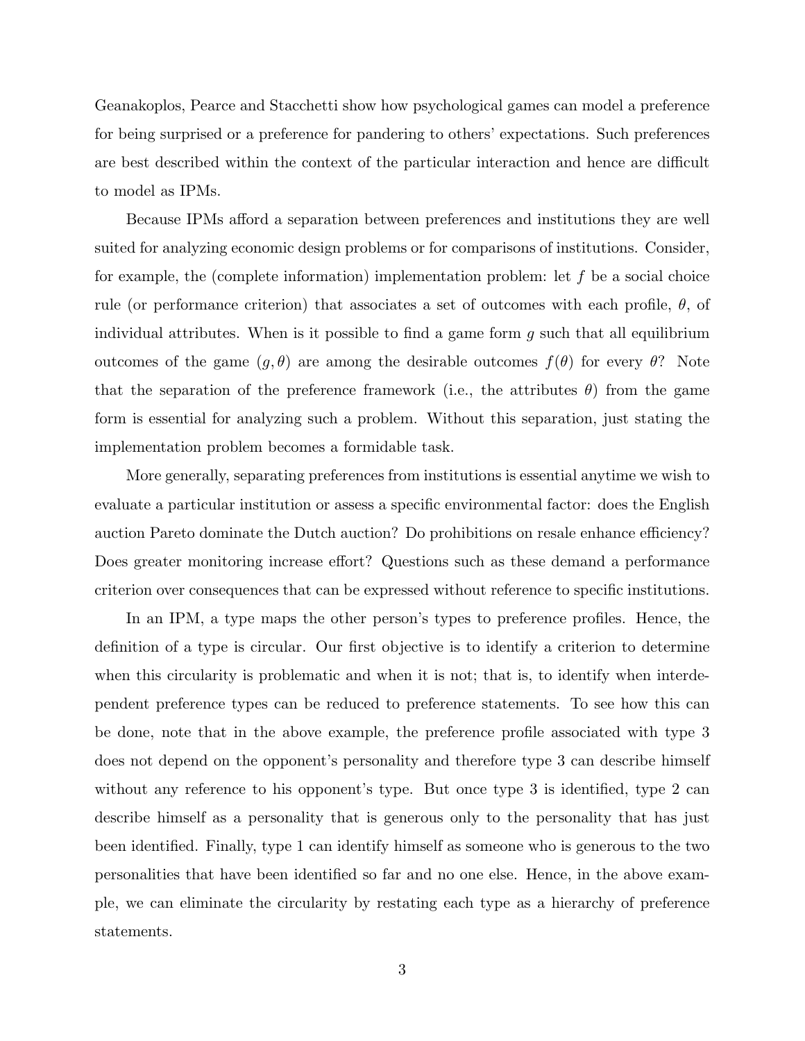Geanakoplos, Pearce and Stacchetti show how psychological games can model a preference for being surprised or a preference for pandering to others' expectations. Such preferences are best described within the context of the particular interaction and hence are difficult to model as IPMs.

Because IPMs afford a separation between preferences and institutions they are well suited for analyzing economic design problems or for comparisons of institutions. Consider, for example, the (complete information) implementation problem: let $f$ be a social choice rule (or performance criterion) that associates a set of outcomes with each profile, $\theta$, of individual attributes. When is it possible to find a game form $g$ such that all equilibrium outcomes of the game $(g, \theta)$ are among the desirable outcomes $f(\theta)$ for every $\theta$? Note that the separation of the preference framework (i.e., the attributes $\theta$) from the game form is essential for analyzing such a problem. Without this separation, just stating the implementation problem becomes a formidable task.

More generally, separating preferences from institutions is essential anytime we wish to evaluate a particular institution or assess a specific environmental factor: does the English auction Pareto dominate the Dutch auction? Do prohibitions on resale enhance efficiency? Does greater monitoring increase effort? Questions such as these demand a performance criterion over consequences that can be expressed without reference to specific institutions.

In an IPM, a type maps the other person's types to preference profiles. Hence, the definition of a type is circular. Our first objective is to identify a criterion to determine when this circularity is problematic and when it is not; that is, to identify when interdependent preference types can be reduced to preference statements. To see how this can be done, note that in the above example, the preference profile associated with type 3 does not depend on the opponent's personality and therefore type 3 can describe himself without any reference to his opponent's type. But once type 3 is identified, type 2 can describe himself as a personality that is generous only to the personality that has just been identified. Finally, type 1 can identify himself as someone who is generous to the two personalities that have been identified so far and no one else. Hence, in the above example, we can eliminate the circularity by restating each type as a hierarchy of preference statements.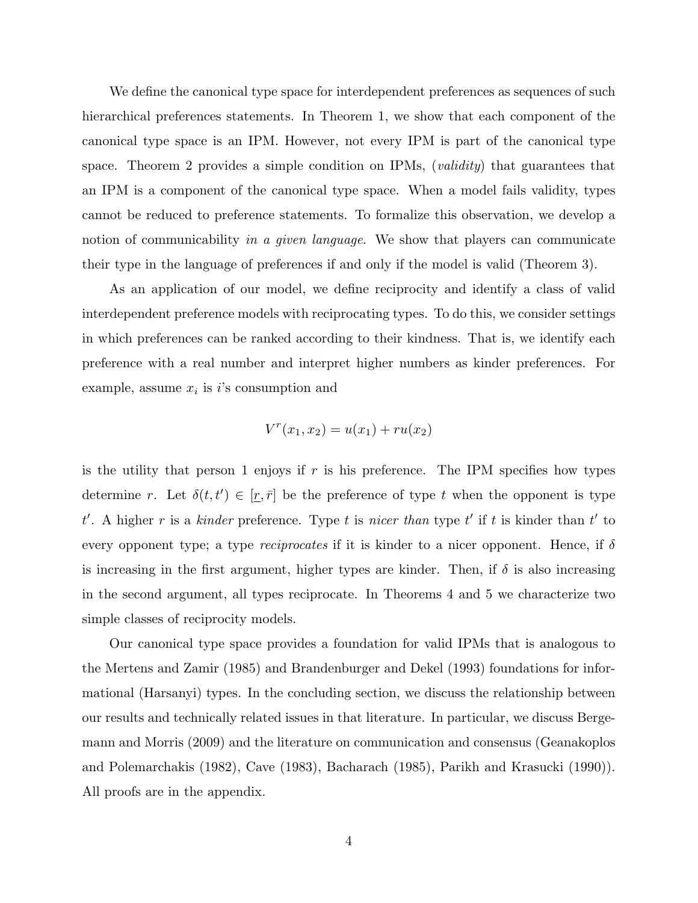We define the canonical type space for interdependent preferences as sequences of such hierarchical preferences statements. In Theorem 1, we show that each component of the canonical type space is an IPM. However, not every IPM is part of the canonical type space. Theorem 2 provides a simple condition on IPMs, (*validity*) that guarantees that an IPM is a component of the canonical type space. When a model fails validity, types cannot be reduced to preference statements. To formalize this observation, we develop a notion of communicability *in a given language*. We show that players can communicate their type in the language of preferences if and only if the model is valid (Theorem 3).

As an application of our model, we define reciprocity and identify a class of valid interdependent preference models with reciprocating types. To do this, we consider settings in which preferences can be ranked according to their kindness. That is, we identify each preference with a real number and interpret higher numbers as kinder preferences. For example, assume $x_i$ is $i$'s consumption and

$$V^r(x_1, x_2) = u(x_1) + ru(x_2)$$

is the utility that person 1 enjoys if $r$ is his preference. The IPM specifies how types determine $r$. Let $\delta(t, t') \in [\underline{r}, \bar{r}]$ be the preference of type $t$ when the opponent is type $t'$. A higher $r$ is a *kinder* preference. Type $t$ is *nicer than* type $t'$ if $t$ is kinder than $t'$ to every opponent type; a type *reciprocates* if it is kinder to a nicer opponent. Hence, if $\delta$ is increasing in the first argument, higher types are kinder. Then, if $\delta$ is also increasing in the second argument, all types reciprocate. In Theorems 4 and 5 we characterize two simple classes of reciprocity models.

Our canonical type space provides a foundation for valid IPMs that is analogous to the Mertens and Zamir (1985) and Brandenburger and Dekel (1993) foundations for informational (Harsanyi) types. In the concluding section, we discuss the relationship between our results and technically related issues in that literature. In particular, we discuss Bergemann and Morris (2009) and the literature on communication and consensus (Geanakoplos and Polemarchakis (1982), Cave (1983), Bacharach (1985), Parikh and Krasucki (1990)). All proofs are in the appendix.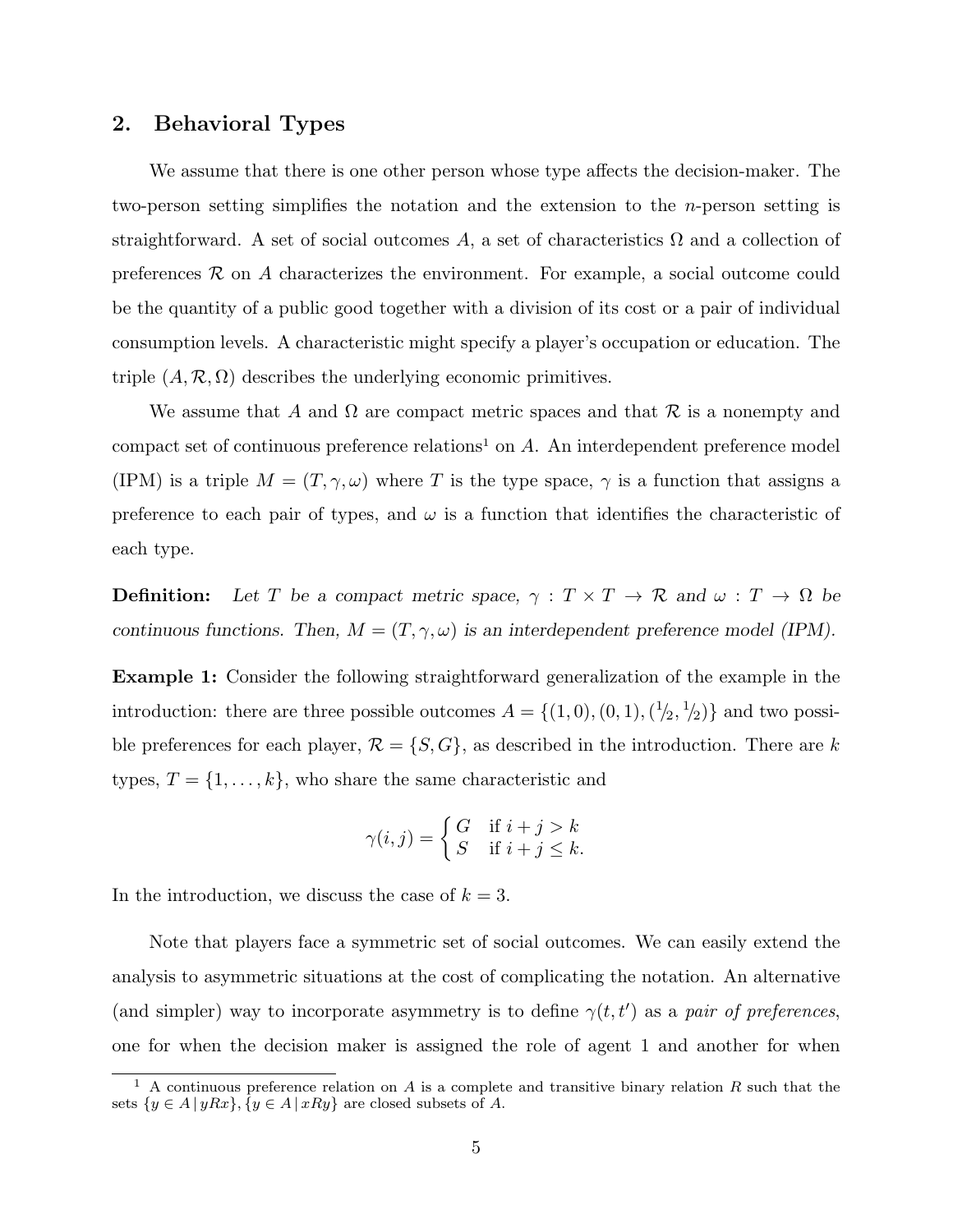## 2. Behavioral Types

We assume that there is one other person whose type affects the decision-maker. The two-person setting simplifies the notation and the extension to the $n$-person setting is straightforward. A set of social outcomes $A$, a set of characteristics $\Omega$ and a collection of preferences $\mathcal{R}$ on $A$ characterizes the environment. For example, a social outcome could be the quantity of a public good together with a division of its cost or a pair of individual consumption levels. A characteristic might specify a player's occupation or education. The triple $(A, \mathcal{R}, \Omega)$ describes the underlying economic primitives.

We assume that $A$ and $\Omega$ are compact metric spaces and that $\mathcal{R}$ is a nonempty and compact set of continuous preference relations[1] on $A$. An interdependent preference model (IPM) is a triple $M = (T, \gamma, \omega)$ where $T$ is the type space, $\gamma$ is a function that assigns a preference to each pair of types, and $\omega$ is a function that identifies the characteristic of each type.

**Definition:** *Let $T$ be a compact metric space, $\gamma : T \times T \to \mathcal{R}$ and $\omega : T \to \Omega$ be continuous functions. Then, $M = (T, \gamma, \omega)$ is an interdependent preference model (IPM).*

**Example 1:** Consider the following straightforward generalization of the example in the introduction: there are three possible outcomes $A = \{(1, 0), (0, 1), (1/2, 1/2)\}$ and two possible preferences for each player, $\mathcal{R} = \{S, G\}$, as described in the introduction. There are $k$ types, $T = \{1, \dots, k\}$, who share the same characteristic and

$$\gamma(i, j) = \begin{cases} G & \text{if } i + j > k \\ S & \text{if } i + j \leq k. \end{cases}$$

In the introduction, we discuss the case of $k = 3$.

Note that players face a symmetric set of social outcomes. We can easily extend the analysis to asymmetric situations at the cost of complicating the notation. An alternative (and simpler) way to incorporate asymmetry is to define $\gamma(t, t')$ as a *pair of preferences*, one for when the decision maker is assigned the role of agent 1 and another for when

---

[1] A continuous preference relation on $A$ is a complete and transitive binary relation $R$ such that the sets $\{y \in A \mid yRx\}, \{y \in A \mid xRy\}$ are closed subsets of $A$.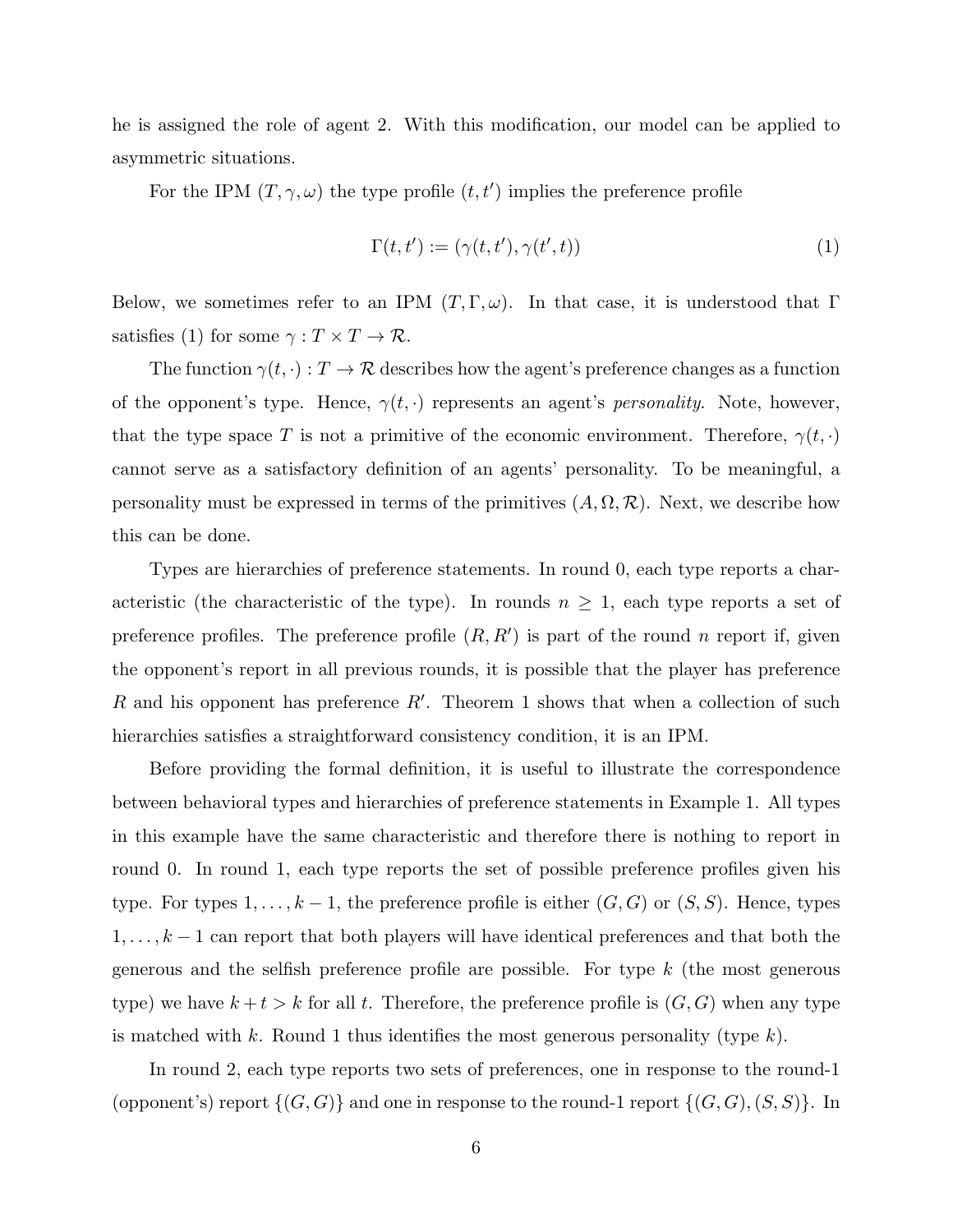he is assigned the role of agent 2. With this modification, our model can be applied to asymmetric situations.

For the IPM $(T, \gamma, \omega)$ the type profile $(t, t')$ implies the preference profile

$$\Gamma(t, t') := (\gamma(t, t'), \gamma(t', t)) \tag{1}$$

Below, we sometimes refer to an IPM $(T, \Gamma, \omega)$. In that case, it is understood that $\Gamma$ satisfies (1) for some $\gamma : T \times T \to \mathcal{R}$.

The function $\gamma(t, \cdot) : T \to \mathcal{R}$ describes how the agent's preference changes as a function of the opponent's type. Hence, $\gamma(t, \cdot)$ represents an agent's *personality*. Note, however, that the type space $T$ is not a primitive of the economic environment. Therefore, $\gamma(t, \cdot)$ cannot serve as a satisfactory definition of an agents' personality. To be meaningful, a personality must be expressed in terms of the primitives $(A, \Omega, \mathcal{R})$. Next, we describe how this can be done.

Types are hierarchies of preference statements. In round 0, each type reports a characteristic (the characteristic of the type). In rounds $n \geq 1$, each type reports a set of preference profiles. The preference profile $(R, R')$ is part of the round $n$ report if, given the opponent's report in all previous rounds, it is possible that the player has preference $R$ and his opponent has preference $R'$. Theorem 1 shows that when a collection of such hierarchies satisfies a straightforward consistency condition, it is an IPM.

Before providing the formal definition, it is useful to illustrate the correspondence between behavioral types and hierarchies of preference statements in Example 1. All types in this example have the same characteristic and therefore there is nothing to report in round 0. In round 1, each type reports the set of possible preference profiles given his type. For types $1, \dots, k-1$, the preference profile is either $(G, G)$ or $(S, S)$. Hence, types $1, \dots, k-1$ can report that both players will have identical preferences and that both the generous and the selfish preference profile are possible. For type $k$ (the most generous type) we have $k + t > k$ for all $t$. Therefore, the preference profile is $(G, G)$ when any type is matched with $k$. Round 1 thus identifies the most generous personality (type $k$).

In round 2, each type reports two sets of preferences, one in response to the round-1 (opponent's) report $\{(G, G)\}$ and one in response to the round-1 report $\{(G, G), (S, S)\}$. In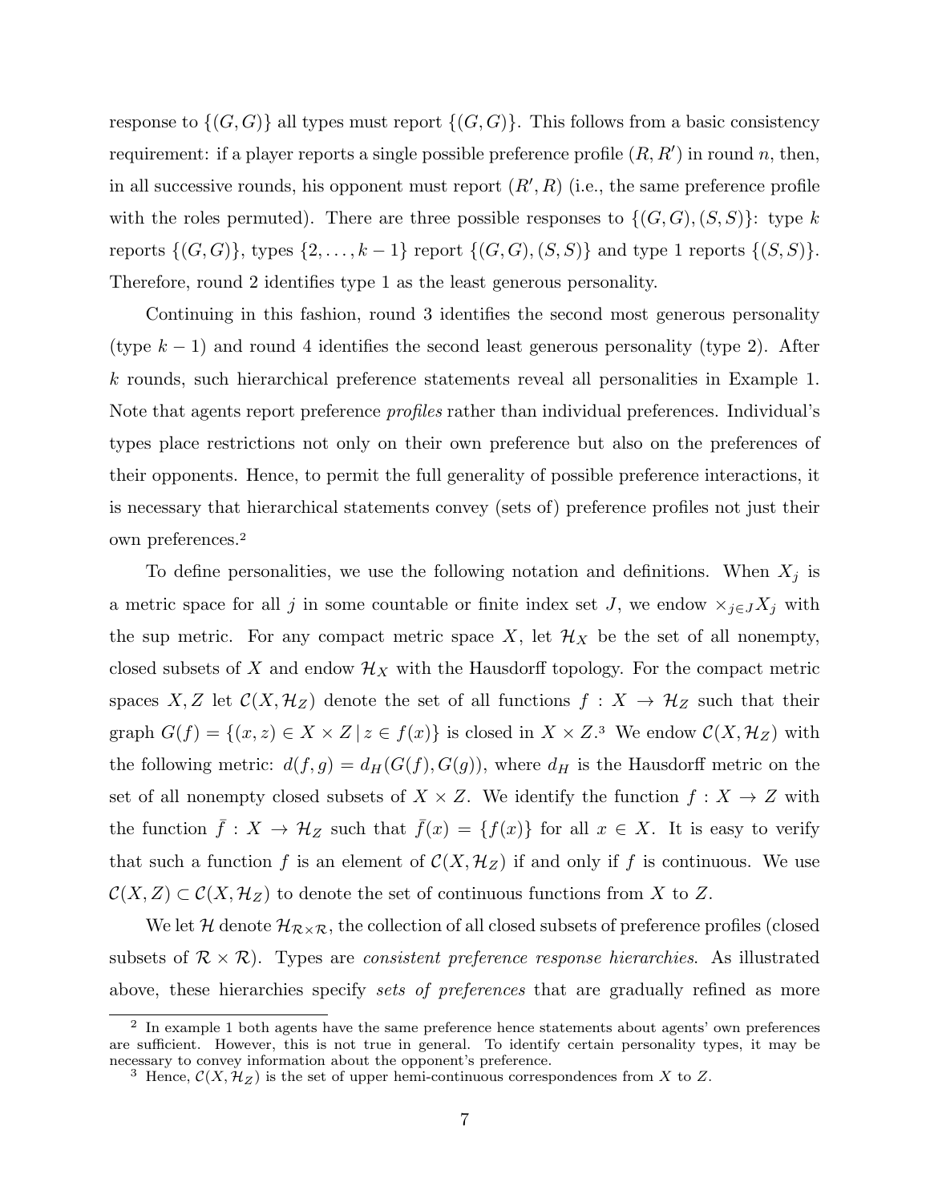response to $\{(G, G)\}$ all types must report $\{(G, G)\}$. This follows from a basic consistency requirement: if a player reports a single possible preference profile $(R, R')$ in round $n$, then, in all successive rounds, his opponent must report $(R', R)$ (i.e., the same preference profile with the roles permuted). There are three possible responses to $\{(G, G), (S, S)\}$: type $k$ reports $\{(G, G)\}$, types $\{2, \ldots, k-1\}$ report $\{(G, G), (S, S)\}$ and type 1 reports $\{(S, S)\}$. Therefore, round 2 identifies type 1 as the least generous personality.

Continuing in this fashion, round 3 identifies the second most generous personality (type $k-1$) and round 4 identifies the second least generous personality (type 2). After $k$ rounds, such hierarchical preference statements reveal all personalities in Example 1. Note that agents report preference *profiles* rather than individual preferences. Individual's types place restrictions not only on their own preference but also on the preferences of their opponents. Hence, to permit the full generality of possible preference interactions, it is necessary that hierarchical statements convey (sets of) preference profiles not just their own preferences.[2]

To define personalities, we use the following notation and definitions. When $X_j$ is a metric space for all $j$ in some countable or finite index set $J$, we endow $\times_{j \in J} X_j$ with the sup metric. For any compact metric space $X$, let $\mathcal{H}_X$ be the set of all nonempty, closed subsets of $X$ and endow $\mathcal{H}_X$ with the Hausdorff topology. For the compact metric spaces $X, Z$ let $\mathcal{C}(X, \mathcal{H}_Z)$ denote the set of all functions $f : X \to \mathcal{H}_Z$ such that their graph $G(f) = \{(x, z) \in X \times Z \,|\, z \in f(x)\}$ is closed in $X \times Z$.[3] We endow $\mathcal{C}(X, \mathcal{H}_Z)$ with the following metric: $d(f, g) = d_H(G(f), G(g))$, where $d_H$ is the Hausdorff metric on the set of all nonempty closed subsets of $X \times Z$. We identify the function $f : X \to Z$ with the function $\bar{f} : X \to \mathcal{H}_Z$ such that $\bar{f}(x) = \{f(x)\}$ for all $x \in X$. It is easy to verify that such a function $f$ is an element of $\mathcal{C}(X, \mathcal{H}_Z)$ if and only if $f$ is continuous. We use $\mathcal{C}(X, Z) \subset \mathcal{C}(X, \mathcal{H}_Z)$ to denote the set of continuous functions from $X$ to $Z$.

We let $\mathcal{H}$ denote $\mathcal{H}_{\mathcal{R} \times \mathcal{R}}$, the collection of all closed subsets of preference profiles (closed subsets of $\mathcal{R} \times \mathcal{R}$). Types are *consistent preference response hierarchies*. As illustrated above, these hierarchies specify *sets of preferences* that are gradually refined as more

[2] In example 1 both agents have the same preference hence statements about agents' own preferences are sufficient. However, this is not true in general. To identify certain personality types, it may be necessary to convey information about the opponent's preference.

[3] Hence, $\mathcal{C}(X, \mathcal{H}_Z)$ is the set of upper hemi-continuous correspondences from $X$ to $Z$.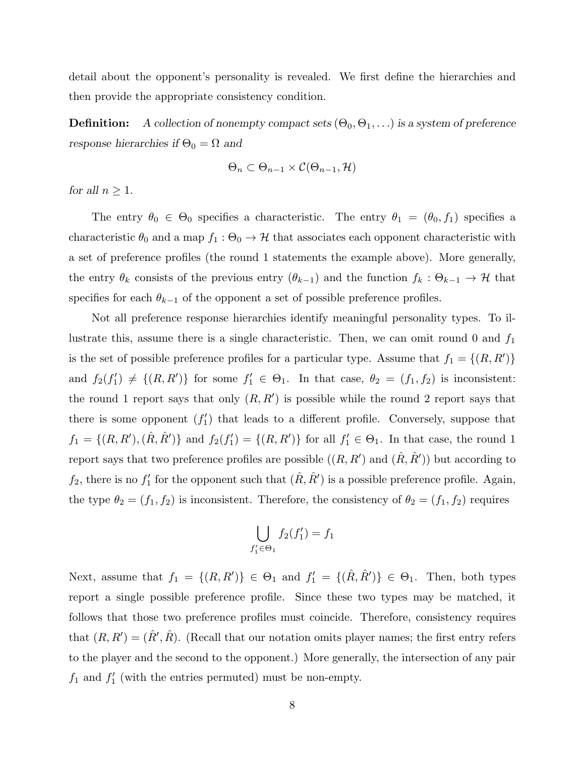detail about the opponent's personality is revealed. We first define the hierarchies and then provide the appropriate consistency condition.

**Definition:** *A collection of nonempty compact sets $(\Theta_0, \Theta_1, \ldots)$ is a system of preference response hierarchies if $\Theta_0 = \Omega$ and*

$$\Theta_n \subset \Theta_{n-1} \times \mathcal{C}(\Theta_{n-1}, \mathcal{H})$$

*for all $n \geq 1$.*

The entry $\theta_0 \in \Theta_0$ specifies a characteristic. The entry $\theta_1 = (\theta_0, f_1)$ specifies a characteristic $\theta_0$ and a map $f_1 : \Theta_0 \to \mathcal{H}$ that associates each opponent characteristic with a set of preference profiles (the round 1 statements the example above). More generally, the entry $\theta_k$ consists of the previous entry $(\theta_{k-1})$ and the function $f_k : \Theta_{k-1} \to \mathcal{H}$ that specifies for each $\theta_{k-1}$ of the opponent a set of possible preference profiles.

Not all preference response hierarchies identify meaningful personality types. To illustrate this, assume there is a single characteristic. Then, we can omit round 0 and $f_1$ is the set of possible preference profiles for a particular type. Assume that $f_1 = \{(R, R')\}$ and $f_2(f_1') \neq \{(R, R')\}$ for some $f_1' \in \Theta_1$. In that case, $\theta_2 = (f_1, f_2)$ is inconsistent: the round 1 report says that only $(R, R')$ is possible while the round 2 report says that there is some opponent $(f_1')$ that leads to a different profile. Conversely, suppose that $f_1 = \{(R, R'), (\hat{R}, \hat{R}')\}$ and $f_2(f_1') = \{(R, R')\}$ for all $f_1' \in \Theta_1$. In that case, the round 1 report says that two preference profiles are possible ($(R, R')$ and $(\hat{R}, \hat{R}')$) but according to $f_2$, there is no $f_1'$ for the opponent such that $(\hat{R}, \hat{R}')$ is a possible preference profile. Again, the type $\theta_2 = (f_1, f_2)$ is inconsistent. Therefore, the consistency of $\theta_2 = (f_1, f_2)$ requires

$$\bigcup_{f_1' \in \Theta_1} f_2(f_1') = f_1$$

Next, assume that $f_1 = \{(R, R')\} \in \Theta_1$ and $f_1' = \{(\hat{R}, \hat{R}')\} \in \Theta_1$. Then, both types report a single possible preference profile. Since these two types may be matched, it follows that those two preference profiles must coincide. Therefore, consistency requires that $(R, R') = (\hat{R}', \hat{R})$. (Recall that our notation omits player names; the first entry refers to the player and the second to the opponent.) More generally, the intersection of any pair $f_1$ and $f_1'$ (with the entries permuted) must be non-empty.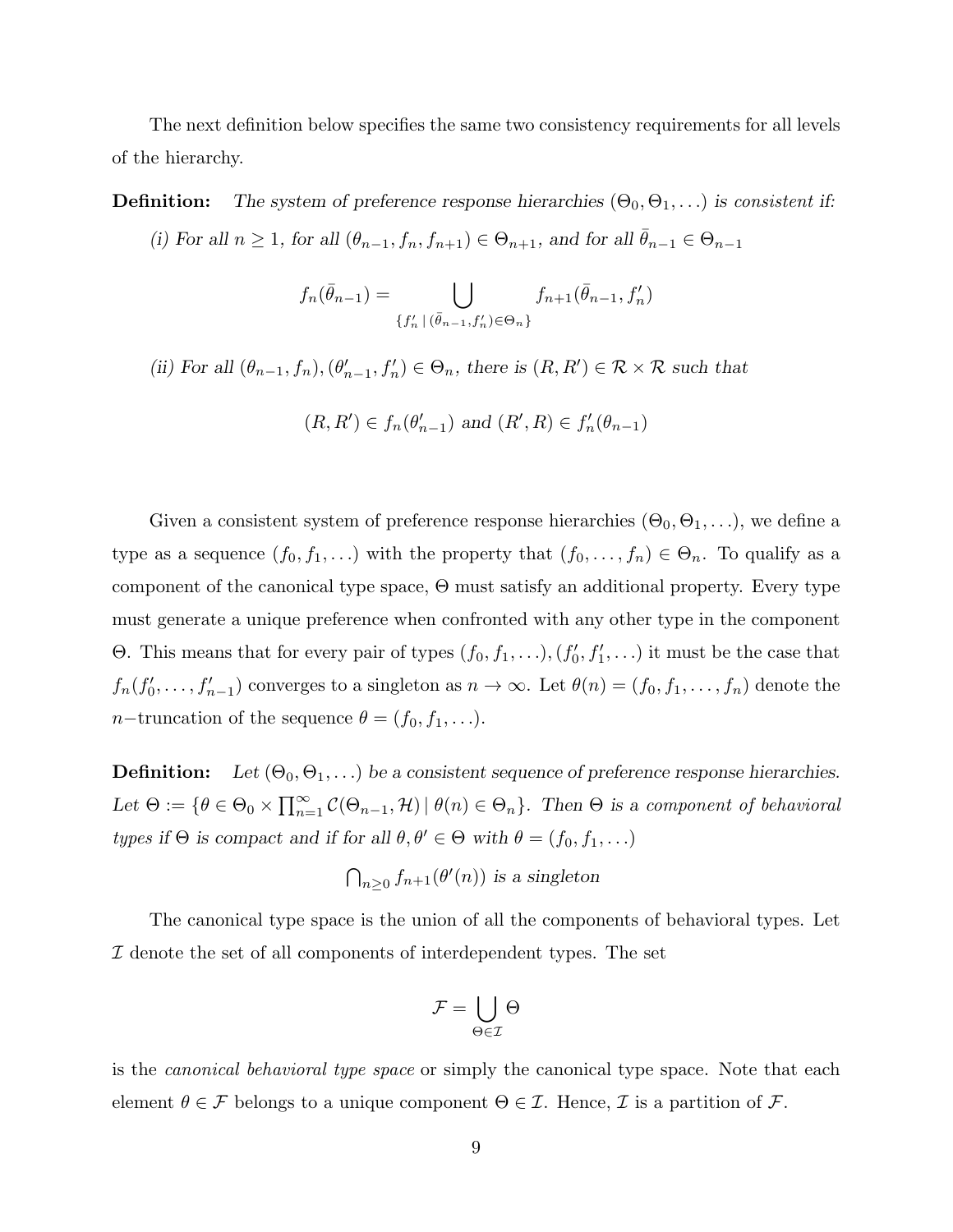The next definition below specifies the same two consistency requirements for all levels of the hierarchy.

**Definition:** *The system of preference response hierarchies* $(\Theta_0, \Theta_1, \ldots)$ *is consistent if:*

*(i) For all* $n \geq 1$, *for all* $(\theta_{n-1}, f_n, f_{n+1}) \in \Theta_{n+1}$, *and for all* $\bar{\theta}_{n-1} \in \Theta_{n-1}$

$$f_n(\bar{\theta}_{n-1}) = \bigcup_{\{f'_n \mid (\bar{\theta}_{n-1}, f'_n) \in \Theta_n\}} f_{n+1}(\bar{\theta}_{n-1}, f'_n)$$

*(ii) For all* $(\theta_{n-1}, f_n), (\theta'_{n-1}, f'_n) \in \Theta_n$, *there is* $(R, R') \in \mathcal{R} \times \mathcal{R}$ *such that*

$$(R, R') \in f_n(\theta'_{n-1}) \text{ and } (R', R) \in f'_n(\theta_{n-1})$$

Given a consistent system of preference response hierarchies $(\Theta_0, \Theta_1, \ldots)$, we define a type as a sequence $(f_0, f_1, \ldots)$ with the property that $(f_0, \ldots, f_n) \in \Theta_n$. To qualify as a component of the canonical type space, $\Theta$ must satisfy an additional property. Every type must generate a unique preference when confronted with any other type in the component $\Theta$. This means that for every pair of types $(f_0, f_1, \ldots), (f'_0, f'_1, \ldots)$ it must be the case that $f_n(f'_0, \ldots, f'_{n-1})$ converges to a singleton as $n \to \infty$. Let $\theta(n) = (f_0, f_1, \ldots, f_n)$ denote the $n-$truncation of the sequence $\theta = (f_0, f_1, \ldots)$.

**Definition:** *Let* $(\Theta_0, \Theta_1, \ldots)$ *be a consistent sequence of preference response hierarchies. Let* $\Theta := \{\theta \in \Theta_0 \times \prod_{n=1}^{\infty} \mathcal{C}(\Theta_{n-1}, \mathcal{H}) \mid \theta(n) \in \Theta_n\}$. *Then* $\Theta$ *is a component of behavioral types if* $\Theta$ *is compact and if for all* $\theta, \theta' \in \Theta$ *with* $\theta = (f_0, f_1, \ldots)$

$$\bigcap_{n \geq 0} f_{n+1}(\theta'(n)) \text{ is a singleton}$$

The canonical type space is the union of all the components of behavioral types. Let $\mathcal{I}$ denote the set of all components of interdependent types. The set

$$\mathcal{F} = \bigcup_{\Theta \in \mathcal{I}} \Theta$$

is the *canonical behavioral type space* or simply the canonical type space. Note that each element $\theta \in \mathcal{F}$ belongs to a unique component $\Theta \in \mathcal{I}$. Hence, $\mathcal{I}$ is a partition of $\mathcal{F}$.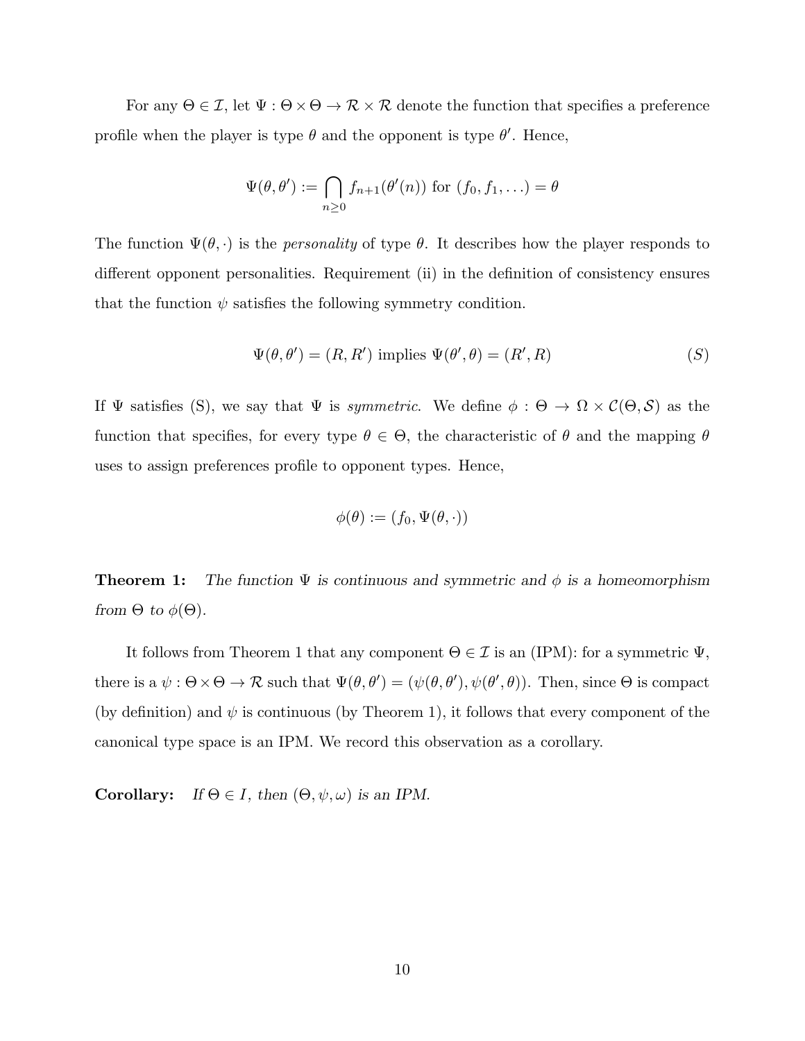For any $\Theta \in \mathcal{I}$, let $\Psi : \Theta \times \Theta \to \mathcal{R} \times \mathcal{R}$ denote the function that specifies a preference profile when the player is type $\theta$ and the opponent is type $\theta'$. Hence,

$$\Psi(\theta, \theta') := \bigcap_{n \geq 0} f_{n+1}(\theta'(n)) \text{ for } (f_0, f_1, \ldots) = \theta$$

The function $\Psi(\theta, \cdot)$ is the *personality* of type $\theta$. It describes how the player responds to different opponent personalities. Requirement (ii) in the definition of consistency ensures that the function $\psi$ satisfies the following symmetry condition.

$$\Psi(\theta, \theta') = (R, R') \text{ implies } \Psi(\theta', \theta) = (R', R) \tag{S}$$

If $\Psi$ satisfies (S), we say that $\Psi$ is *symmetric*. We define $\phi : \Theta \to \Omega \times \mathcal{C}(\Theta, \mathcal{S})$ as the function that specifies, for every type $\theta \in \Theta$, the characteristic of $\theta$ and the mapping $\theta$ uses to assign preferences profile to opponent types. Hence,

$$\phi(\theta) := (f_0, \Psi(\theta, \cdot))$$

**Theorem 1:** *The function $\Psi$ is continuous and symmetric and $\phi$ is a homeomorphism from $\Theta$ to $\phi(\Theta)$.*

It follows from Theorem 1 that any component $\Theta \in \mathcal{I}$ is an (IPM): for a symmetric $\Psi$, there is a $\psi : \Theta \times \Theta \to \mathcal{R}$ such that $\Psi(\theta, \theta') = (\psi(\theta, \theta'), \psi(\theta', \theta))$. Then, since $\Theta$ is compact (by definition) and $\psi$ is continuous (by Theorem 1), it follows that every component of the canonical type space is an IPM. We record this observation as a corollary.

**Corollary:** *If $\Theta \in I$, then $(\Theta, \psi, \omega)$ is an IPM.*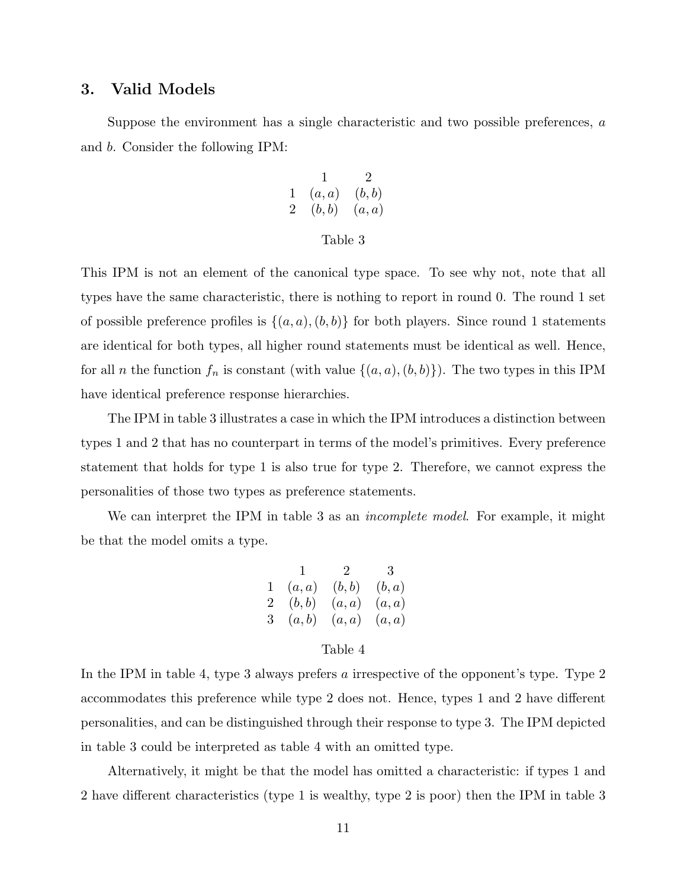## 3. Valid Models

Suppose the environment has a single characteristic and two possible preferences, $a$ and $b$. Consider the following IPM:

| | 1 | 2 |
|---|---|---|
| 1 | $(a, a)$ | $(b, b)$ |
| 2 | $(b, b)$ | $(a, a)$ |

Table 3

This IPM is not an element of the canonical type space. To see why not, note that all types have the same characteristic, there is nothing to report in round 0. The round 1 set of possible preference profiles is $\{(a, a), (b, b)\}$ for both players. Since round 1 statements are identical for both types, all higher round statements must be identical as well. Hence, for all $n$ the function $f_n$ is constant (with value $\{(a, a), (b, b)\}$). The two types in this IPM have identical preference response hierarchies.

The IPM in table 3 illustrates a case in which the IPM introduces a distinction between types 1 and 2 that has no counterpart in terms of the model's primitives. Every preference statement that holds for type 1 is also true for type 2. Therefore, we cannot express the personalities of those two types as preference statements.

We can interpret the IPM in table 3 as an *incomplete model*. For example, it might be that the model omits a type.

| | 1 | 2 | 3 |
|---|---|---|---|
| 1 | $(a, a)$ | $(b, b)$ | $(b, a)$ |
| 2 | $(b, b)$ | $(a, a)$ | $(a, a)$ |
| 3 | $(a, b)$ | $(a, a)$ | $(a, a)$ |

Table 4

In the IPM in table 4, type 3 always prefers $a$ irrespective of the opponent's type. Type 2 accommodates this preference while type 2 does not. Hence, types 1 and 2 have different personalities, and can be distinguished through their response to type 3. The IPM depicted in table 3 could be interpreted as table 4 with an omitted type.

Alternatively, it might be that the model has omitted a characteristic: if types 1 and 2 have different characteristics (type 1 is wealthy, type 2 is poor) then the IPM in table 3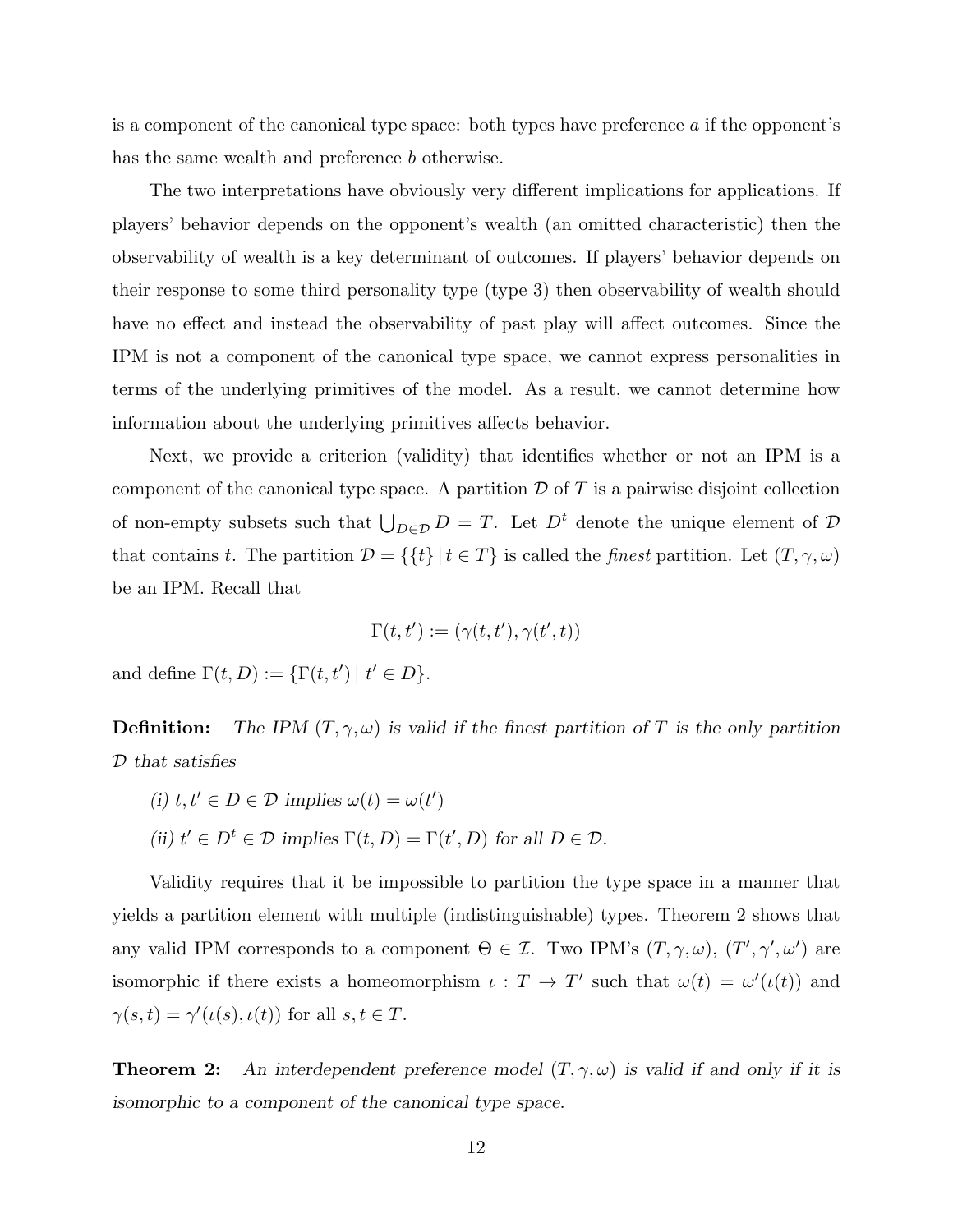is a component of the canonical type space: both types have preference $a$ if the opponent's has the same wealth and preference $b$ otherwise.

The two interpretations have obviously very different implications for applications. If players' behavior depends on the opponent's wealth (an omitted characteristic) then the observability of wealth is a key determinant of outcomes. If players' behavior depends on their response to some third personality type (type 3) then observability of wealth should have no effect and instead the observability of past play will affect outcomes. Since the IPM is not a component of the canonical type space, we cannot express personalities in terms of the underlying primitives of the model. As a result, we cannot determine how information about the underlying primitives affects behavior.

Next, we provide a criterion (validity) that identifies whether or not an IPM is a component of the canonical type space. A partition $\mathcal{D}$ of $T$ is a pairwise disjoint collection of non-empty subsets such that $\bigcup_{D\in\mathcal{D}} D = T$. Let $D^t$ denote the unique element of $\mathcal{D}$ that contains $t$. The partition $\mathcal{D} = \{\{t\} \mid t \in T\}$ is called the *finest* partition. Let $(T, \gamma, \omega)$ be an IPM. Recall that

$$\Gamma(t, t') := (\gamma(t, t'), \gamma(t', t))$$

and define $\Gamma(t, D) := \{\Gamma(t, t') \mid t' \in D\}$.

**Definition:** *The IPM $(T, \gamma, \omega)$ is valid if the finest partition of $T$ is the only partition $\mathcal{D}$ that satisfies*

*(i) $t, t' \in D \in \mathcal{D}$ implies $\omega(t) = \omega(t')$*

*(ii) $t' \in D^t \in \mathcal{D}$ implies $\Gamma(t, D) = \Gamma(t', D)$ for all $D \in \mathcal{D}$.*

Validity requires that it be impossible to partition the type space in a manner that yields a partition element with multiple (indistinguishable) types. Theorem 2 shows that any valid IPM corresponds to a component $\Theta \in \mathcal{I}$. Two IPM's $(T, \gamma, \omega)$, $(T', \gamma', \omega')$ are isomorphic if there exists a homeomorphism $\iota : T \to T'$ such that $\omega(t) = \omega'(\iota(t))$ and $\gamma(s, t) = \gamma'(\iota(s), \iota(t))$ for all $s, t \in T$.

**Theorem 2:** *An interdependent preference model $(T, \gamma, \omega)$ is valid if and only if it is isomorphic to a component of the canonical type space.*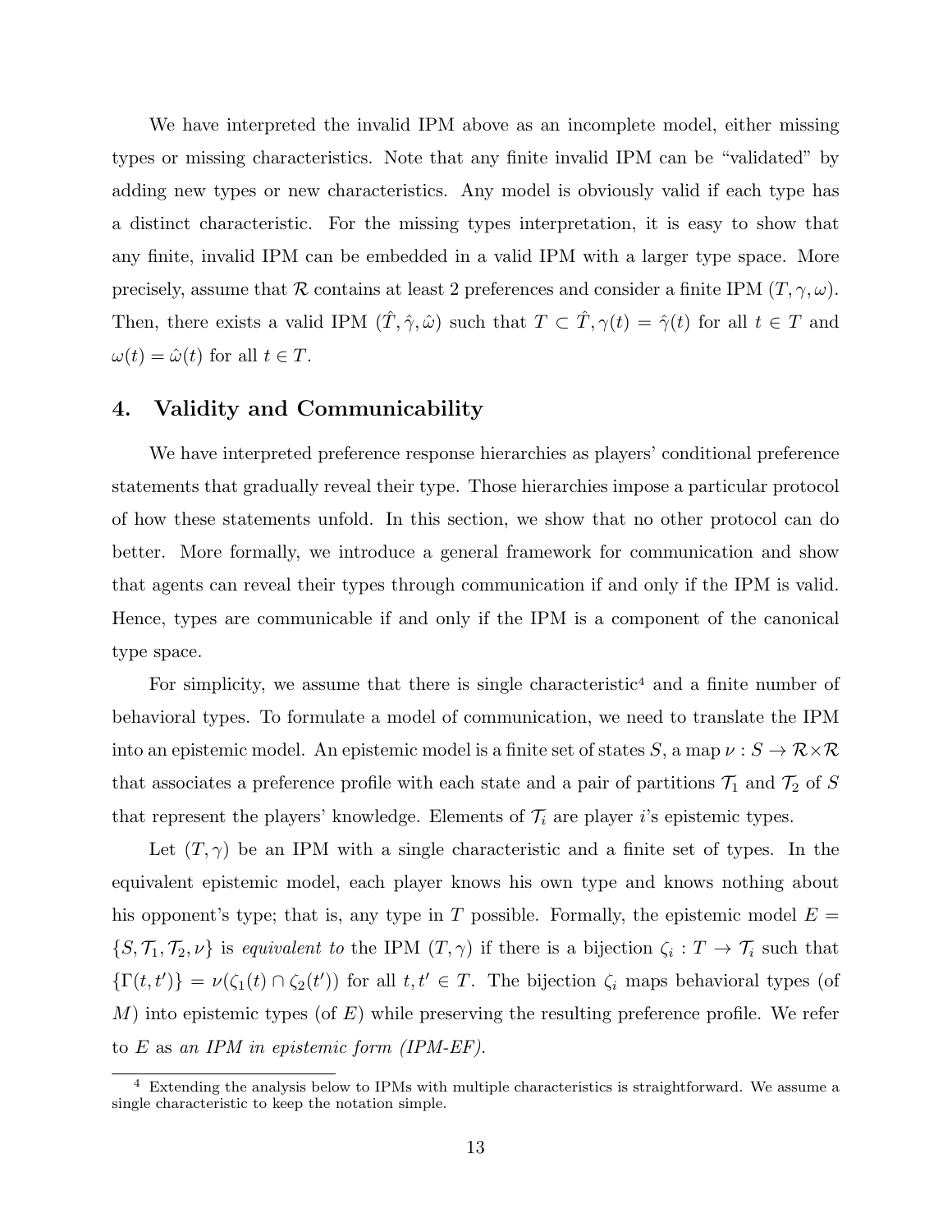We have interpreted the invalid IPM above as an incomplete model, either missing types or missing characteristics. Note that any finite invalid IPM can be "validated" by adding new types or new characteristics. Any model is obviously valid if each type has a distinct characteristic. For the missing types interpretation, it is easy to show that any finite, invalid IPM can be embedded in a valid IPM with a larger type space. More precisely, assume that $\mathcal{R}$ contains at least 2 preferences and consider a finite IPM $(T, \gamma, \omega)$. Then, there exists a valid IPM $(\hat{T}, \hat{\gamma}, \hat{\omega})$ such that $T \subset \hat{T}, \gamma(t) = \hat{\gamma}(t)$ for all $t \in T$ and $\omega(t) = \hat{\omega}(t)$ for all $t \in T$.

## 4. Validity and Communicability

We have interpreted preference response hierarchies as players' conditional preference statements that gradually reveal their type. Those hierarchies impose a particular protocol of how these statements unfold. In this section, we show that no other protocol can do better. More formally, we introduce a general framework for communication and show that agents can reveal their types through communication if and only if the IPM is valid. Hence, types are communicable if and only if the IPM is a component of the canonical type space.

For simplicity, we assume that there is single characteristic[4] and a finite number of behavioral types. To formulate a model of communication, we need to translate the IPM into an epistemic model. An epistemic model is a finite set of states $S$, a map $\nu : S \to \mathcal{R} \times \mathcal{R}$ that associates a preference profile with each state and a pair of partitions $\mathcal{T}_1$ and $\mathcal{T}_2$ of $S$ that represent the players' knowledge. Elements of $\mathcal{T}_i$ are player $i$'s epistemic types.

Let $(T, \gamma)$ be an IPM with a single characteristic and a finite set of types. In the equivalent epistemic model, each player knows his own type and knows nothing about his opponent's type; that is, any type in $T$ possible. Formally, the epistemic model $E = \{S, \mathcal{T}_1, \mathcal{T}_2, \nu\}$ is *equivalent to* the IPM $(T, \gamma)$ if there is a bijection $\zeta_i : T \to \mathcal{T}_i$ such that $\{\Gamma(t, t')\} = \nu(\zeta_1(t) \cap \zeta_2(t'))$ for all $t, t' \in T$. The bijection $\zeta_i$ maps behavioral types (of $M$) into epistemic types (of $E$) while preserving the resulting preference profile. We refer to $E$ as *an IPM in epistemic form (IPM-EF)*.

[4] Extending the analysis below to IPMs with multiple characteristics is straightforward. We assume a single characteristic to keep the notation simple.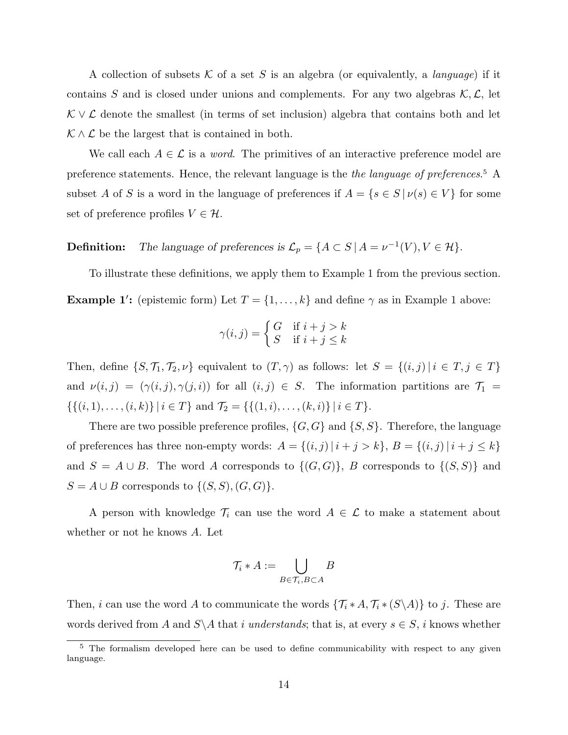A collection of subsets $\mathcal{K}$ of a set $S$ is an algebra (or equivalently, a *language*) if it contains $S$ and is closed under unions and complements. For any two algebras $\mathcal{K}, \mathcal{L}$, let $\mathcal{K} \vee \mathcal{L}$ denote the smallest (in terms of set inclusion) algebra that contains both and let $\mathcal{K} \wedge \mathcal{L}$ be the largest that is contained in both.

We call each $A \in \mathcal{L}$ is a *word*. The primitives of an interactive preference model are preference statements. Hence, the relevant language is the *the language of preferences*.[5] A subset $A$ of $S$ is a word in the language of preferences if $A = \{s \in S \,|\, \nu(s) \in V\}$ for some set of preference profiles $V \in \mathcal{H}$.

**Definition:** *The language of preferences is* $\mathcal{L}_p = \{A \subset S \,|\, A = \nu^{-1}(V), V \in \mathcal{H}\}$.

To illustrate these definitions, we apply them to Example 1 from the previous section.

**Example 1$'$:** (epistemic form) Let $T = \{1, \ldots, k\}$ and define $\gamma$ as in Example 1 above:

$$\gamma(i,j) = \begin{cases} G & \text{if } i + j > k \\ S & \text{if } i + j \leq k \end{cases}$$

Then, define $\{S, \mathcal{T}_1, \mathcal{T}_2, \nu\}$ equivalent to $(T, \gamma)$ as follows: let $S = \{(i,j) \,|\, i \in T, j \in T\}$ and $\nu(i,j) = (\gamma(i,j), \gamma(j,i))$ for all $(i,j) \in S$. The information partitions are $\mathcal{T}_1 = \{\{(i,1), \ldots, (i,k)\} \,|\, i \in T\}$ and $\mathcal{T}_2 = \{\{(1,i), \ldots, (k,i)\} \,|\, i \in T\}$.

There are two possible preference profiles, $\{G, G\}$ and $\{S, S\}$. Therefore, the language of preferences has three non-empty words: $A = \{(i,j) \,|\, i + j > k\}$, $B = \{(i,j) \,|\, i + j \leq k\}$ and $S = A \cup B$. The word $A$ corresponds to $\{(G,G)\}$, $B$ corresponds to $\{(S,S)\}$ and $S = A \cup B$ corresponds to $\{(S,S), (G,G)\}$.

A person with knowledge $\mathcal{T}_i$ can use the word $A \in \mathcal{L}$ to make a statement about whether or not he knows $A$. Let

$$\mathcal{T}_i * A := \bigcup_{B \in \mathcal{T}_i, B \subset A} B$$

Then, $i$ can use the word $A$ to communicate the words $\{\mathcal{T}_i * A, \mathcal{T}_i * (S \backslash A)\}$ to $j$. These are words derived from $A$ and $S \backslash A$ that $i$ *understands*; that is, at every $s \in S$, $i$ knows whether

[5] The formalism developed here can be used to define communicability with respect to any given language.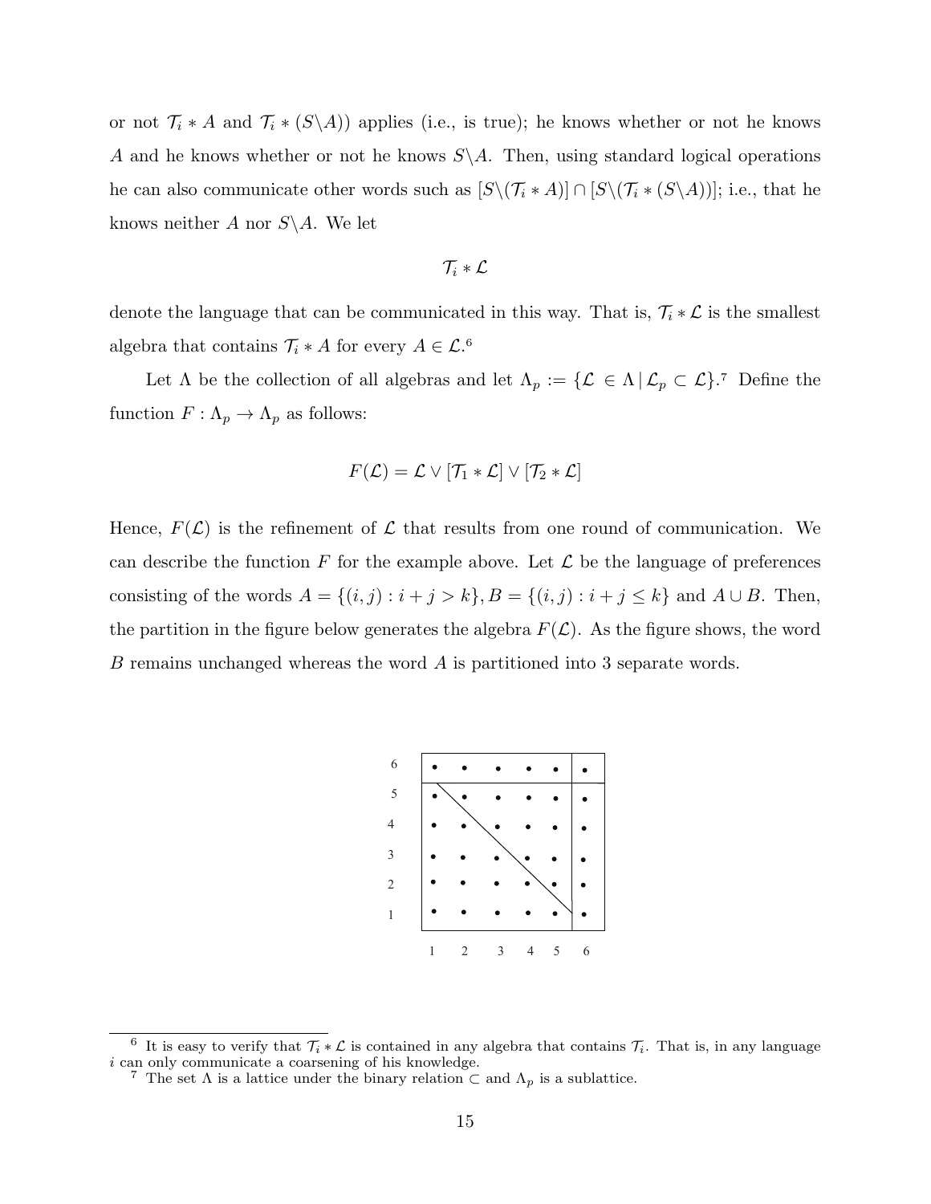or not $\mathcal{T}_i * A$ and $\mathcal{T}_i * (S \backslash A)$) applies (i.e., is true); he knows whether or not he knows $A$ and he knows whether or not he knows $S \backslash A$. Then, using standard logical operations he can also communicate other words such as $[S \backslash (\mathcal{T}_i * A)] \cap [S \backslash (\mathcal{T}_i * (S \backslash A))]$; i.e., that he knows neither $A$ nor $S \backslash A$. We let

$$\mathcal{T}_i * \mathcal{L}$$

denote the language that can be communicated in this way. That is, $\mathcal{T}_i * \mathcal{L}$ is the smallest algebra that contains $\mathcal{T}_i * A$ for every $A \in \mathcal{L}$.[6]

Let $\Lambda$ be the collection of all algebras and let $\Lambda_p := \{\mathcal{L} \in \Lambda \,|\, \mathcal{L}_p \subset \mathcal{L}\}$.[7] Define the function $F : \Lambda_p \to \Lambda_p$ as follows:

$$F(\mathcal{L}) = \mathcal{L} \vee [\mathcal{T}_1 * \mathcal{L}] \vee [\mathcal{T}_2 * \mathcal{L}]$$

Hence, $F(\mathcal{L})$ is the refinement of $\mathcal{L}$ that results from one round of communication. We can describe the function $F$ for the example above. Let $\mathcal{L}$ be the language of preferences consisting of the words $A = \{(i, j) : i + j > k\}, B = \{(i, j) : i + j \leq k\}$ and $A \cup B$. Then, the partition in the figure below generates the algebra $F(\mathcal{L})$. As the figure shows, the word $B$ remains unchanged whereas the word $A$ is partitioned into 3 separate words.

[6] It is easy to verify that $\mathcal{T}_i * \mathcal{L}$ is contained in any algebra that contains $\mathcal{T}_i$. That is, in any language $i$ can only communicate a coarsening of his knowledge.

[7] The set $\Lambda$ is a lattice under the binary relation $\subset$ and $\Lambda_p$ is a sublattice.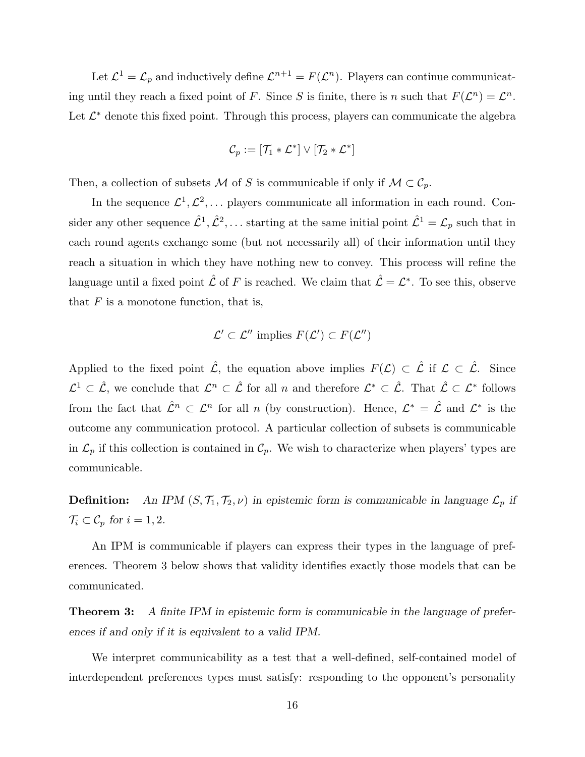Let $\mathcal{L}^1 = \mathcal{L}_p$ and inductively define $\mathcal{L}^{n+1} = F(\mathcal{L}^n)$. Players can continue communicating until they reach a fixed point of $F$. Since $S$ is finite, there is $n$ such that $F(\mathcal{L}^n) = \mathcal{L}^n$. Let $\mathcal{L}^*$ denote this fixed point. Through this process, players can communicate the algebra

$$\mathcal{C}_p := [\mathcal{T}_1 * \mathcal{L}^*] \vee [\mathcal{T}_2 * \mathcal{L}^*]$$

Then, a collection of subsets $\mathcal{M}$ of $S$ is communicable if only if $\mathcal{M} \subset \mathcal{C}_p$.

In the sequence $\mathcal{L}^1, \mathcal{L}^2, \ldots$ players communicate all information in each round. Consider any other sequence $\hat{\mathcal{L}}^1, \hat{\mathcal{L}}^2, \ldots$ starting at the same initial point $\hat{\mathcal{L}}^1 = \mathcal{L}_p$ such that in each round agents exchange some (but not necessarily all) of their information until they reach a situation in which they have nothing new to convey. This process will refine the language until a fixed point $\hat{\mathcal{L}}$ of $F$ is reached. We claim that $\hat{\mathcal{L}} = \mathcal{L}^*$. To see this, observe that $F$ is a monotone function, that is,

$$\mathcal{L}' \subset \mathcal{L}'' \text{ implies } F(\mathcal{L}') \subset F(\mathcal{L}'')$$

Applied to the fixed point $\hat{\mathcal{L}}$, the equation above implies $F(\mathcal{L}) \subset \hat{\mathcal{L}}$ if $\mathcal{L} \subset \hat{\mathcal{L}}$. Since $\mathcal{L}^1 \subset \hat{\mathcal{L}}$, we conclude that $\mathcal{L}^n \subset \hat{\mathcal{L}}$ for all $n$ and therefore $\mathcal{L}^* \subset \hat{\mathcal{L}}$. That $\hat{\mathcal{L}} \subset \mathcal{L}^*$ follows from the fact that $\hat{\mathcal{L}}^n \subset \mathcal{L}^n$ for all $n$ (by construction). Hence, $\mathcal{L}^* = \hat{\mathcal{L}}$ and $\mathcal{L}^*$ is the outcome any communication protocol. A particular collection of subsets is communicable in $\mathcal{L}_p$ if this collection is contained in $\mathcal{C}_p$. We wish to characterize when players' types are communicable.

**Definition:** *An IPM $(S, \mathcal{T}_1, \mathcal{T}_2, \nu)$ in epistemic form is communicable in language $\mathcal{L}_p$ if $\mathcal{T}_i \subset \mathcal{C}_p$ for $i = 1, 2$.*

An IPM is communicable if players can express their types in the language of preferences. Theorem 3 below shows that validity identifies exactly those models that can be communicated.

**Theorem 3:** *A finite IPM in epistemic form is communicable in the language of preferences if and only if it is equivalent to a valid IPM.*

We interpret communicability as a test that a well-defined, self-contained model of interdependent preferences types must satisfy: responding to the opponent's personality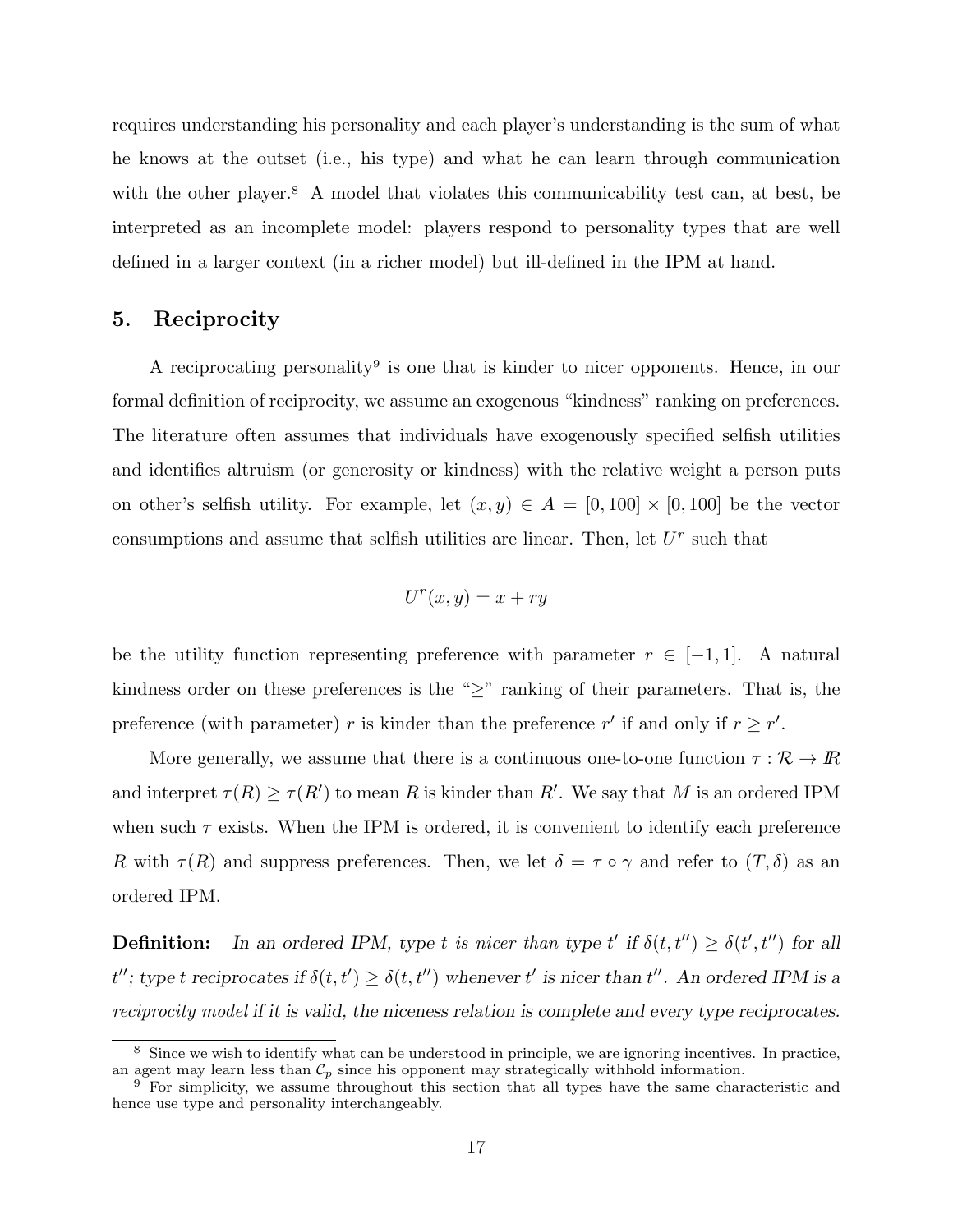requires understanding his personality and each player's understanding is the sum of what he knows at the outset (i.e., his type) and what he can learn through communication with the other player.[8] A model that violates this communicability test can, at best, be interpreted as an incomplete model: players respond to personality types that are well defined in a larger context (in a richer model) but ill-defined in the IPM at hand.

## 5. Reciprocity

A reciprocating personality[9] is one that is kinder to nicer opponents. Hence, in our formal definition of reciprocity, we assume an exogenous "kindness" ranking on preferences. The literature often assumes that individuals have exogenously specified selfish utilities and identifies altruism (or generosity or kindness) with the relative weight a person puts on other's selfish utility. For example, let $(x, y) \in A = [0, 100] \times [0, 100]$ be the vector consumptions and assume that selfish utilities are linear. Then, let $U^r$ such that

$$U^r(x, y) = x + ry$$

be the utility function representing preference with parameter $r \in [-1, 1]$. A natural kindness order on these preferences is the "$\geq$" ranking of their parameters. That is, the preference (with parameter) $r$ is kinder than the preference $r'$ if and only if $r \geq r'$.

More generally, we assume that there is a continuous one-to-one function $\tau : \mathcal{R} \to I\!R$ and interpret $\tau(R) \geq \tau(R')$ to mean $R$ is kinder than $R'$. We say that $M$ is an ordered IPM when such $\tau$ exists. When the IPM is ordered, it is convenient to identify each preference $R$ with $\tau(R)$ and suppress preferences. Then, we let $\delta = \tau \circ \gamma$ and refer to $(T, \delta)$ as an ordered IPM.

**Definition:** *In an ordered IPM, type $t$ is nicer than type $t'$ if $\delta(t, t'') \geq \delta(t', t'')$ for all $t''$; type $t$ reciprocates if $\delta(t, t') \geq \delta(t, t'')$ whenever $t'$ is nicer than $t''$. An ordered IPM is a reciprocity model if it is valid, the niceness relation is complete and every type reciprocates.*

---

[8] Since we wish to identify what can be understood in principle, we are ignoring incentives. In practice, an agent may learn less than $\mathcal{C}_p$ since his opponent may strategically withhold information.

[9] For simplicity, we assume throughout this section that all types have the same characteristic and hence use type and personality interchangeably.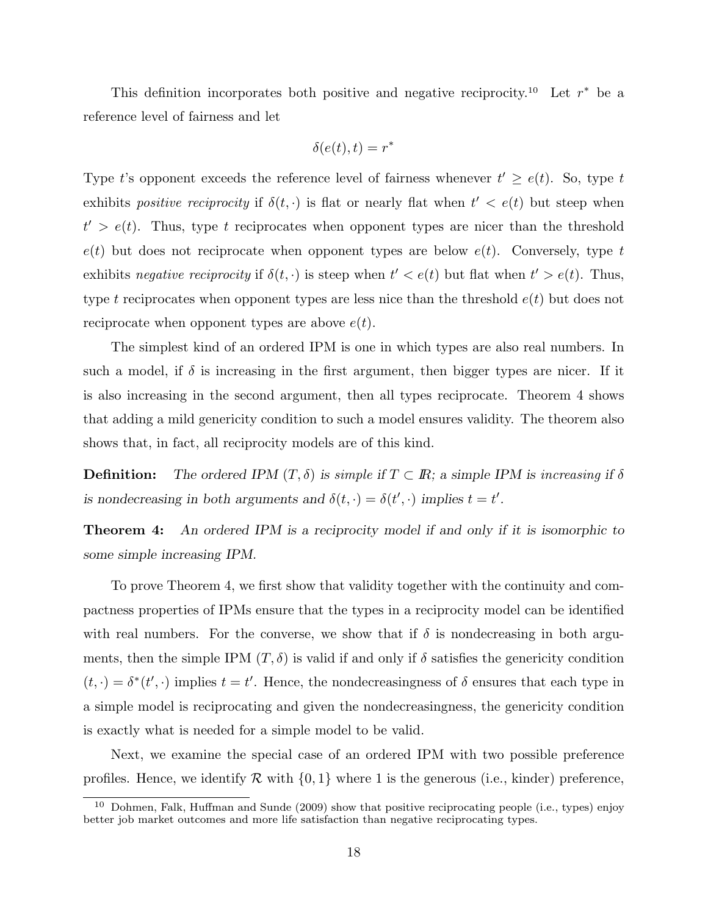This definition incorporates both positive and negative reciprocity.[10] Let $r^*$ be a reference level of fairness and let

$$\delta(e(t), t) = r^*$$

Type $t$'s opponent exceeds the reference level of fairness whenever $t' \geq e(t)$. So, type $t$ exhibits *positive reciprocity* if $\delta(t, \cdot)$ is flat or nearly flat when $t' < e(t)$ but steep when $t' > e(t)$. Thus, type $t$ reciprocates when opponent types are nicer than the threshold $e(t)$ but does not reciprocate when opponent types are below $e(t)$. Conversely, type $t$ exhibits *negative reciprocity* if $\delta(t, \cdot)$ is steep when $t' < e(t)$ but flat when $t' > e(t)$. Thus, type $t$ reciprocates when opponent types are less nice than the threshold $e(t)$ but does not reciprocate when opponent types are above $e(t)$.

The simplest kind of an ordered IPM is one in which types are also real numbers. In such a model, if $\delta$ is increasing in the first argument, then bigger types are nicer. If it is also increasing in the second argument, then all types reciprocate. Theorem 4 shows that adding a mild genericity condition to such a model ensures validity. The theorem also shows that, in fact, all reciprocity models are of this kind.

**Definition:** *The ordered IPM $(T, \delta)$ is simple if $T \subset I\!R$; a simple IPM is increasing if $\delta$ is nondecreasing in both arguments and $\delta(t, \cdot) = \delta(t', \cdot)$ implies $t = t'$.*

**Theorem 4:** *An ordered IPM is a reciprocity model if and only if it is isomorphic to some simple increasing IPM.*

To prove Theorem 4, we first show that validity together with the continuity and compactness properties of IPMs ensure that the types in a reciprocity model can be identified with real numbers. For the converse, we show that if $\delta$ is nondecreasing in both arguments, then the simple IPM $(T, \delta)$ is valid if and only if $\delta$ satisfies the genericity condition $(t, \cdot) = \delta^*(t', \cdot)$ implies $t = t'$. Hence, the nondecreasingness of $\delta$ ensures that each type in a simple model is reciprocating and given the nondecreasingness, the genericity condition is exactly what is needed for a simple model to be valid.

Next, we examine the special case of an ordered IPM with two possible preference profiles. Hence, we identify $\mathcal{R}$ with $\{0, 1\}$ where 1 is the generous (i.e., kinder) preference,

[10] Dohmen, Falk, Huffman and Sunde (2009) show that positive reciprocating people (i.e., types) enjoy better job market outcomes and more life satisfaction than negative reciprocating types.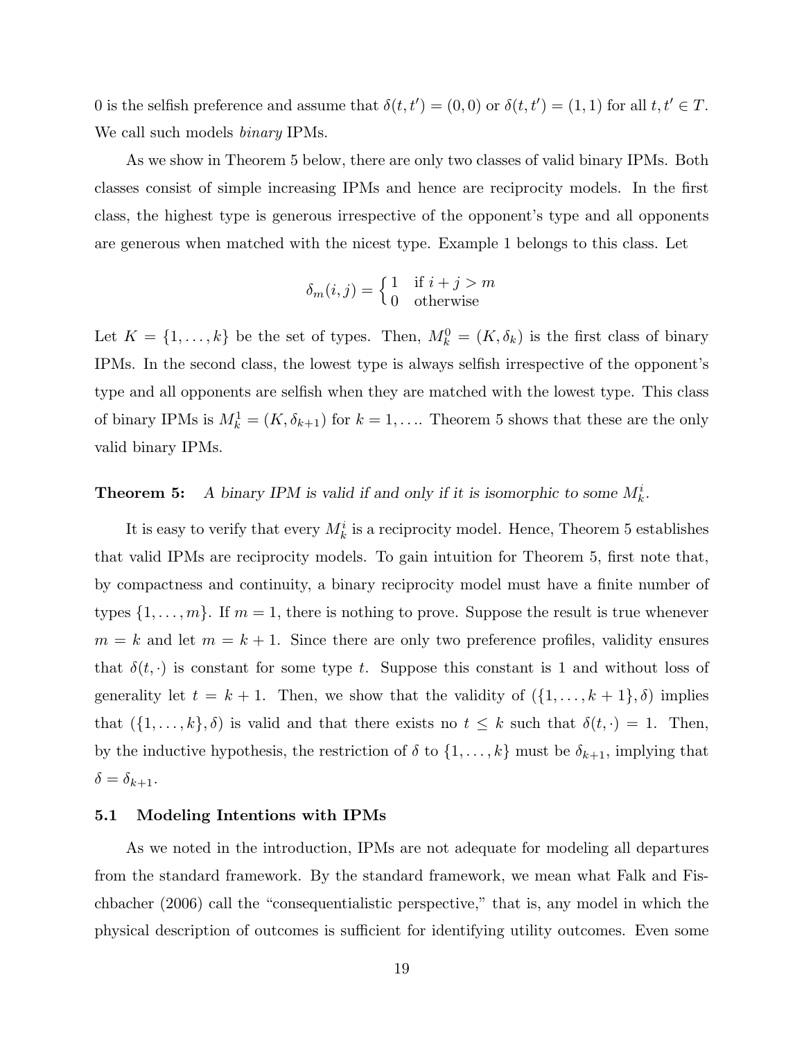0 is the selfish preference and assume that $\delta(t,t') = (0,0)$ or $\delta(t,t') = (1,1)$ for all $t, t' \in T$. We call such models *binary* IPMs.

As we show in Theorem 5 below, there are only two classes of valid binary IPMs. Both classes consist of simple increasing IPMs and hence are reciprocity models. In the first class, the highest type is generous irrespective of the opponent's type and all opponents are generous when matched with the nicest type. Example 1 belongs to this class. Let

$$\delta_m(i,j) = \begin{cases} 1 & \text{if } i + j > m \\ 0 & \text{otherwise} \end{cases}$$

Let $K = \{1, \ldots, k\}$ be the set of types. Then, $M_k^0 = (K, \delta_k)$ is the first class of binary IPMs. In the second class, the lowest type is always selfish irrespective of the opponent's type and all opponents are selfish when they are matched with the lowest type. This class of binary IPMs is $M_k^1 = (K, \delta_{k+1})$ for $k = 1, \ldots$. Theorem 5 shows that these are the only valid binary IPMs.

**Theorem 5:** *A binary IPM is valid if and only if it is isomorphic to some $M_k^i$.*

It is easy to verify that every $M_k^i$ is a reciprocity model. Hence, Theorem 5 establishes that valid IPMs are reciprocity models. To gain intuition for Theorem 5, first note that, by compactness and continuity, a binary reciprocity model must have a finite number of types $\{1, \ldots, m\}$. If $m = 1$, there is nothing to prove. Suppose the result is true whenever $m = k$ and let $m = k + 1$. Since there are only two preference profiles, validity ensures that $\delta(t, \cdot)$ is constant for some type $t$. Suppose this constant is 1 and without loss of generality let $t = k + 1$. Then, we show that the validity of $(\{1, \ldots, k+1\}, \delta)$ implies that $(\{1, \ldots, k\}, \delta)$ is valid and that there exists no $t \leq k$ such that $\delta(t, \cdot) = 1$. Then, by the inductive hypothesis, the restriction of $\delta$ to $\{1, \ldots, k\}$ must be $\delta_{k+1}$, implying that $\delta = \delta_{k+1}$.

### 5.1 Modeling Intentions with IPMs

As we noted in the introduction, IPMs are not adequate for modeling all departures from the standard framework. By the standard framework, we mean what Falk and Fischbacher (2006) call the "consequentialistic perspective," that is, any model in which the physical description of outcomes is sufficient for identifying utility outcomes. Even some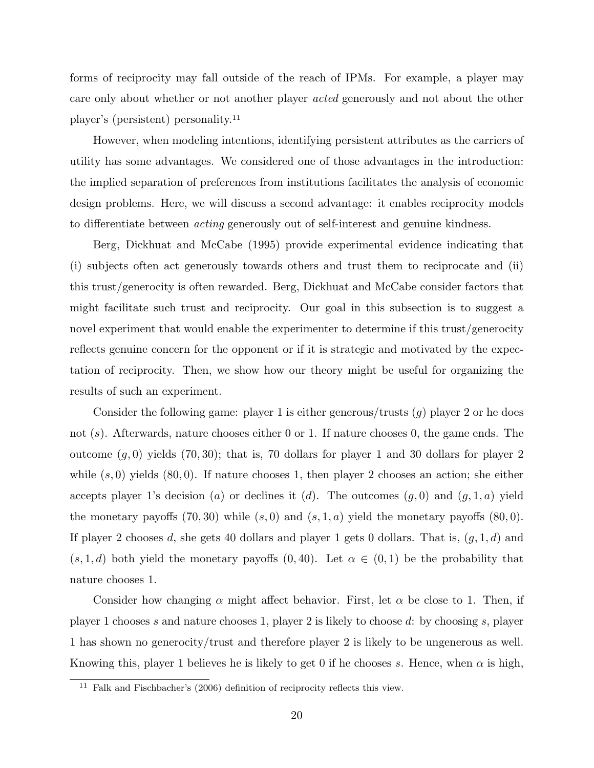forms of reciprocity may fall outside of the reach of IPMs. For example, a player may care only about whether or not another player *acted* generously and not about the other player's (persistent) personality.[11]

However, when modeling intentions, identifying persistent attributes as the carriers of utility has some advantages. We considered one of those advantages in the introduction: the implied separation of preferences from institutions facilitates the analysis of economic design problems. Here, we will discuss a second advantage: it enables reciprocity models to differentiate between *acting* generously out of self-interest and genuine kindness.

Berg, Dickhuat and McCabe (1995) provide experimental evidence indicating that (i) subjects often act generously towards others and trust them to reciprocate and (ii) this trust/generocity is often rewarded. Berg, Dickhuat and McCabe consider factors that might facilitate such trust and reciprocity. Our goal in this subsection is to suggest a novel experiment that would enable the experimenter to determine if this trust/generocity reflects genuine concern for the opponent or if it is strategic and motivated by the expectation of reciprocity. Then, we show how our theory might be useful for organizing the results of such an experiment.

Consider the following game: player 1 is either generous/trusts ($g$) player 2 or he does not ($s$). Afterwards, nature chooses either 0 or 1. If nature chooses 0, the game ends. The outcome $(g, 0)$ yields $(70, 30)$; that is, 70 dollars for player 1 and 30 dollars for player 2 while $(s, 0)$ yields $(80, 0)$. If nature chooses 1, then player 2 chooses an action; she either accepts player 1's decision ($a$) or declines it ($d$). The outcomes $(g, 0)$ and $(g, 1, a)$ yield the monetary payoffs $(70, 30)$ while $(s, 0)$ and $(s, 1, a)$ yield the monetary payoffs $(80, 0)$. If player 2 chooses $d$, she gets 40 dollars and player 1 gets 0 dollars. That is, $(g, 1, d)$ and $(s, 1, d)$ both yield the monetary payoffs $(0, 40)$. Let $\alpha \in (0, 1)$ be the probability that nature chooses 1.

Consider how changing $\alpha$ might affect behavior. First, let $\alpha$ be close to 1. Then, if player 1 chooses $s$ and nature chooses 1, player 2 is likely to choose $d$: by choosing $s$, player 1 has shown no generocity/trust and therefore player 2 is likely to be ungenerous as well. Knowing this, player 1 believes he is likely to get 0 if he chooses $s$. Hence, when $\alpha$ is high,

[11] Falk and Fischbacher's (2006) definition of reciprocity reflects this view.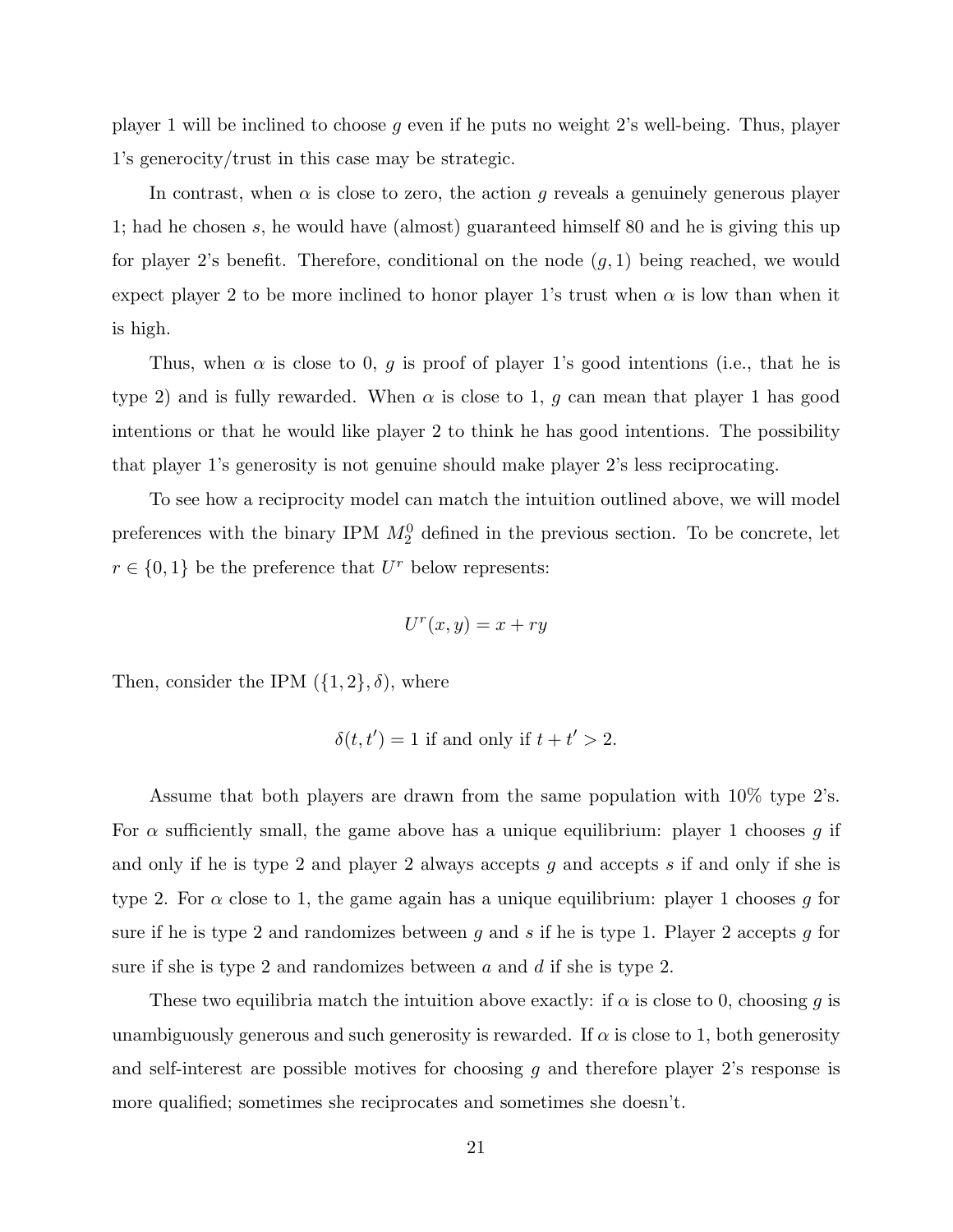player 1 will be inclined to choose $g$ even if he puts no weight 2's well-being. Thus, player 1's generocity/trust in this case may be strategic.

In contrast, when $\alpha$ is close to zero, the action $g$ reveals a genuinely generous player 1; had he chosen $s$, he would have (almost) guaranteed himself 80 and he is giving this up for player 2's benefit. Therefore, conditional on the node $(g, 1)$ being reached, we would expect player 2 to be more inclined to honor player 1's trust when $\alpha$ is low than when it is high.

Thus, when $\alpha$ is close to 0, $g$ is proof of player 1's good intentions (i.e., that he is type 2) and is fully rewarded. When $\alpha$ is close to 1, $g$ can mean that player 1 has good intentions or that he would like player 2 to think he has good intentions. The possibility that player 1's generosity is not genuine should make player 2's less reciprocating.

To see how a reciprocity model can match the intuition outlined above, we will model preferences with the binary IPM $M_2^0$ defined in the previous section. To be concrete, let $r \in \{0, 1\}$ be the preference that $U^r$ below represents:

$$U^r(x, y) = x + ry$$

Then, consider the IPM $(\{1, 2\}, \delta)$, where

$$\delta(t, t') = 1 \text{ if and only if } t + t' > 2.$$

Assume that both players are drawn from the same population with 10% type 2's. For $\alpha$ sufficiently small, the game above has a unique equilibrium: player 1 chooses $g$ if and only if he is type 2 and player 2 always accepts $g$ and accepts $s$ if and only if she is type 2. For $\alpha$ close to 1, the game again has a unique equilibrium: player 1 chooses $g$ for sure if he is type 2 and randomizes between $g$ and $s$ if he is type 1. Player 2 accepts $g$ for sure if she is type 2 and randomizes between $a$ and $d$ if she is type 2.

These two equilibria match the intuition above exactly: if $\alpha$ is close to 0, choosing $g$ is unambiguously generous and such generosity is rewarded. If $\alpha$ is close to 1, both generosity and self-interest are possible motives for choosing $g$ and therefore player 2's response is more qualified; sometimes she reciprocates and sometimes she doesn't.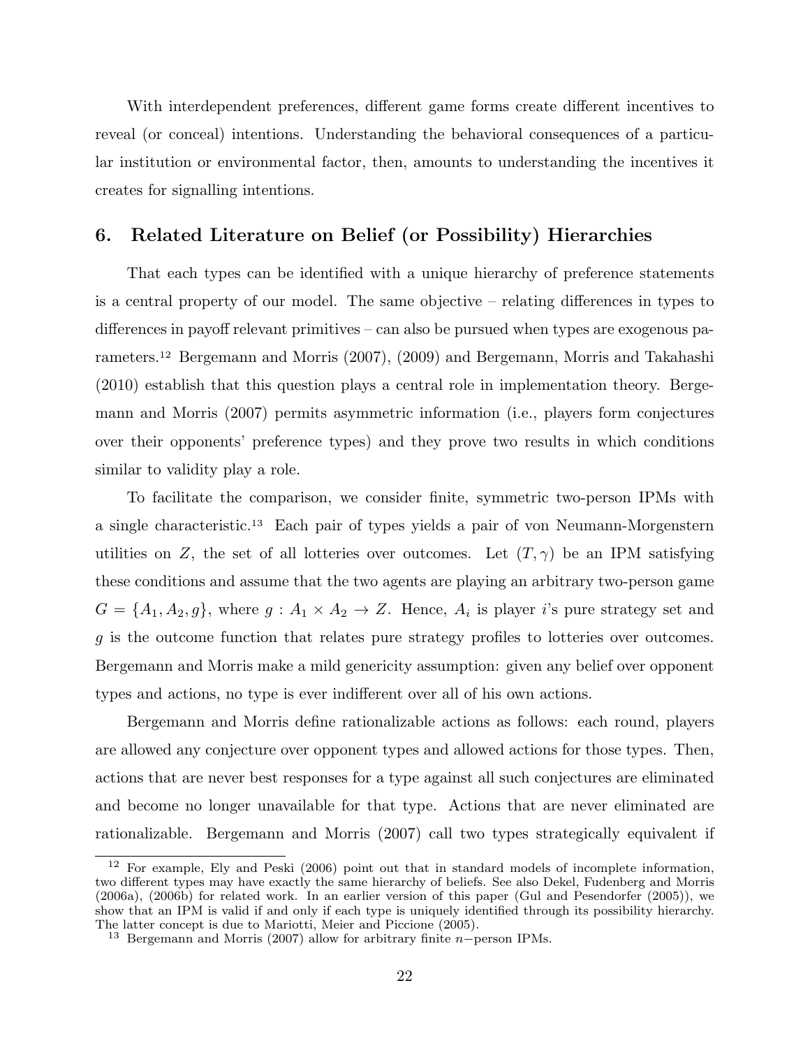With interdependent preferences, different game forms create different incentives to reveal (or conceal) intentions. Understanding the behavioral consequences of a particular institution or environmental factor, then, amounts to understanding the incentives it creates for signalling intentions.

## 6. Related Literature on Belief (or Possibility) Hierarchies

That each types can be identified with a unique hierarchy of preference statements is a central property of our model. The same objective – relating differences in types to differences in payoff relevant primitives – can also be pursued when types are exogenous parameters.[12] Bergemann and Morris (2007), (2009) and Bergemann, Morris and Takahashi (2010) establish that this question plays a central role in implementation theory. Bergemann and Morris (2007) permits asymmetric information (i.e., players form conjectures over their opponents' preference types) and they prove two results in which conditions similar to validity play a role.

To facilitate the comparison, we consider finite, symmetric two-person IPMs with a single characteristic.[13] Each pair of types yields a pair of von Neumann-Morgenstern utilities on $Z$, the set of all lotteries over outcomes. Let $(T, \gamma)$ be an IPM satisfying these conditions and assume that the two agents are playing an arbitrary two-person game $G = \{A_1, A_2, g\}$, where $g : A_1 \times A_2 \to Z$. Hence, $A_i$ is player $i$'s pure strategy set and $g$ is the outcome function that relates pure strategy profiles to lotteries over outcomes. Bergemann and Morris make a mild genericity assumption: given any belief over opponent types and actions, no type is ever indifferent over all of his own actions.

Bergemann and Morris define rationalizable actions as follows: each round, players are allowed any conjecture over opponent types and allowed actions for those types. Then, actions that are never best responses for a type against all such conjectures are eliminated and become no longer unavailable for that type. Actions that are never eliminated are rationalizable. Bergemann and Morris (2007) call two types strategically equivalent if

---

[12] For example, Ely and Peski (2006) point out that in standard models of incomplete information, two different types may have exactly the same hierarchy of beliefs. See also Dekel, Fudenberg and Morris (2006a), (2006b) for related work. In an earlier version of this paper (Gul and Pesendorfer (2005)), we show that an IPM is valid if and only if each type is uniquely identified through its possibility hierarchy. The latter concept is due to Mariotti, Meier and Piccione (2005).

[13] Bergemann and Morris (2007) allow for arbitrary finite $n-$person IPMs.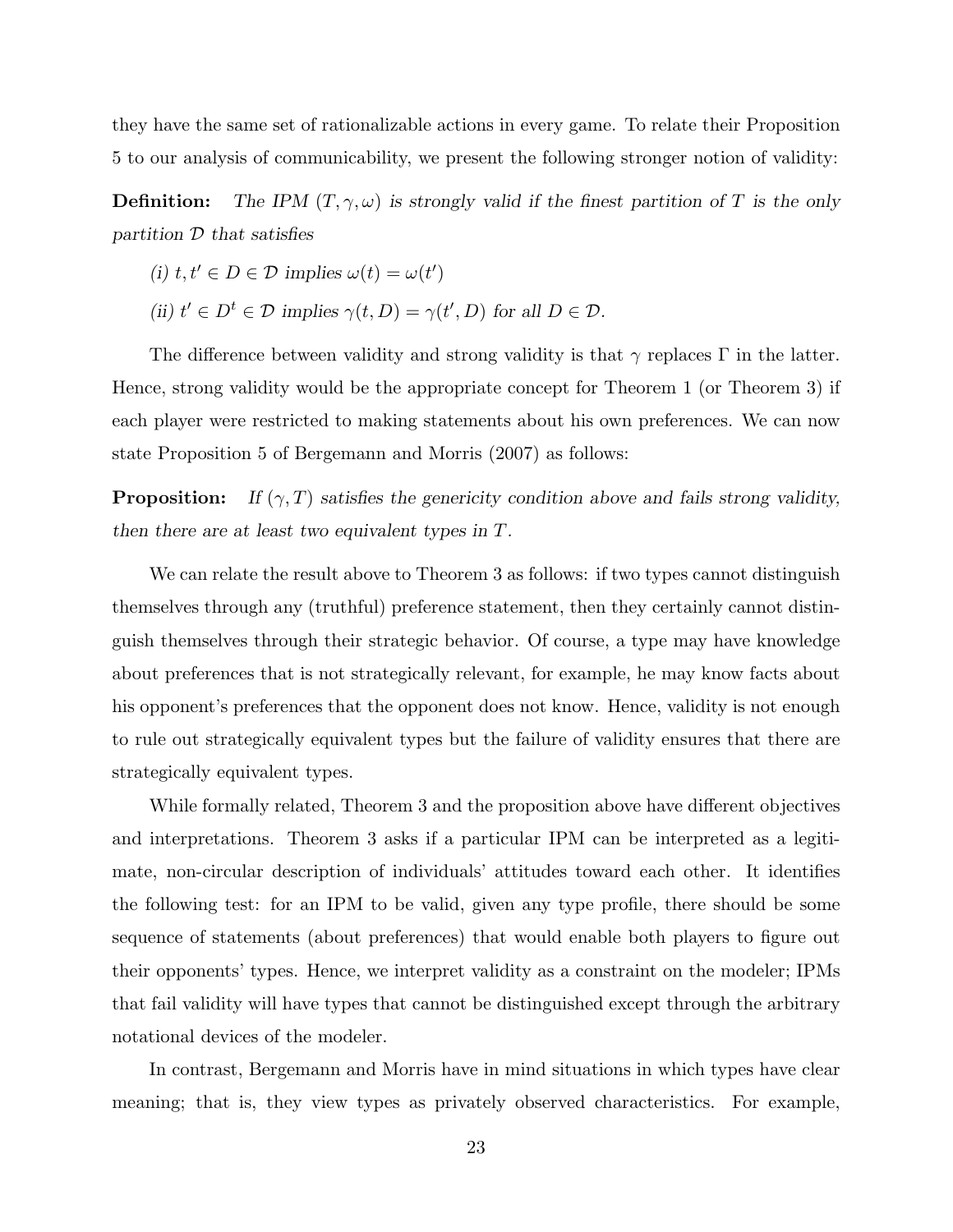they have the same set of rationalizable actions in every game. To relate their Proposition 5 to our analysis of communicability, we present the following stronger notion of validity:

**Definition:** *The IPM $(T, \gamma, \omega)$ is strongly valid if the finest partition of $T$ is the only partition $\mathcal{D}$ that satisfies*

*(i) $t, t' \in D \in \mathcal{D}$ implies $\omega(t) = \omega(t')$*

*(ii) $t' \in D^t \in \mathcal{D}$ implies $\gamma(t, D) = \gamma(t', D)$ for all $D \in \mathcal{D}$.*

The difference between validity and strong validity is that $\gamma$ replaces $\Gamma$ in the latter. Hence, strong validity would be the appropriate concept for Theorem 1 (or Theorem 3) if each player were restricted to making statements about his own preferences. We can now state Proposition 5 of Bergemann and Morris (2007) as follows:

**Proposition:** *If $(\gamma, T)$ satisfies the genericity condition above and fails strong validity, then there are at least two equivalent types in $T$.*

We can relate the result above to Theorem 3 as follows: if two types cannot distinguish themselves through any (truthful) preference statement, then they certainly cannot distinguish themselves through their strategic behavior. Of course, a type may have knowledge about preferences that is not strategically relevant, for example, he may know facts about his opponent's preferences that the opponent does not know. Hence, validity is not enough to rule out strategically equivalent types but the failure of validity ensures that there are strategically equivalent types.

While formally related, Theorem 3 and the proposition above have different objectives and interpretations. Theorem 3 asks if a particular IPM can be interpreted as a legitimate, non-circular description of individuals' attitudes toward each other. It identifies the following test: for an IPM to be valid, given any type profile, there should be some sequence of statements (about preferences) that would enable both players to figure out their opponents' types. Hence, we interpret validity as a constraint on the modeler; IPMs that fail validity will have types that cannot be distinguished except through the arbitrary notational devices of the modeler.

In contrast, Bergemann and Morris have in mind situations in which types have clear meaning; that is, they view types as privately observed characteristics. For example,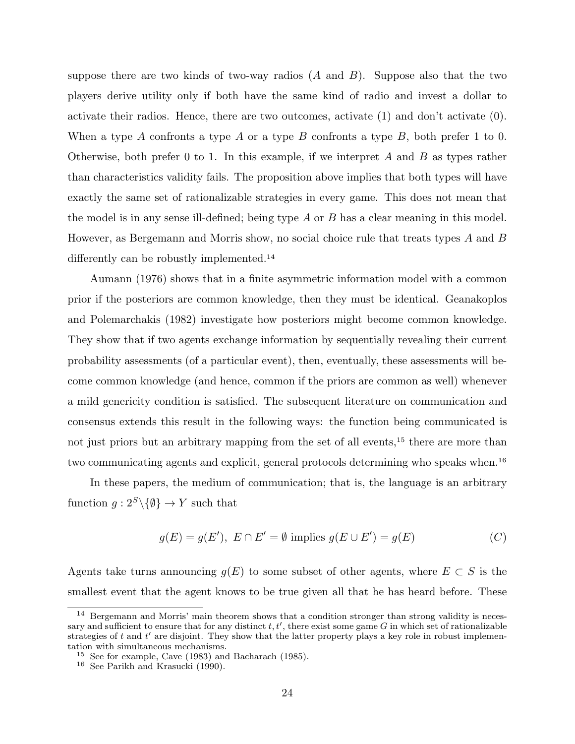suppose there are two kinds of two-way radios ($A$ and $B$). Suppose also that the two players derive utility only if both have the same kind of radio and invest a dollar to activate their radios. Hence, there are two outcomes, activate (1) and don't activate (0). When a type $A$ confronts a type $A$ or a type $B$ confronts a type $B$, both prefer 1 to 0. Otherwise, both prefer 0 to 1. In this example, if we interpret $A$ and $B$ as types rather than characteristics validity fails. The proposition above implies that both types will have exactly the same set of rationalizable strategies in every game. This does not mean that the model is in any sense ill-defined; being type $A$ or $B$ has a clear meaning in this model. However, as Bergemann and Morris show, no social choice rule that treats types $A$ and $B$ differently can be robustly implemented.[14]

Aumann (1976) shows that in a finite asymmetric information model with a common prior if the posteriors are common knowledge, then they must be identical. Geanakoplos and Polemarchakis (1982) investigate how posteriors might become common knowledge. They show that if two agents exchange information by sequentially revealing their current probability assessments (of a particular event), then, eventually, these assessments will become common knowledge (and hence, common if the priors are common as well) whenever a mild genericity condition is satisfied. The subsequent literature on communication and consensus extends this result in the following ways: the function being communicated is not just priors but an arbitrary mapping from the set of all events,[15] there are more than two communicating agents and explicit, general protocols determining who speaks when.[16]

In these papers, the medium of communication; that is, the language is an arbitrary function $g : 2^S \backslash \{\emptyset\} \to Y$ such that

$$g(E) = g(E'),\ E \cap E' = \emptyset \text{ implies } g(E \cup E') = g(E) \qquad (C)$$

Agents take turns announcing $g(E)$ to some subset of other agents, where $E \subset S$ is the smallest event that the agent knows to be true given all that he has heard before. These

---

[14] Bergemann and Morris' main theorem shows that a condition stronger than strong validity is necessary and sufficient to ensure that for any distinct $t, t'$, there exist some game $G$ in which set of rationalizable strategies of $t$ and $t'$ are disjoint. They show that the latter property plays a key role in robust implementation with simultaneous mechanisms.

[15] See for example, Cave (1983) and Bacharach (1985).

[16] See Parikh and Krasucki (1990).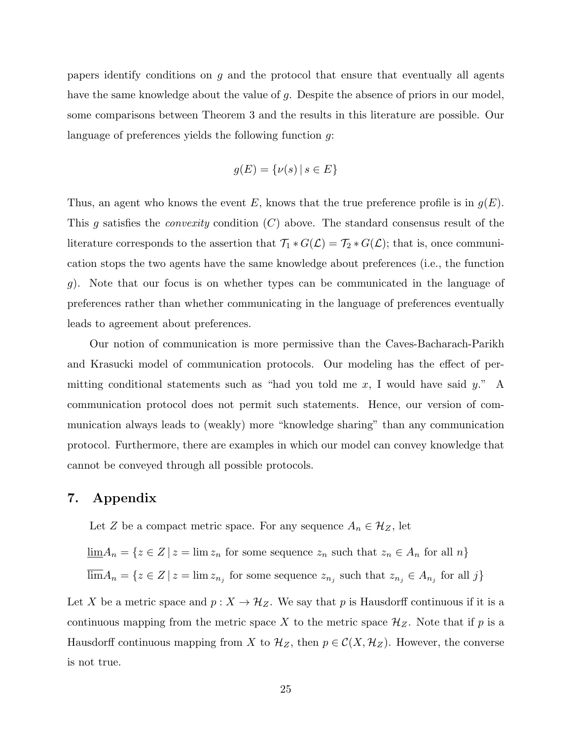papers identify conditions on $g$ and the protocol that ensure that eventually all agents have the same knowledge about the value of $g$. Despite the absence of priors in our model, some comparisons between Theorem 3 and the results in this literature are possible. Our language of preferences yields the following function $g$:

$$g(E) = \{\nu(s) \mid s \in E\}$$

Thus, an agent who knows the event $E$, knows that the true preference profile is in $g(E)$. This $g$ satisfies the *convexity* condition $(C)$ above. The standard consensus result of the literature corresponds to the assertion that $\mathcal{T}_1 * G(\mathcal{L}) = \mathcal{T}_2 * G(\mathcal{L})$; that is, once communication stops the two agents have the same knowledge about preferences (i.e., the function $g$). Note that our focus is on whether types can be communicated in the language of preferences rather than whether communicating in the language of preferences eventually leads to agreement about preferences.

Our notion of communication is more permissive than the Caves-Bacharach-Parikh and Krasucki model of communication protocols. Our modeling has the effect of permitting conditional statements such as "had you told me $x$, I would have said $y$." A communication protocol does not permit such statements. Hence, our version of communication always leads to (weakly) more "knowledge sharing" than any communication protocol. Furthermore, there are examples in which our model can convey knowledge that cannot be conveyed through all possible protocols.

## 7. Appendix

Let $Z$ be a compact metric space. For any sequence $A_n \in \mathcal{H}_Z$, let

$$\underline{\lim} A_n = \{z \in Z \mid z = \lim z_n \text{ for some sequence } z_n \text{ such that } z_n \in A_n \text{ for all } n\}$$

$$\overline{\lim} A_n = \{z \in Z \mid z = \lim z_{n_j} \text{ for some sequence } z_{n_j} \text{ such that } z_{n_j} \in A_{n_j} \text{ for all } j\}$$

Let $X$ be a metric space and $p : X \to \mathcal{H}_Z$. We say that $p$ is Hausdorff continuous if it is a continuous mapping from the metric space $X$ to the metric space $\mathcal{H}_Z$. Note that if $p$ is a Hausdorff continuous mapping from $X$ to $\mathcal{H}_Z$, then $p \in \mathcal{C}(X, \mathcal{H}_Z)$. However, the converse is not true.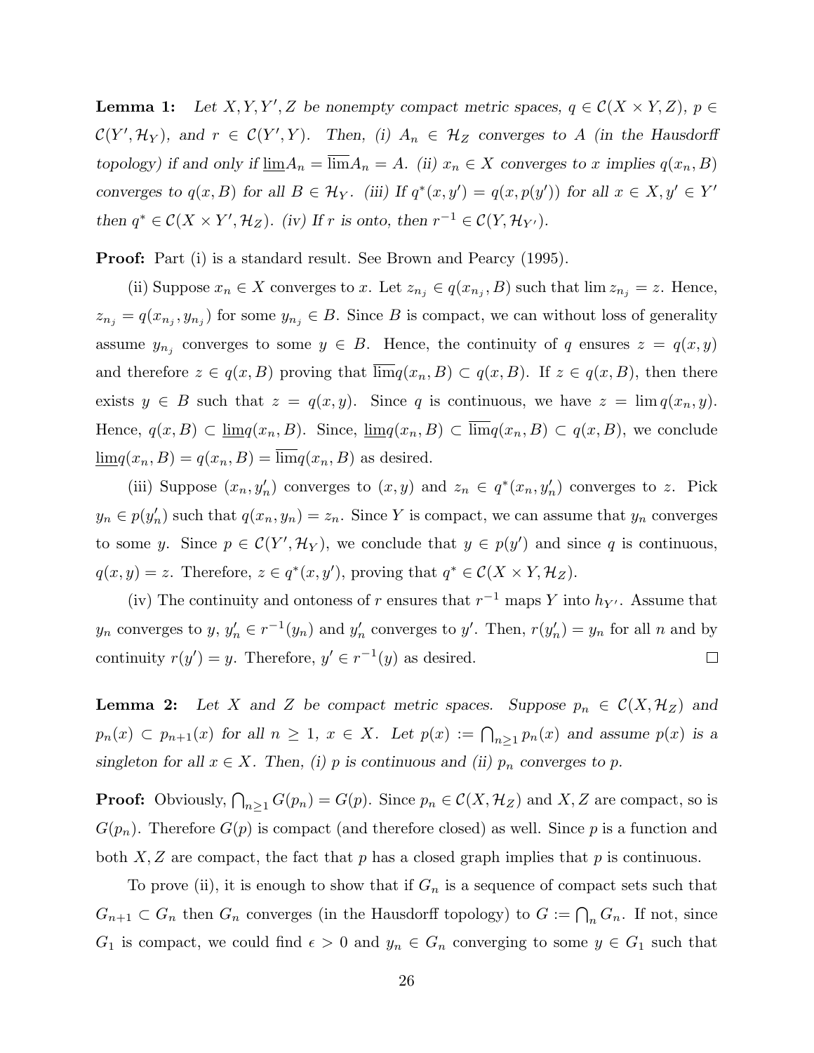**Lemma 1:** *Let $X, Y, Y', Z$ be nonempty compact metric spaces, $q \in \mathcal{C}(X \times Y, Z)$, $p \in \mathcal{C}(Y', \mathcal{H}_Y)$, and $r \in \mathcal{C}(Y', Y)$. Then, (i) $A_n \in \mathcal{H}_Z$ converges to $A$ (in the Hausdorff topology) if and only if $\underline{\lim} A_n = \overline{\lim} A_n = A$. (ii) $x_n \in X$ converges to $x$ implies $q(x_n, B)$ converges to $q(x, B)$ for all $B \in \mathcal{H}_Y$. (iii) If $q^*(x, y') = q(x, p(y'))$ for all $x \in X, y' \in Y'$ then $q^* \in \mathcal{C}(X \times Y', \mathcal{H}_Z)$. (iv) If $r$ is onto, then $r^{-1} \in \mathcal{C}(Y, \mathcal{H}_{Y'})$.*

**Proof:** Part (i) is a standard result. See Brown and Pearcy (1995).

(ii) Suppose $x_n \in X$ converges to $x$. Let $z_{n_j} \in q(x_{n_j}, B)$ such that $\lim z_{n_j} = z$. Hence, $z_{n_j} = q(x_{n_j}, y_{n_j})$ for some $y_{n_j} \in B$. Since $B$ is compact, we can without loss of generality assume $y_{n_j}$ converges to some $y \in B$. Hence, the continuity of $q$ ensures $z = q(x, y)$ and therefore $z \in q(x, B)$ proving that $\overline{\lim} q(x_n, B) \subset q(x, B)$. If $z \in q(x, B)$, then there exists $y \in B$ such that $z = q(x, y)$. Since $q$ is continuous, we have $z = \lim q(x_n, y)$. Hence, $q(x, B) \subset \underline{\lim} q(x_n, B)$. Since, $\underline{\lim} q(x_n, B) \subset \overline{\lim} q(x_n, B) \subset q(x, B)$, we conclude $\underline{\lim} q(x_n, B) = q(x_n, B) = \overline{\lim} q(x_n, B)$ as desired.

(iii) Suppose $(x_n, y_n')$ converges to $(x, y)$ and $z_n \in q^*(x_n, y_n')$ converges to $z$. Pick $y_n \in p(y_n')$ such that $q(x_n, y_n) = z_n$. Since $Y$ is compact, we can assume that $y_n$ converges to some $y$. Since $p \in \mathcal{C}(Y', \mathcal{H}_Y)$, we conclude that $y \in p(y')$ and since $q$ is continuous, $q(x, y) = z$. Therefore, $z \in q^*(x, y')$, proving that $q^* \in \mathcal{C}(X \times Y, \mathcal{H}_Z)$.

(iv) The continuity and ontoness of $r$ ensures that $r^{-1}$ maps $Y$ into $h_{Y'}$. Assume that $y_n$ converges to $y$, $y_n' \in r^{-1}(y_n)$ and $y_n'$ converges to $y'$. Then, $r(y_n') = y_n$ for all $n$ and by continuity $r(y') = y$. Therefore, $y' \in r^{-1}(y)$ as desired. □

**Lemma 2:** *Let $X$ and $Z$ be compact metric spaces. Suppose $p_n \in \mathcal{C}(X, \mathcal{H}_Z)$ and $p_n(x) \subset p_{n+1}(x)$ for all $n \geq 1$, $x \in X$. Let $p(x) := \bigcap_{n \geq 1} p_n(x)$ and assume $p(x)$ is a singleton for all $x \in X$. Then, (i) $p$ is continuous and (ii) $p_n$ converges to $p$.*

**Proof:** Obviously, $\bigcap_{n \geq 1} G(p_n) = G(p)$. Since $p_n \in \mathcal{C}(X, \mathcal{H}_Z)$ and $X, Z$ are compact, so is $G(p_n)$. Therefore $G(p)$ is compact (and therefore closed) as well. Since $p$ is a function and both $X, Z$ are compact, the fact that $p$ has a closed graph implies that $p$ is continuous.

To prove (ii), it is enough to show that if $G_n$ is a sequence of compact sets such that $G_{n+1} \subset G_n$ then $G_n$ converges (in the Hausdorff topology) to $G := \bigcap_n G_n$. If not, since $G_1$ is compact, we could find $\epsilon > 0$ and $y_n \in G_n$ converging to some $y \in G_1$ such that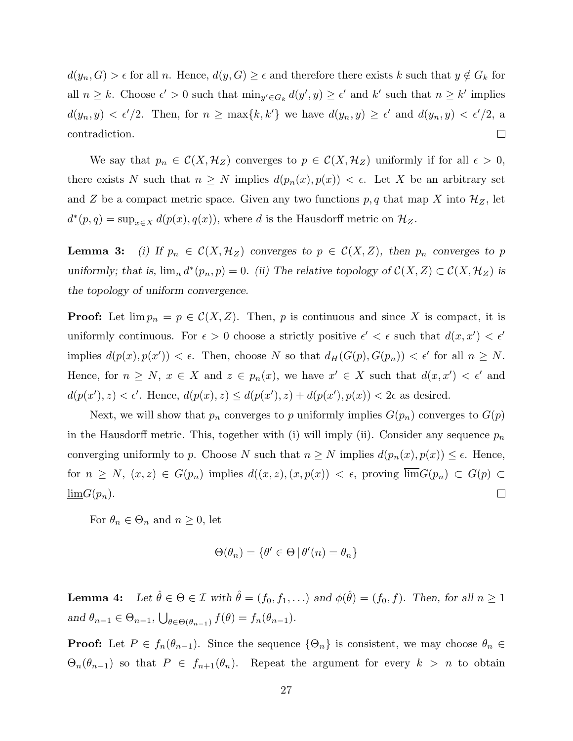$d(y_n, G) > \epsilon$ for all $n$. Hence, $d(y, G) \geq \epsilon$ and therefore there exists $k$ such that $y \notin G_k$ for all $n \geq k$. Choose $\epsilon' > 0$ such that $\min_{y' \in G_k} d(y', y) \geq \epsilon'$ and $k'$ such that $n \geq k'$ implies $d(y_n, y) < \epsilon'/2$. Then, for $n \geq \max\{k, k'\}$ we have $d(y_n, y) \geq \epsilon'$ and $d(y_n, y) < \epsilon'/2$, a contradiction. $\square$

We say that $p_n \in \mathcal{C}(X, \mathcal{H}_Z)$ converges to $p \in \mathcal{C}(X, \mathcal{H}_Z)$ uniformly if for all $\epsilon > 0$, there exists $N$ such that $n \geq N$ implies $d(p_n(x), p(x)) < \epsilon$. Let $X$ be an arbitrary set and $Z$ be a compact metric space. Given any two functions $p, q$ that map $X$ into $\mathcal{H}_Z$, let $d^*(p, q) = \sup_{x \in X} d(p(x), q(x))$, where $d$ is the Hausdorff metric on $\mathcal{H}_Z$.

**Lemma 3:** *(i) If $p_n \in \mathcal{C}(X, \mathcal{H}_Z)$ converges to $p \in \mathcal{C}(X, Z)$, then $p_n$ converges to $p$ uniformly; that is, $\lim_n d^*(p_n, p) = 0$. (ii) The relative topology of $\mathcal{C}(X, Z) \subset \mathcal{C}(X, \mathcal{H}_Z)$ is the topology of uniform convergence.*

**Proof:** Let $\lim p_n = p \in \mathcal{C}(X, Z)$. Then, $p$ is continuous and since $X$ is compact, it is uniformly continuous. For $\epsilon > 0$ choose a strictly positive $\epsilon' < \epsilon$ such that $d(x, x') < \epsilon'$ implies $d(p(x), p(x')) < \epsilon$. Then, choose $N$ so that $d_H(G(p), G(p_n)) < \epsilon'$ for all $n \geq N$. Hence, for $n \geq N$, $x \in X$ and $z \in p_n(x)$, we have $x' \in X$ such that $d(x, x') < \epsilon'$ and $d(p(x'), z) < \epsilon'$. Hence, $d(p(x), z) \leq d(p(x'), z) + d(p(x'), p(x)) < 2\epsilon$ as desired.

Next, we will show that $p_n$ converges to $p$ uniformly implies $G(p_n)$ converges to $G(p)$ in the Hausdorff metric. This, together with (i) will imply (ii). Consider any sequence $p_n$ converging uniformly to $p$. Choose $N$ such that $n \geq N$ implies $d(p_n(x), p(x)) \leq \epsilon$. Hence, for $n \geq N$, $(x, z) \in G(p_n)$ implies $d((x, z), (x, p(x)) < \epsilon$, proving $\overline{\lim} G(p_n) \subset G(p) \subset \underline{\lim} G(p_n)$. $\square$

For $\theta_n \in \Theta_n$ and $n \geq 0$, let

$$\Theta(\theta_n) = \{\theta' \in \Theta \,|\, \theta'(n) = \theta_n\}$$

**Lemma 4:** *Let $\hat{\theta} \in \Theta \in \mathcal{I}$ with $\hat{\theta} = (f_0, f_1, \ldots)$ and $\phi(\hat{\theta}) = (f_0, f)$. Then, for all $n \geq 1$ and $\theta_{n-1} \in \Theta_{n-1}$, $\bigcup_{\theta \in \Theta(\theta_{n-1})} f(\theta) = f_n(\theta_{n-1})$.*

**Proof:** Let $P \in f_n(\theta_{n-1})$. Since the sequence $\{\Theta_n\}$ is consistent, we may choose $\theta_n \in \Theta_n(\theta_{n-1})$ so that $P \in f_{n+1}(\theta_n)$. Repeat the argument for every $k > n$ to obtain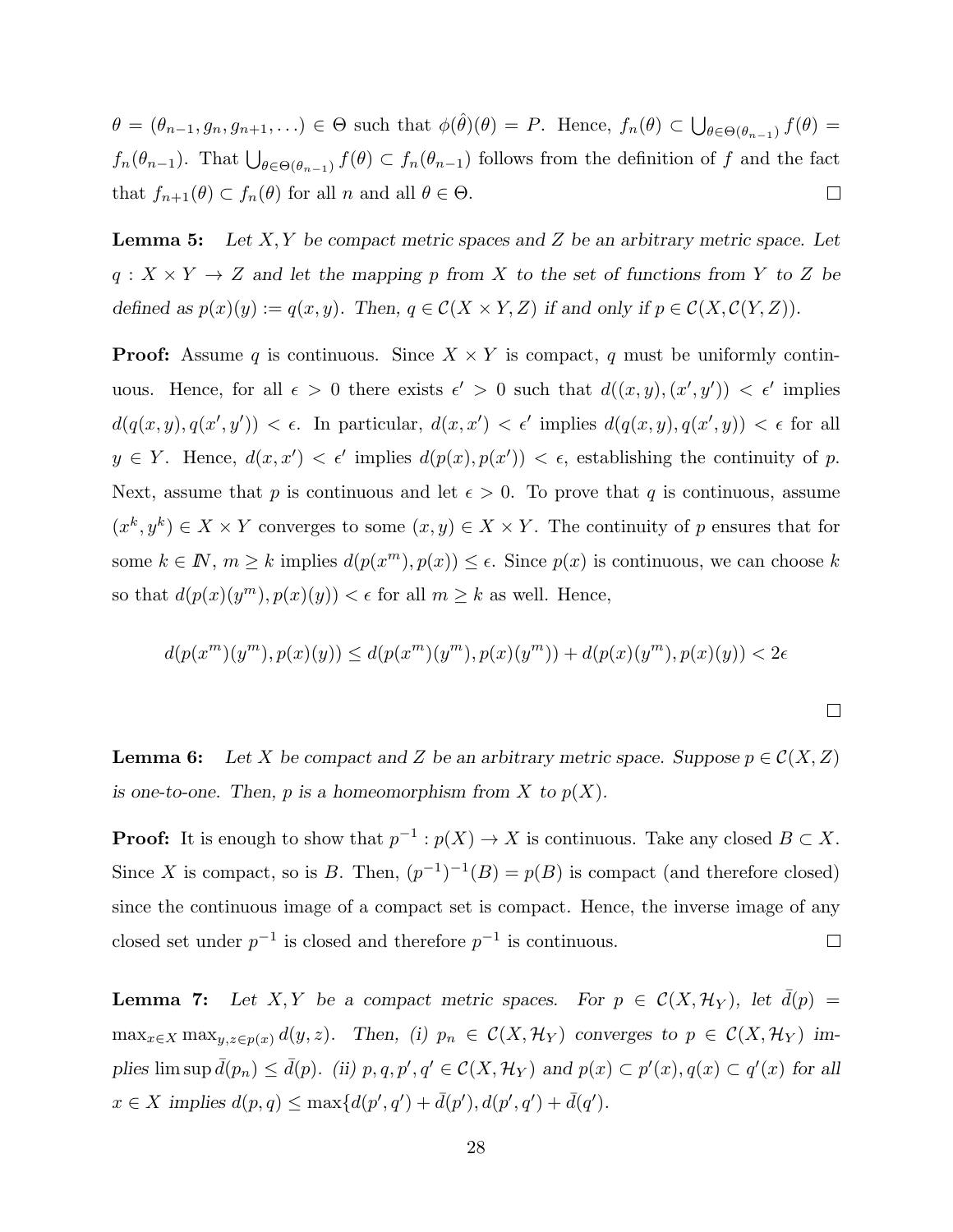$\theta = (\theta_{n-1}, g_n, g_{n+1}, \ldots) \in \Theta$ such that $\phi(\hat{\theta})(\theta) = P$. Hence, $f_n(\theta) \subset \bigcup_{\theta \in \Theta(\theta_{n-1})} f(\theta) = f_n(\theta_{n-1})$. That $\bigcup_{\theta \in \Theta(\theta_{n-1})} f(\theta) \subset f_n(\theta_{n-1})$ follows from the definition of $f$ and the fact that $f_{n+1}(\theta) \subset f_n(\theta)$ for all $n$ and all $\theta \in \Theta$. $\square$

**Lemma 5:** *Let $X, Y$ be compact metric spaces and $Z$ be an arbitrary metric space. Let $q : X \times Y \to Z$ and let the mapping $p$ from $X$ to the set of functions from $Y$ to $Z$ be defined as $p(x)(y) := q(x, y)$. Then, $q \in \mathcal{C}(X \times Y, Z)$ if and only if $p \in \mathcal{C}(X, \mathcal{C}(Y, Z))$.*

**Proof:** Assume $q$ is continuous. Since $X \times Y$ is compact, $q$ must be uniformly continuous. Hence, for all $\epsilon > 0$ there exists $\epsilon' > 0$ such that $d((x, y), (x', y')) < \epsilon'$ implies $d(q(x, y), q(x', y')) < \epsilon$. In particular, $d(x, x') < \epsilon'$ implies $d(q(x, y), q(x', y)) < \epsilon$ for all $y \in Y$. Hence, $d(x, x') < \epsilon'$ implies $d(p(x), p(x')) < \epsilon$, establishing the continuity of $p$. Next, assume that $p$ is continuous and let $\epsilon > 0$. To prove that $q$ is continuous, assume $(x^k, y^k) \in X \times Y$ converges to some $(x, y) \in X \times Y$. The continuity of $p$ ensures that for some $k \in I\!N$, $m \geq k$ implies $d(p(x^m), p(x)) \leq \epsilon$. Since $p(x)$ is continuous, we can choose $k$ so that $d(p(x)(y^m), p(x)(y)) < \epsilon$ for all $m \geq k$ as well. Hence,

$$d(p(x^m)(y^m), p(x)(y)) \leq d(p(x^m)(y^m), p(x)(y^m)) + d(p(x)(y^m), p(x)(y)) < 2\epsilon$$

$\square$

**Lemma 6:** *Let $X$ be compact and $Z$ be an arbitrary metric space. Suppose $p \in \mathcal{C}(X, Z)$ is one-to-one. Then, $p$ is a homeomorphism from $X$ to $p(X)$.*

**Proof:** It is enough to show that $p^{-1} : p(X) \to X$ is continuous. Take any closed $B \subset X$. Since $X$ is compact, so is $B$. Then, $(p^{-1})^{-1}(B) = p(B)$ is compact (and therefore closed) since the continuous image of a compact set is compact. Hence, the inverse image of any closed set under $p^{-1}$ is closed and therefore $p^{-1}$ is continuous. $\square$

**Lemma 7:** *Let $X, Y$ be a compact metric spaces. For $p \in \mathcal{C}(X, \mathcal{H}_Y)$, let $\bar{d}(p) = \max_{x \in X} \max_{y, z \in p(x)} d(y, z)$. Then, (i) $p_n \in \mathcal{C}(X, \mathcal{H}_Y)$ converges to $p \in \mathcal{C}(X, \mathcal{H}_Y)$ implies $\limsup \bar{d}(p_n) \leq \bar{d}(p)$. (ii) $p, q, p', q' \in \mathcal{C}(X, \mathcal{H}_Y)$ and $p(x) \subset p'(x), q(x) \subset q'(x)$ for all $x \in X$ implies $d(p, q) \leq \max\{d(p', q') + \bar{d}(p'), d(p', q') + \bar{d}(q')$.*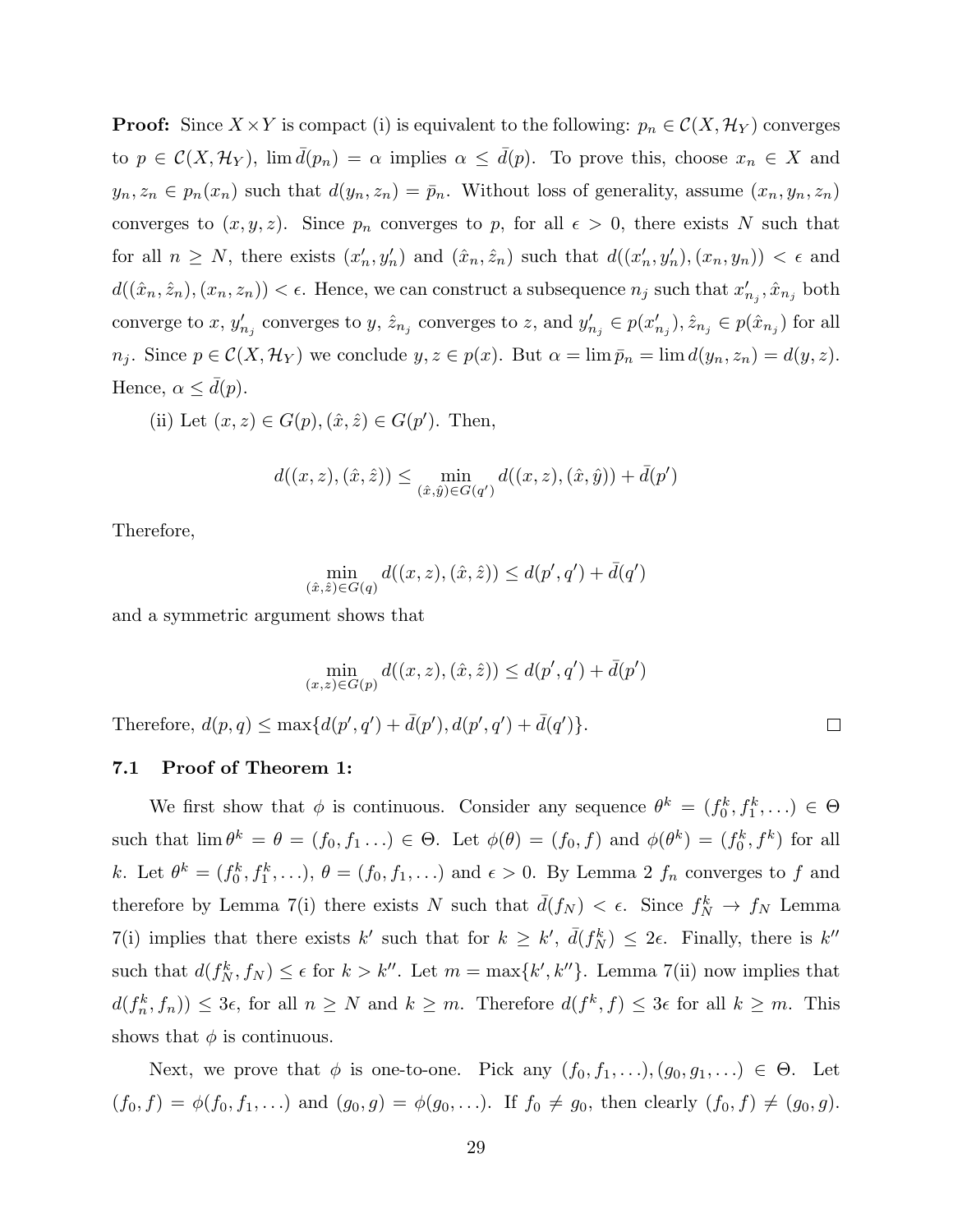**Proof:** Since $X \times Y$ is compact (i) is equivalent to the following: $p_n \in \mathcal{C}(X, \mathcal{H}_Y)$ converges to $p \in \mathcal{C}(X, \mathcal{H}_Y)$, $\lim \bar{d}(p_n) = \alpha$ implies $\alpha \leq \bar{d}(p)$. To prove this, choose $x_n \in X$ and $y_n, z_n \in p_n(x_n)$ such that $d(y_n, z_n) = \bar{p}_n$. Without loss of generality, assume $(x_n, y_n, z_n)$ converges to $(x, y, z)$. Since $p_n$ converges to $p$, for all $\epsilon > 0$, there exists $N$ such that for all $n \geq N$, there exists $(x'_n, y'_n)$ and $(\hat{x}_n, \hat{z}_n)$ such that $d((x'_n, y'_n), (x_n, y_n)) < \epsilon$ and $d((\hat{x}_n, \hat{z}_n), (x_n, z_n)) < \epsilon$. Hence, we can construct a subsequence $n_j$ such that $x'_{n_j}, \hat{x}_{n_j}$ both converge to $x$, $y'_{n_j}$ converges to $y$, $\hat{z}_{n_j}$ converges to $z$, and $y'_{n_j} \in p(x'_{n_j}), \hat{z}_{n_j} \in p(\hat{x}_{n_j})$ for all $n_j$. Since $p \in \mathcal{C}(X, \mathcal{H}_Y)$ we conclude $y, z \in p(x)$. But $\alpha = \lim \bar{p}_n = \lim d(y_n, z_n) = d(y, z)$. Hence, $\alpha \leq \bar{d}(p)$.

(ii) Let $(x, z) \in G(p), (\hat{x}, \hat{z}) \in G(p')$. Then,

$$d((x, z), (\hat{x}, \hat{z})) \leq \min_{(\hat{x}, \hat{y}) \in G(q')} d((x, z), (\hat{x}, \hat{y})) + \bar{d}(p')$$

Therefore,

$$\min_{(\hat{x}, \hat{z}) \in G(q)} d((x, z), (\hat{x}, \hat{z})) \leq d(p', q') + \bar{d}(q')$$

and a symmetric argument shows that

$$\min_{(x, z) \in G(p)} d((x, z), (\hat{x}, \hat{z})) \leq d(p', q') + \bar{d}(p')$$

Therefore, $d(p, q) \leq \max\{d(p', q') + \bar{d}(p'), d(p', q') + \bar{d}(q')\}$. □

### 7.1 Proof of Theorem 1:

We first show that $\phi$ is continuous. Consider any sequence $\theta^k = (f_0^k, f_1^k, \ldots) \in \Theta$ such that $\lim \theta^k = \theta = (f_0, f_1 \ldots) \in \Theta$. Let $\phi(\theta) = (f_0, f)$ and $\phi(\theta^k) = (f_0^k, f^k)$ for all $k$. Let $\theta^k = (f_0^k, f_1^k, \ldots)$, $\theta = (f_0, f_1, \ldots)$ and $\epsilon > 0$. By Lemma 2 $f_n$ converges to $f$ and therefore by Lemma 7(i) there exists $N$ such that $\bar{d}(f_N) < \epsilon$. Since $f_N^k \to f_N$ Lemma 7(i) implies that there exists $k'$ such that for $k \geq k'$, $\bar{d}(f_N^k) \leq 2\epsilon$. Finally, there is $k''$ such that $d(f_N^k, f_N) \leq \epsilon$ for $k > k''$. Let $m = \max\{k', k''\}$. Lemma 7(ii) now implies that $d(f_n^k, f_n)) \leq 3\epsilon$, for all $n \geq N$ and $k \geq m$. Therefore $d(f^k, f) \leq 3\epsilon$ for all $k \geq m$. This shows that $\phi$ is continuous.

Next, we prove that $\phi$ is one-to-one. Pick any $(f_0, f_1, \ldots), (g_0, g_1, \ldots) \in \Theta$. Let $(f_0, f) = \phi(f_0, f_1, \ldots)$ and $(g_0, g) = \phi(g_0, \ldots)$. If $f_0 \neq g_0$, then clearly $(f_0, f) \neq (g_0, g)$.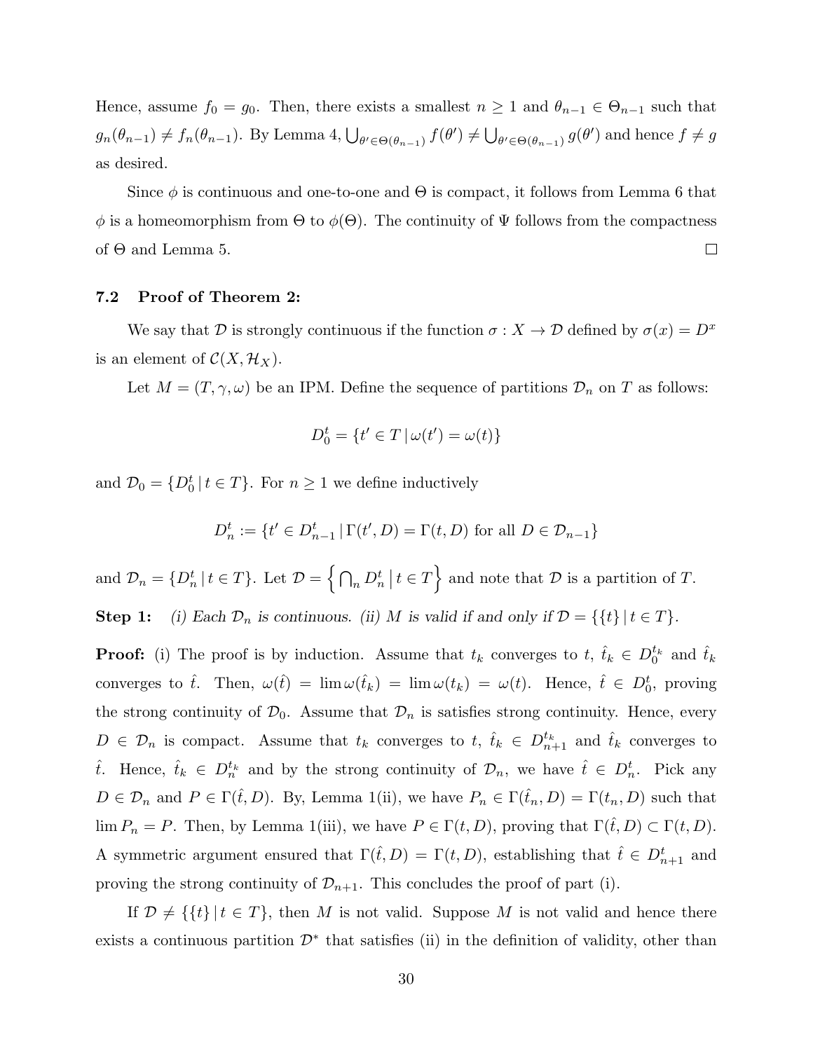Hence, assume $f_0 = g_0$. Then, there exists a smallest $n \geq 1$ and $\theta_{n-1} \in \Theta_{n-1}$ such that $g_n(\theta_{n-1}) \neq f_n(\theta_{n-1})$. By Lemma 4, $\bigcup_{\theta' \in \Theta(\theta_{n-1})} f(\theta') \neq \bigcup_{\theta' \in \Theta(\theta_{n-1})} g(\theta')$ and hence $f \neq g$ as desired.

Since $\phi$ is continuous and one-to-one and $\Theta$ is compact, it follows from Lemma 6 that $\phi$ is a homeomorphism from $\Theta$ to $\phi(\Theta)$. The continuity of $\Psi$ follows from the compactness of $\Theta$ and Lemma 5. $\square$

### 7.2 Proof of Theorem 2:

We say that $\mathcal{D}$ is strongly continuous if the function $\sigma : X \to \mathcal{D}$ defined by $\sigma(x) = D^x$ is an element of $\mathcal{C}(X, \mathcal{H}_X)$.

Let $M = (T, \gamma, \omega)$ be an IPM. Define the sequence of partitions $\mathcal{D}_n$ on $T$ as follows:

$$D_0^t = \{t' \in T \,|\, \omega(t') = \omega(t)\}$$

and $\mathcal{D}_0 = \{D_0^t \,|\, t \in T\}$. For $n \geq 1$ we define inductively

$$D_n^t := \{t' \in D_{n-1}^t \,|\, \Gamma(t', D) = \Gamma(t, D) \text{ for all } D \in \mathcal{D}_{n-1}\}$$

and $\mathcal{D}_n = \{D_n^t \,|\, t \in T\}$. Let $\mathcal{D} = \left\{ \bigcap_n D_n^t \,\middle|\, t \in T \right\}$ and note that $\mathcal{D}$ is a partition of $T$.

**Step 1:** *(i) Each $\mathcal{D}_n$ is continuous. (ii) $M$ is valid if and only if $\mathcal{D} = \{\{t\} \,|\, t \in T\}$.*

**Proof:** (i) The proof is by induction. Assume that $t_k$ converges to $t$, $\hat{t}_k \in D_0^{t_k}$ and $\hat{t}_k$ converges to $\hat{t}$. Then, $\omega(\hat{t}) = \lim \omega(\hat{t}_k) = \lim \omega(t_k) = \omega(t)$. Hence, $\hat{t} \in D_0^t$, proving the strong continuity of $\mathcal{D}_0$. Assume that $\mathcal{D}_n$ is satisfies strong continuity. Hence, every $D \in \mathcal{D}_n$ is compact. Assume that $t_k$ converges to $t$, $\hat{t}_k \in D_{n+1}^{t_k}$ and $\hat{t}_k$ converges to $\hat{t}$. Hence, $\hat{t}_k \in D_n^{t_k}$ and by the strong continuity of $\mathcal{D}_n$, we have $\hat{t} \in D_n^t$. Pick any $D \in \mathcal{D}_n$ and $P \in \Gamma(\hat{t}, D)$. By, Lemma 1(ii), we have $P_n \in \Gamma(\hat{t}_n, D) = \Gamma(t_n, D)$ such that $\lim P_n = P$. Then, by Lemma 1(iii), we have $P \in \Gamma(t, D)$, proving that $\Gamma(\hat{t}, D) \subset \Gamma(t, D)$. A symmetric argument ensured that $\Gamma(\hat{t}, D) = \Gamma(t, D)$, establishing that $\hat{t} \in D_{n+1}^t$ and proving the strong continuity of $\mathcal{D}_{n+1}$. This concludes the proof of part (i).

If $\mathcal{D} \neq \{\{t\} \,|\, t \in T\}$, then $M$ is not valid. Suppose $M$ is not valid and hence there exists a continuous partition $\mathcal{D}^*$ that satisfies (ii) in the definition of validity, other than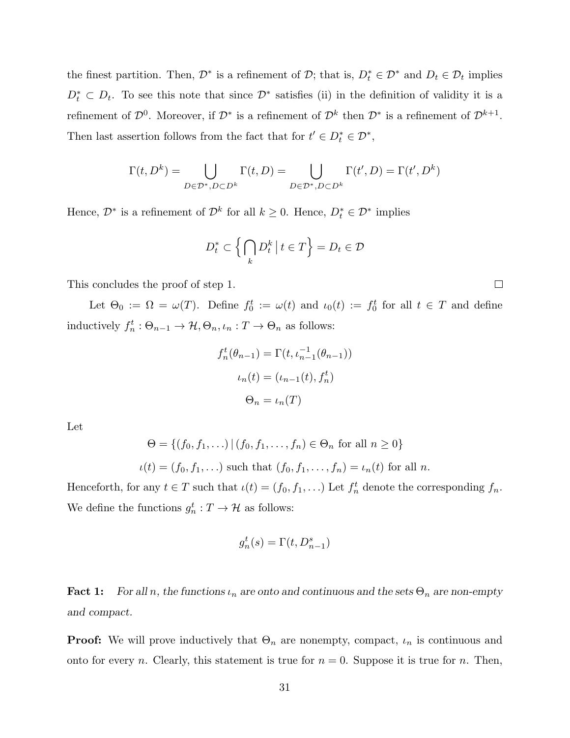the finest partition. Then, $\mathcal{D}^*$ is a refinement of $\mathcal{D}$; that is, $D_t^* \in \mathcal{D}^*$ and $D_t \in \mathcal{D}_t$ implies $D_t^* \subset D_t$. To see this note that since $\mathcal{D}^*$ satisfies (ii) in the definition of validity it is a refinement of $\mathcal{D}^0$. Moreover, if $\mathcal{D}^*$ is a refinement of $\mathcal{D}^k$ then $\mathcal{D}^*$ is a refinement of $\mathcal{D}^{k+1}$. Then last assertion follows from the fact that for $t' \in D_t^* \in \mathcal{D}^*$,

$$\Gamma(t, D^k) = \bigcup_{D \in \mathcal{D}^*, D \subset D^k} \Gamma(t, D) = \bigcup_{D \in \mathcal{D}^*, D \subset D^k} \Gamma(t', D) = \Gamma(t', D^k)$$

Hence, $\mathcal{D}^*$ is a refinement of $\mathcal{D}^k$ for all $k \geq 0$. Hence, $D_t^* \in \mathcal{D}^*$ implies

$$D_t^* \subset \Big\{ \bigcap_k D_t^k \,\big|\, t \in T \Big\} = D_t \in \mathcal{D}$$

This concludes the proof of step 1. $\square$

Let $\Theta_0 := \Omega = \omega(T)$. Define $f_0^t := \omega(t)$ and $\iota_0(t) := f_0^t$ for all $t \in T$ and define inductively $f_n^t : \Theta_{n-1} \to \mathcal{H}, \Theta_n, \iota_n : T \to \Theta_n$ as follows:

$$f_n^t(\theta_{n-1}) = \Gamma(t, \iota_{n-1}^{-1}(\theta_{n-1}))$$

$$\iota_n(t) = (\iota_{n-1}(t), f_n^t)$$

$$\Theta_n = \iota_n(T)$$

Let

$$\Theta = \{(f_0, f_1, \ldots) \,|\, (f_0, f_1, \ldots, f_n) \in \Theta_n \text{ for all } n \geq 0\}$$

$$\iota(t) = (f_0, f_1, \ldots) \text{ such that } (f_0, f_1, \ldots, f_n) = \iota_n(t) \text{ for all } n.$$

Henceforth, for any $t \in T$ such that $\iota(t) = (f_0, f_1, \ldots)$ Let $f_n^t$ denote the corresponding $f_n$. We define the functions $g_n^t : T \to \mathcal{H}$ as follows:

$$g_n^t(s) = \Gamma(t, D_{n-1}^s)$$

**Fact 1:** *For all $n$, the functions $\iota_n$ are onto and continuous and the sets $\Theta_n$ are non-empty and compact.*

**Proof:** We will prove inductively that $\Theta_n$ are nonempty, compact, $\iota_n$ is continuous and onto for every $n$. Clearly, this statement is true for $n = 0$. Suppose it is true for $n$. Then,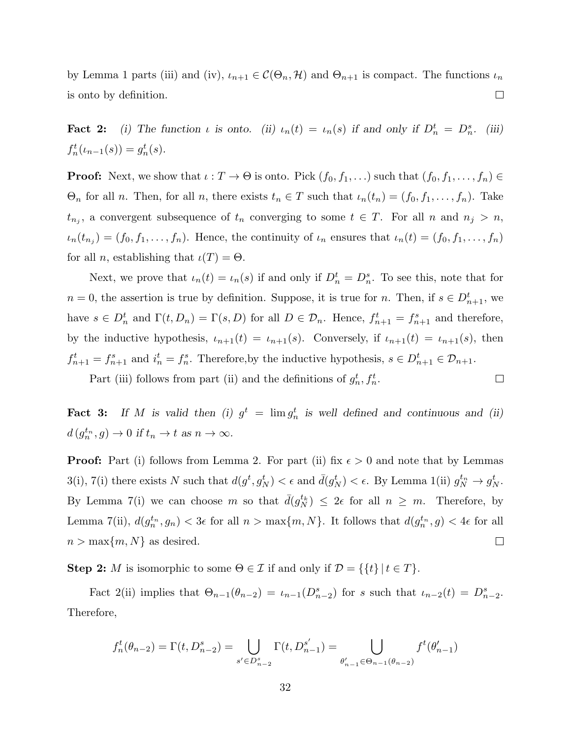by Lemma 1 parts (iii) and (iv), $\iota_{n+1} \in \mathcal{C}(\Theta_n, \mathcal{H})$ and $\Theta_{n+1}$ is compact. The functions $\iota_n$ is onto by definition. □

**Fact 2:** *(i) The function $\iota$ is onto. (ii) $\iota_n(t) = \iota_n(s)$ if and only if $D_n^t = D_n^s$. (iii) $f_n^t(\iota_{n-1}(s)) = g_n^t(s)$.*

**Proof:** Next, we show that $\iota : T \to \Theta$ is onto. Pick $(f_0, f_1, \ldots)$ such that $(f_0, f_1, \ldots, f_n) \in \Theta_n$ for all $n$. Then, for all $n$, there exists $t_n \in T$ such that $\iota_n(t_n) = (f_0, f_1, \ldots, f_n)$. Take $t_{n_j}$, a convergent subsequence of $t_n$ converging to some $t \in T$. For all $n$ and $n_j > n$, $\iota_n(t_{n_j}) = (f_0, f_1, \ldots, f_n)$. Hence, the continuity of $\iota_n$ ensures that $\iota_n(t) = (f_0, f_1, \ldots, f_n)$ for all $n$, establishing that $\iota(T) = \Theta$.

Next, we prove that $\iota_n(t) = \iota_n(s)$ if and only if $D_n^t = D_n^s$. To see this, note that for $n = 0$, the assertion is true by definition. Suppose, it is true for $n$. Then, if $s \in D_{n+1}^t$, we have $s \in D_n^t$ and $\Gamma(t, D_n) = \Gamma(s, D)$ for all $D \in \mathcal{D}_n$. Hence, $f_{n+1}^t = f_{n+1}^s$ and therefore, by the inductive hypothesis, $\iota_{n+1}(t) = \iota_{n+1}(s)$. Conversely, if $\iota_{n+1}(t) = \iota_{n+1}(s)$, then $f_{n+1}^t = f_{n+1}^s$ and $i_n^t = f_n^s$. Therefore,by the inductive hypothesis, $s \in D_{n+1}^t \in \mathcal{D}_{n+1}$.

Part (iii) follows from part (ii) and the definitions of $g_n^t, f_n^t$. □

**Fact 3:** *If $M$ is valid then (i) $g^t = \lim g_n^t$ is well defined and continuous and (ii) $d\left(g_n^{t_n}, g\right) \to 0$ if $t_n \to t$ as $n \to \infty$.*

**Proof:** Part (i) follows from Lemma 2. For part (ii) fix $\epsilon > 0$ and note that by Lemmas 3(i), 7(i) there exists $N$ such that $d(g^t, g_N^t) < \epsilon$ and $\bar{d}(g_N^t) < \epsilon$. By Lemma 1(ii) $g_N^{t_n} \to g_N^t$. By Lemma 7(i) we can choose $m$ so that $\bar{d}(g_N^{t_k}) \leq 2\epsilon$ for all $n \geq m$. Therefore, by Lemma 7(ii), $d(g_n^{t_n}, g_n) < 3\epsilon$ for all $n > \max\{m, N\}$. It follows that $d(g_n^{t_n}, g) < 4\epsilon$ for all $n > \max\{m, N\}$ as desired. □

**Step 2:** $M$ is isomorphic to some $\Theta \in \mathcal{I}$ if and only if $\mathcal{D} = \{\{t\} \mid t \in T\}$.

Fact 2(ii) implies that $\Theta_{n-1}(\theta_{n-2}) = \iota_{n-1}(D_{n-2}^s)$ for $s$ such that $\iota_{n-2}(t) = D_{n-2}^s$. Therefore,

$$f_n^t(\theta_{n-2}) = \Gamma(t, D_{n-2}^s) = \bigcup_{s' \in D_{n-2}^s} \Gamma(t, D_{n-1}^{s'}) = \bigcup_{\theta'_{n-1} \in \Theta_{n-1}(\theta_{n-2})} f^t(\theta'_{n-1})$$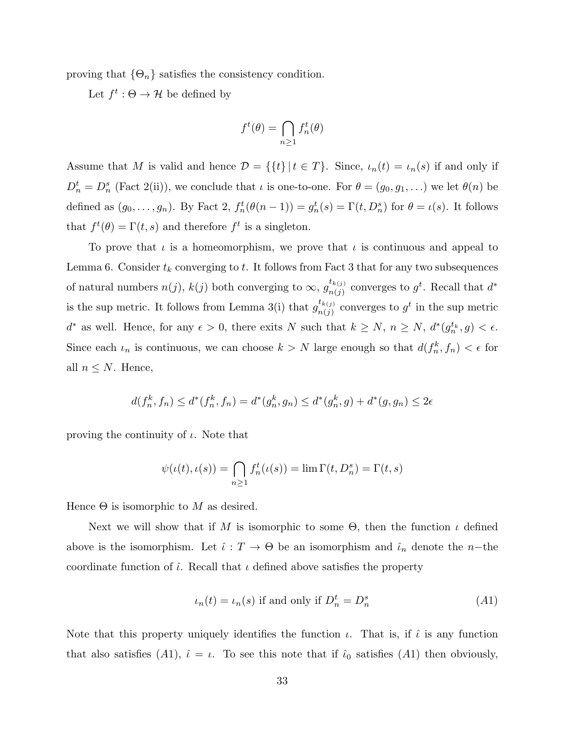proving that $\{\Theta_n\}$ satisfies the consistency condition.

Let $f^t : \Theta \to \mathcal{H}$ be defined by

$$f^t(\theta) = \bigcap_{n \geq 1} f^t_n(\theta)$$

Assume that $M$ is valid and hence $\mathcal{D} = \{\{t\} \,|\, t \in T\}$. Since, $\iota_n(t) = \iota_n(s)$ if and only if $D^t_n = D^s_n$ (Fact 2(ii)), we conclude that $\iota$ is one-to-one. For $\theta = (g_0, g_1, \ldots)$ we let $\theta(n)$ be defined as $(g_0, \ldots, g_n)$. By Fact 2, $f^t_n(\theta(n-1)) = g^t_n(s) = \Gamma(t, D^s_n)$ for $\theta = \iota(s)$. It follows that $f^t(\theta) = \Gamma(t, s)$ and therefore $f^t$ is a singleton.

To prove that $\iota$ is a homeomorphism, we prove that $\iota$ is continuous and appeal to Lemma 6. Consider $t_k$ converging to $t$. It follows from Fact 3 that for any two subsequences of natural numbers $n(j)$, $k(j)$ both converging to $\infty$, $g^{t_{k(j)}}_{n(j)}$ converges to $g^t$. Recall that $d^*$ is the sup metric. It follows from Lemma 3(i) that $g^{t_{k(j)}}_{n(j)}$ converges to $g^t$ in the sup metric $d^*$ as well. Hence, for any $\epsilon > 0$, there exits $N$ such that $k \geq N$, $n \geq N$, $d^*(g^{t_k}_n, g) < \epsilon$. Since each $\iota_n$ is continuous, we can choose $k > N$ large enough so that $d(f^k_n, f_n) < \epsilon$ for all $n \leq N$. Hence,

$$d(f^k_n, f_n) \leq d^*(f^k_n, f_n) = d^*(g^k_n, g_n) \leq d^*(g^k_n, g) + d^*(g, g_n) \leq 2\epsilon$$

proving the continuity of $\iota$. Note that

$$\psi(\iota(t), \iota(s)) = \bigcap_{n \geq 1} f^t_n(\iota(s)) = \lim \Gamma(t, D^s_n) = \Gamma(t, s)$$

Hence $\Theta$ is isomorphic to $M$ as desired.

Next we will show that if $M$ is isomorphic to some $\Theta$, then the function $\iota$ defined above is the isomorphism. Let $\hat{\iota} : T \to \Theta$ be an isomorphism and $\hat{\iota}_n$ denote the $n-$the coordinate function of $\hat{\iota}$. Recall that $\iota$ defined above satisfies the property

$$\iota_n(t) = \iota_n(s) \text{ if and only if } D^t_n = D^s_n \tag{A1}$$

Note that this property uniquely identifies the function $\iota$. That is, if $\hat{\iota}$ is any function that also satisfies $(A1)$, $\hat{\iota} = \iota$. To see this note that if $\hat{\iota}_0$ satisfies $(A1)$ then obviously,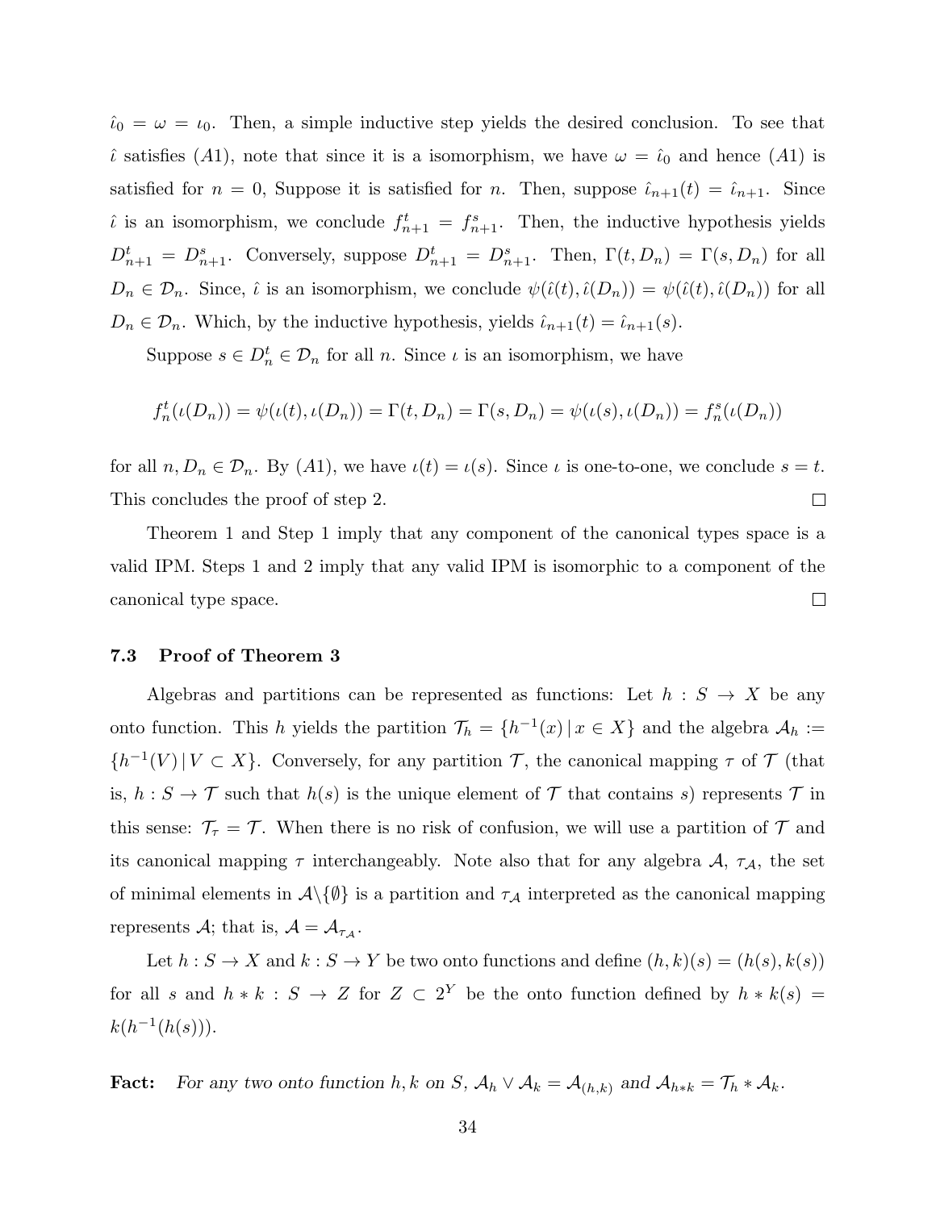$\hat{\iota}_0 = \omega = \iota_0$. Then, a simple inductive step yields the desired conclusion. To see that $\hat{\iota}$ satisfies $(A1)$, note that since it is a isomorphism, we have $\omega = \hat{\iota}_0$ and hence $(A1)$ is satisfied for $n = 0$, Suppose it is satisfied for $n$. Then, suppose $\hat{\iota}_{n+1}(t) = \hat{\iota}_{n+1}$. Since $\hat{\iota}$ is an isomorphism, we conclude $f^t_{n+1} = f^s_{n+1}$. Then, the inductive hypothesis yields $D^t_{n+1} = D^s_{n+1}$. Conversely, suppose $D^t_{n+1} = D^s_{n+1}$. Then, $\Gamma(t, D_n) = \Gamma(s, D_n)$ for all $D_n \in \mathcal{D}_n$. Since, $\hat{\iota}$ is an isomorphism, we conclude $\psi(\hat{\iota}(t), \hat{\iota}(D_n)) = \psi(\hat{\iota}(t), \hat{\iota}(D_n))$ for all $D_n \in \mathcal{D}_n$. Which, by the inductive hypothesis, yields $\hat{\iota}_{n+1}(t) = \hat{\iota}_{n+1}(s)$.

Suppose $s \in D^t_n \in \mathcal{D}_n$ for all $n$. Since $\iota$ is an isomorphism, we have

$$f^t_n(\iota(D_n)) = \psi(\iota(t), \iota(D_n)) = \Gamma(t, D_n) = \Gamma(s, D_n) = \psi(\iota(s), \iota(D_n)) = f^s_n(\iota(D_n))$$

for all $n, D_n \in \mathcal{D}_n$. By $(A1)$, we have $\iota(t) = \iota(s)$. Since $\iota$ is one-to-one, we conclude $s = t$. This concludes the proof of step 2. □

Theorem 1 and Step 1 imply that any component of the canonical types space is a valid IPM. Steps 1 and 2 imply that any valid IPM is isomorphic to a component of the canonical type space. □

### 7.3 Proof of Theorem 3

Algebras and partitions can be represented as functions: Let $h : S \to X$ be any onto function. This $h$ yields the partition $\mathcal{T}_h = \{h^{-1}(x) \,|\, x \in X\}$ and the algebra $\mathcal{A}_h := \{h^{-1}(V) \,|\, V \subset X\}$. Conversely, for any partition $\mathcal{T}$, the canonical mapping $\tau$ of $\mathcal{T}$ (that is, $h : S \to \mathcal{T}$ such that $h(s)$ is the unique element of $\mathcal{T}$ that contains $s$) represents $\mathcal{T}$ in this sense: $\mathcal{T}_\tau = \mathcal{T}$. When there is no risk of confusion, we will use a partition of $\mathcal{T}$ and its canonical mapping $\tau$ interchangeably. Note also that for any algebra $\mathcal{A}$, $\tau_\mathcal{A}$, the set of minimal elements in $\mathcal{A}\backslash\{\emptyset\}$ is a partition and $\tau_\mathcal{A}$ interpreted as the canonical mapping represents $\mathcal{A}$; that is, $\mathcal{A} = \mathcal{A}_{\tau_\mathcal{A}}$.

Let $h : S \to X$ and $k : S \to Y$ be two onto functions and define $(h, k)(s) = (h(s), k(s))$ for all $s$ and $h * k : S \to Z$ for $Z \subset 2^Y$ be the onto function defined by $h * k(s) = k(h^{-1}(h(s)))$.

**Fact:** *For any two onto function $h, k$ on $S$, $\mathcal{A}_h \vee \mathcal{A}_k = \mathcal{A}_{(h,k)}$ and $\mathcal{A}_{h*k} = \mathcal{T}_h * \mathcal{A}_k$.*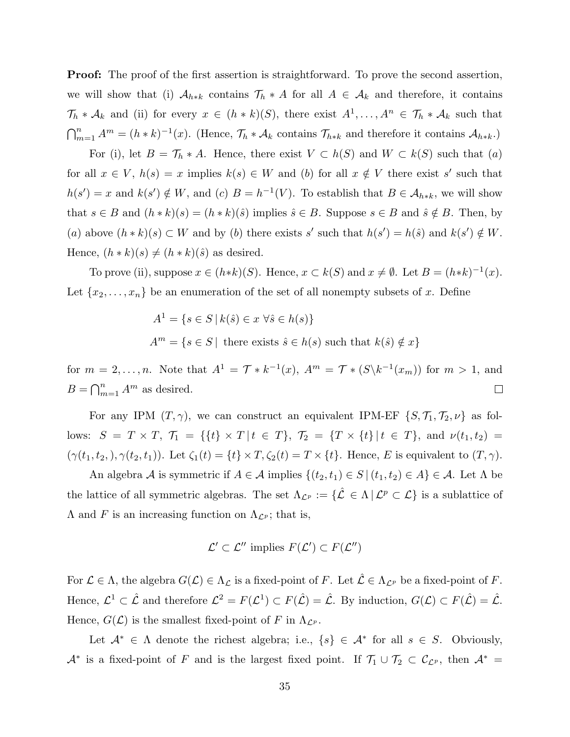**Proof:** The proof of the first assertion is straightforward. To prove the second assertion, we will show that (i) $\mathcal{A}_{h*k}$ contains $\mathcal{T}_h * A$ for all $A \in \mathcal{A}_k$ and therefore, it contains $\mathcal{T}_h * \mathcal{A}_k$ and (ii) for every $x \in (h*k)(S)$, there exist $A^1, \ldots, A^n \in \mathcal{T}_h * \mathcal{A}_k$ such that $\bigcap_{m=1}^n A^m = (h*k)^{-1}(x)$. (Hence, $\mathcal{T}_h * \mathcal{A}_k$ contains $\mathcal{T}_{h*k}$ and therefore it contains $\mathcal{A}_{h*k}$.)

For (i), let $B = \mathcal{T}_h * A$. Hence, there exist $V \subset h(S)$ and $W \subset k(S)$ such that $(a)$ for all $x \in V$, $h(s) = x$ implies $k(s) \in W$ and $(b)$ for all $x \notin V$ there exist $s'$ such that $h(s') = x$ and $k(s') \notin W$, and $(c)$ $B = h^{-1}(V)$. To establish that $B \in \mathcal{A}_{h*k}$, we will show that $s \in B$ and $(h*k)(s) = (h*k)(\hat{s})$ implies $\hat{s} \in B$. Suppose $s \in B$ and $\hat{s} \notin B$. Then, by $(a)$ above $(h*k)(s) \subset W$ and by $(b)$ there exists $s'$ such that $h(s') = h(\hat{s})$ and $k(s') \notin W$. Hence, $(h*k)(s) \neq (h*k)(\hat{s})$ as desired.

To prove (ii), suppose $x \in (h*k)(S)$. Hence, $x \subset k(S)$ and $x \neq \emptyset$. Let $B = (h*k)^{-1}(x)$. Let $\{x_2, \ldots, x_n\}$ be an enumeration of the set of all nonempty subsets of $x$. Define

$$A^1 = \{s \in S \,|\, k(\hat{s}) \in x \;\forall \hat{s} \in h(s)\}$$

$$A^m = \{s \in S \,|\, \text{ there exists } \hat{s} \in h(s) \text{ such that } k(\hat{s}) \notin x\}$$

for $m = 2, \ldots, n$. Note that $A^1 = \mathcal{T} * k^{-1}(x)$, $A^m = \mathcal{T} * (S \backslash k^{-1}(x_m))$ for $m > 1$, and $B = \bigcap_{m=1}^n A^m$ as desired. $\square$

For any IPM $(T, \gamma)$, we can construct an equivalent IPM-EF $\{S, \mathcal{T}_1, \mathcal{T}_2, \nu\}$ as follows: $S = T \times T$, $\mathcal{T}_1 = \{\{t\} \times T \,|\, t \in T\}$, $\mathcal{T}_2 = \{T \times \{t\} \,|\, t \in T\}$, and $\nu(t_1, t_2) = (\gamma(t_1, t_2, ), \gamma(t_2, t_1))$. Let $\zeta_1(t) = \{t\} \times T, \zeta_2(t) = T \times \{t\}$. Hence, $E$ is equivalent to $(T, \gamma)$.

An algebra $\mathcal{A}$ is symmetric if $A \in \mathcal{A}$ implies $\{(t_2, t_1) \in S \,|\, (t_1, t_2) \in A\} \in \mathcal{A}$. Let $\Lambda$ be the lattice of all symmetric algebras. The set $\Lambda_{\mathcal{L}^p} := \{\hat{\mathcal{L}} \in \Lambda \,|\, \mathcal{L}^p \subset \mathcal{L}\}$ is a sublattice of $\Lambda$ and $F$ is an increasing function on $\Lambda_{\mathcal{L}^p}$; that is,

$$\mathcal{L}' \subset \mathcal{L}'' \text{ implies } F(\mathcal{L}') \subset F(\mathcal{L}'')$$

For $\mathcal{L} \in \Lambda$, the algebra $G(\mathcal{L}) \in \Lambda_{\mathcal{L}}$ is a fixed-point of $F$. Let $\hat{\mathcal{L}} \in \Lambda_{\mathcal{L}^p}$ be a fixed-point of $F$. Hence, $\mathcal{L}^1 \subset \hat{\mathcal{L}}$ and therefore $\mathcal{L}^2 = F(\mathcal{L}^1) \subset F(\hat{\mathcal{L}}) = \hat{\mathcal{L}}$. By induction, $G(\mathcal{L}) \subset F(\hat{\mathcal{L}}) = \hat{\mathcal{L}}$. Hence, $G(\mathcal{L})$ is the smallest fixed-point of $F$ in $\Lambda_{\mathcal{L}^p}$.

Let $\mathcal{A}^* \in \Lambda$ denote the richest algebra; i.e., $\{s\} \in \mathcal{A}^*$ for all $s \in S$. Obviously, $\mathcal{A}^*$ is a fixed-point of $F$ and is the largest fixed point. If $\mathcal{T}_1 \cup \mathcal{T}_2 \subset \mathcal{C}_{\mathcal{L}^p}$, then $\mathcal{A}^* =$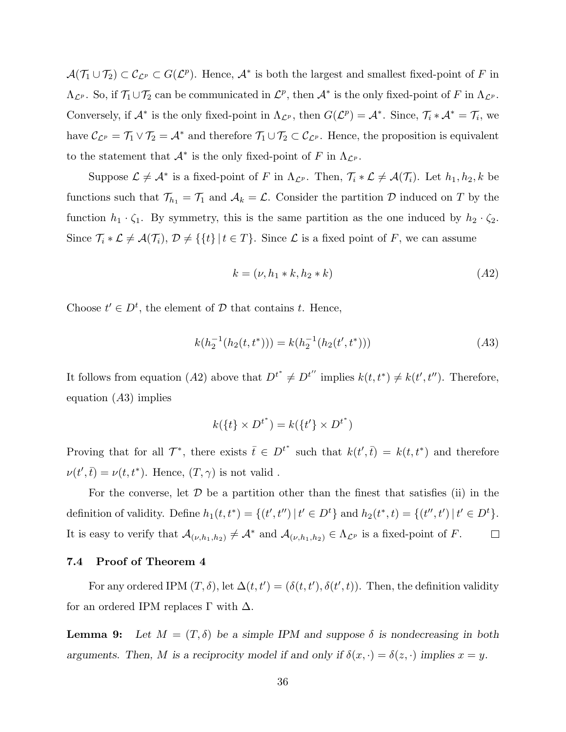$\mathcal{A}(\mathcal{T}_1 \cup \mathcal{T}_2) \subset \mathcal{C}_{\mathcal{L}^p} \subset G(\mathcal{L}^p)$. Hence, $\mathcal{A}^*$ is both the largest and smallest fixed-point of $F$ in $\Lambda_{\mathcal{L}^p}$. So, if $\mathcal{T}_1 \cup \mathcal{T}_2$ can be communicated in $\mathcal{L}^p$, then $\mathcal{A}^*$ is the only fixed-point of $F$ in $\Lambda_{\mathcal{L}^p}$. Conversely, if $\mathcal{A}^*$ is the only fixed-point in $\Lambda_{\mathcal{L}^p}$, then $G(\mathcal{L}^p) = \mathcal{A}^*$. Since, $\mathcal{T}_i * \mathcal{A}^* = \mathcal{T}_i$, we have $\mathcal{C}_{\mathcal{L}^p} = \mathcal{T}_1 \vee \mathcal{T}_2 = \mathcal{A}^*$ and therefore $\mathcal{T}_1 \cup \mathcal{T}_2 \subset \mathcal{C}_{\mathcal{L}^p}$. Hence, the proposition is equivalent to the statement that $\mathcal{A}^*$ is the only fixed-point of $F$ in $\Lambda_{\mathcal{L}^p}$.

Suppose $\mathcal{L} \neq \mathcal{A}^*$ is a fixed-point of $F$ in $\Lambda_{\mathcal{L}^p}$. Then, $\mathcal{T}_i * \mathcal{L} \neq \mathcal{A}(\mathcal{T}_i)$. Let $h_1, h_2, k$ be functions such that $\mathcal{T}_{h_1} = \mathcal{T}_1$ and $\mathcal{A}_k = \mathcal{L}$. Consider the partition $\mathcal{D}$ induced on $T$ by the function $h_1 \cdot \zeta_1$. By symmetry, this is the same partition as the one induced by $h_2 \cdot \zeta_2$. Since $\mathcal{T}_i * \mathcal{L} \neq \mathcal{A}(\mathcal{T}_i)$, $\mathcal{D} \neq \{\{t\} \mid t \in T\}$. Since $\mathcal{L}$ is a fixed point of $F$, we can assume

$$k = (\nu, h_1 * k, h_2 * k) \tag{A2}$$

Choose $t' \in D^t$, the element of $\mathcal{D}$ that contains $t$. Hence,

$$k(h_2^{-1}(h_2(t, t^*))) = k(h_2^{-1}(h_2(t', t^*))) \tag{A3}$$

It follows from equation $(A2)$ above that $D^{t^*} \neq D^{t''}$ implies $k(t, t^*) \neq k(t', t'')$. Therefore, equation $(A3)$ implies

$$k(\{t\} \times D^{t^*}) = k(\{t'\} \times D^{t^*})$$

Proving that for all $\mathcal{T}^*$, there exists $\bar{t} \in D^{t^*}$ such that $k(t', \bar{t}) = k(t, t^*)$ and therefore $\nu(t', \bar{t}) = \nu(t, t^*)$. Hence, $(T, \gamma)$ is not valid .

For the converse, let $\mathcal{D}$ be a partition other than the finest that satisfies (ii) in the definition of validity. Define $h_1(t, t^*) = \{(t', t'') \mid t' \in D^t\}$ and $h_2(t^*, t) = \{(t'', t') \mid t' \in D^t\}$. It is easy to verify that $\mathcal{A}_{(\nu, h_1, h_2)} \neq \mathcal{A}^*$ and $\mathcal{A}_{(\nu, h_1, h_2)} \in \Lambda_{\mathcal{L}^p}$ is a fixed-point of $F$. $\square$

### 7.4 Proof of Theorem 4

For any ordered IPM $(T, \delta)$, let $\Delta(t, t') = (\delta(t, t'), \delta(t', t))$. Then, the definition validity for an ordered IPM replaces $\Gamma$ with $\Delta$.

**Lemma 9:** *Let $M = (T, \delta)$ be a simple IPM and suppose $\delta$ is nondecreasing in both arguments. Then, $M$ is a reciprocity model if and only if $\delta(x, \cdot) = \delta(z, \cdot)$ implies $x = y$.*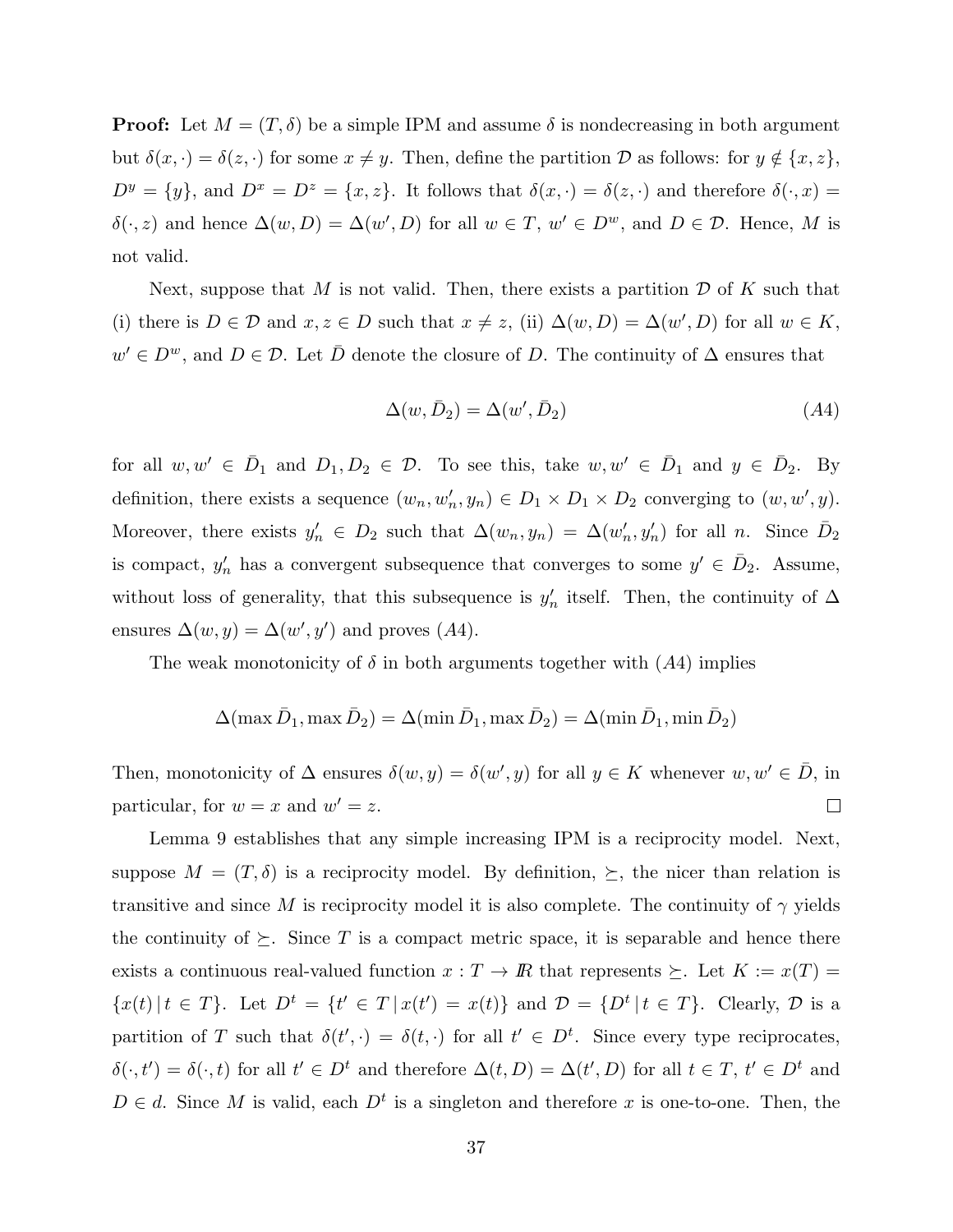**Proof:** Let $M = (T, \delta)$ be a simple IPM and assume $\delta$ is nondecreasing in both argument but $\delta(x, \cdot) = \delta(z, \cdot)$ for some $x \neq y$. Then, define the partition $\mathcal{D}$ as follows: for $y \notin \{x, z\}$, $D^y = \{y\}$, and $D^x = D^z = \{x, z\}$. It follows that $\delta(x, \cdot) = \delta(z, \cdot)$ and therefore $\delta(\cdot, x) = \delta(\cdot, z)$ and hence $\Delta(w, D) = \Delta(w', D)$ for all $w \in T$, $w' \in D^w$, and $D \in \mathcal{D}$. Hence, $M$ is not valid.

Next, suppose that $M$ is not valid. Then, there exists a partition $\mathcal{D}$ of $K$ such that (i) there is $D \in \mathcal{D}$ and $x, z \in D$ such that $x \neq z$, (ii) $\Delta(w, D) = \Delta(w', D)$ for all $w \in K$, $w' \in D^w$, and $D \in \mathcal{D}$. Let $\bar{D}$ denote the closure of $D$. The continuity of $\Delta$ ensures that

$$\Delta(w, \bar{D}_2) = \Delta(w', \bar{D}_2) \tag{A4}$$

for all $w, w' \in \bar{D}_1$ and $D_1, D_2 \in \mathcal{D}$. To see this, take $w, w' \in \bar{D}_1$ and $y \in \bar{D}_2$. By definition, there exists a sequence $(w_n, w_n', y_n) \in D_1 \times D_1 \times D_2$ converging to $(w, w', y)$. Moreover, there exists $y_n' \in D_2$ such that $\Delta(w_n, y_n) = \Delta(w_n', y_n')$ for all $n$. Since $\bar{D}_2$ is compact, $y_n'$ has a convergent subsequence that converges to some $y' \in \bar{D}_2$. Assume, without loss of generality, that this subsequence is $y_n'$ itself. Then, the continuity of $\Delta$ ensures $\Delta(w, y) = \Delta(w', y')$ and proves $(A4)$.

The weak monotonicity of $\delta$ in both arguments together with $(A4)$ implies

$$\Delta(\max \bar{D}_1, \max \bar{D}_2) = \Delta(\min \bar{D}_1, \max \bar{D}_2) = \Delta(\min \bar{D}_1, \min \bar{D}_2)$$

Then, monotonicity of $\Delta$ ensures $\delta(w, y) = \delta(w', y)$ for all $y \in K$ whenever $w, w' \in \bar{D}$, in particular, for $w = x$ and $w' = z$. $\square$

Lemma 9 establishes that any simple increasing IPM is a reciprocity model. Next, suppose $M = (T, \delta)$ is a reciprocity model. By definition, $\succeq$, the nicer than relation is transitive and since $M$ is reciprocity model it is also complete. The continuity of $\gamma$ yields the continuity of $\succeq$. Since $T$ is a compact metric space, it is separable and hence there exists a continuous real-valued function $x : T \to I\!R$ that represents $\succeq$. Let $K := x(T) = \{x(t) \,|\, t \in T\}$. Let $D^t = \{t' \in T \,|\, x(t') = x(t)\}$ and $\mathcal{D} = \{D^t \,|\, t \in T\}$. Clearly, $\mathcal{D}$ is a partition of $T$ such that $\delta(t', \cdot) = \delta(t, \cdot)$ for all $t' \in D^t$. Since every type reciprocates, $\delta(\cdot, t') = \delta(\cdot, t)$ for all $t' \in D^t$ and therefore $\Delta(t, D) = \Delta(t', D)$ for all $t \in T$, $t' \in D^t$ and $D \in d$. Since $M$ is valid, each $D^t$ is a singleton and therefore $x$ is one-to-one. Then, the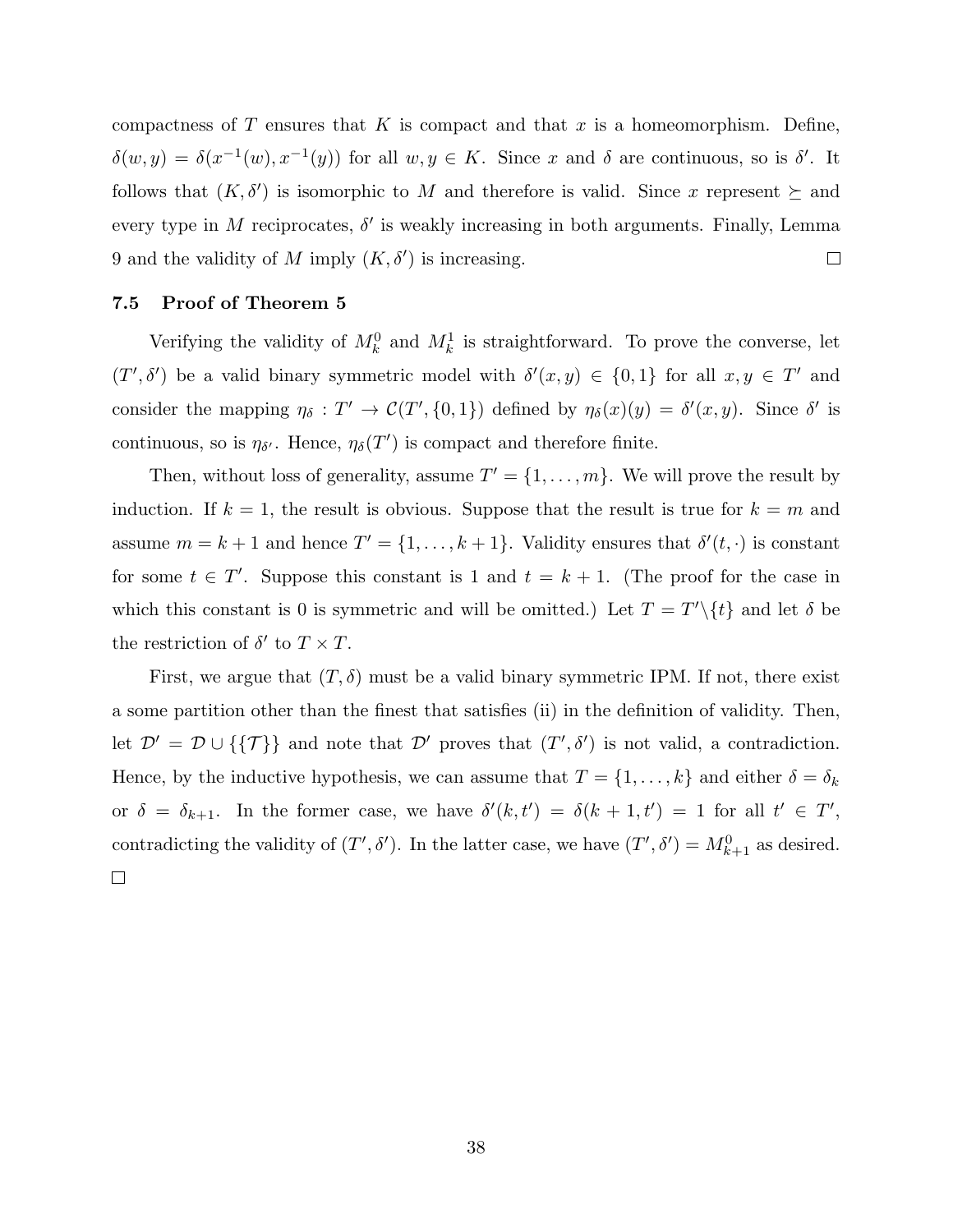compactness of $T$ ensures that $K$ is compact and that $x$ is a homeomorphism. Define, $\delta(w, y) = \delta(x^{-1}(w), x^{-1}(y))$ for all $w, y \in K$. Since $x$ and $\delta$ are continuous, so is $\delta'$. It follows that $(K, \delta')$ is isomorphic to $M$ and therefore is valid. Since $x$ represent $\succeq$ and every type in $M$ reciprocates, $\delta'$ is weakly increasing in both arguments. Finally, Lemma 9 and the validity of $M$ imply $(K, \delta')$ is increasing. □

### 7.5 Proof of Theorem 5

Verifying the validity of $M_k^0$ and $M_k^1$ is straightforward. To prove the converse, let $(T', \delta')$ be a valid binary symmetric model with $\delta'(x, y) \in \{0, 1\}$ for all $x, y \in T'$ and consider the mapping $\eta_\delta : T' \to \mathcal{C}(T', \{0, 1\})$ defined by $\eta_\delta(x)(y) = \delta'(x, y)$. Since $\delta'$ is continuous, so is $\eta_{\delta'}$. Hence, $\eta_\delta(T')$ is compact and therefore finite.

Then, without loss of generality, assume $T' = \{1, \ldots, m\}$. We will prove the result by induction. If $k = 1$, the result is obvious. Suppose that the result is true for $k = m$ and assume $m = k + 1$ and hence $T' = \{1, \ldots, k + 1\}$. Validity ensures that $\delta'(t, \cdot)$ is constant for some $t \in T'$. Suppose this constant is 1 and $t = k + 1$. (The proof for the case in which this constant is 0 is symmetric and will be omitted.) Let $T = T' \backslash \{t\}$ and let $\delta$ be the restriction of $\delta'$ to $T \times T$.

First, we argue that $(T, \delta)$ must be a valid binary symmetric IPM. If not, there exist a some partition other than the finest that satisfies (ii) in the definition of validity. Then, let $\mathcal{D}' = \mathcal{D} \cup \{\{\mathcal{T}\}\}$ and note that $\mathcal{D}'$ proves that $(T', \delta')$ is not valid, a contradiction. Hence, by the inductive hypothesis, we can assume that $T = \{1, \ldots, k\}$ and either $\delta = \delta_k$ or $\delta = \delta_{k+1}$. In the former case, we have $\delta'(k, t') = \delta(k + 1, t') = 1$ for all $t' \in T'$, contradicting the validity of $(T', \delta')$. In the latter case, we have $(T', \delta') = M_{k+1}^0$ as desired. □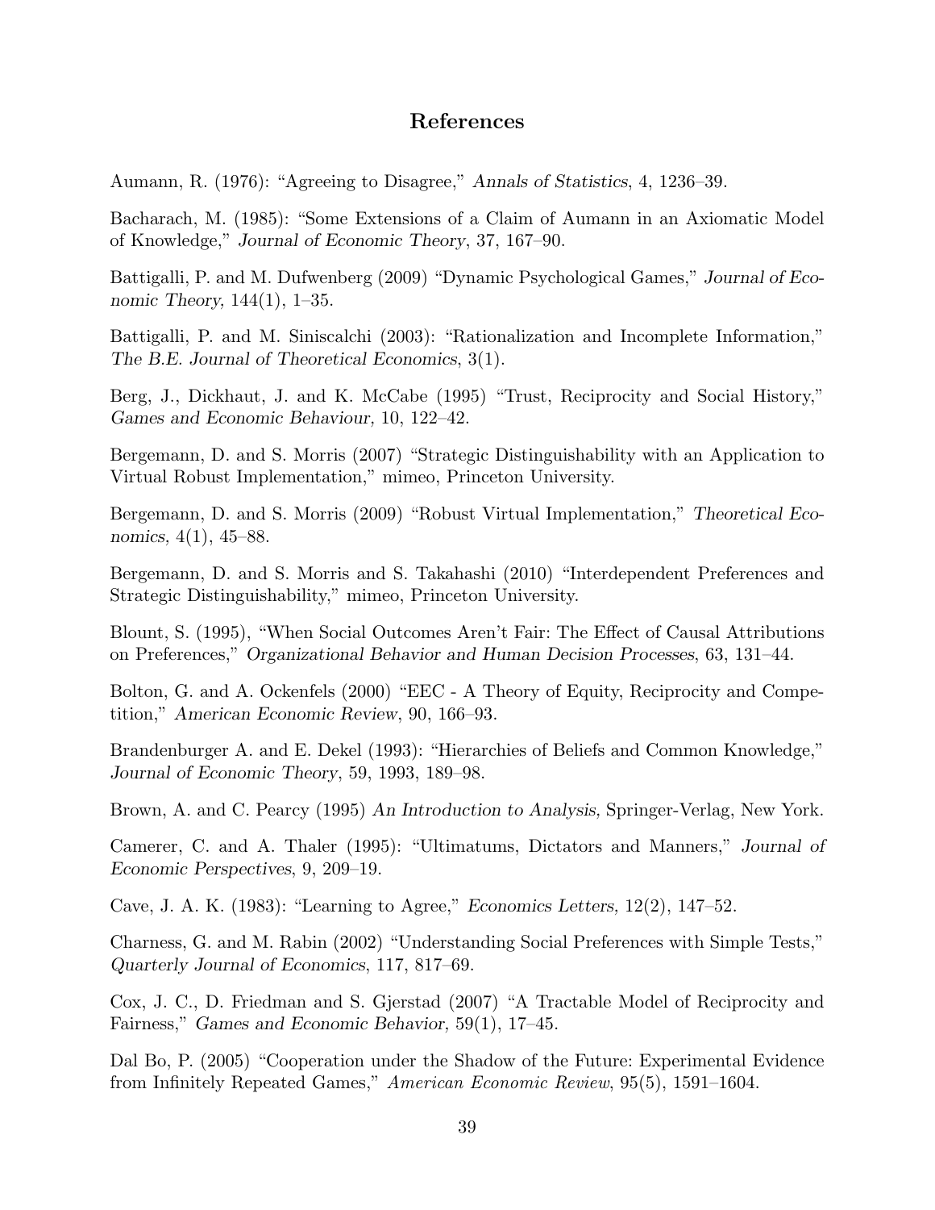## References

Aumann, R. (1976): "Agreeing to Disagree," *Annals of Statistics*, 4, 1236–39.

Bacharach, M. (1985): "Some Extensions of a Claim of Aumann in an Axiomatic Model of Knowledge," *Journal of Economic Theory*, 37, 167–90.

Battigalli, P. and M. Dufwenberg (2009) "Dynamic Psychological Games," *Journal of Economic Theory*, 144(1), 1–35.

Battigalli, P. and M. Siniscalchi (2003): "Rationalization and Incomplete Information," *The B.E. Journal of Theoretical Economics*, 3(1).

Berg, J., Dickhaut, J. and K. McCabe (1995) "Trust, Reciprocity and Social History," *Games and Economic Behaviour,* 10, 122–42.

Bergemann, D. and S. Morris (2007) "Strategic Distinguishability with an Application to Virtual Robust Implementation," mimeo, Princeton University.

Bergemann, D. and S. Morris (2009) "Robust Virtual Implementation," *Theoretical Economics*, 4(1), 45–88.

Bergemann, D. and S. Morris and S. Takahashi (2010) "Interdependent Preferences and Strategic Distinguishability," mimeo, Princeton University.

Blount, S. (1995), "When Social Outcomes Aren't Fair: The Effect of Causal Attributions on Preferences," *Organizational Behavior and Human Decision Processes*, 63, 131–44.

Bolton, G. and A. Ockenfels (2000) "EEC - A Theory of Equity, Reciprocity and Competition," *American Economic Review*, 90, 166–93.

Brandenburger A. and E. Dekel (1993): "Hierarchies of Beliefs and Common Knowledge," *Journal of Economic Theory*, 59, 1993, 189–98.

Brown, A. and C. Pearcy (1995) *An Introduction to Analysis,* Springer-Verlag, New York.

Camerer, C. and A. Thaler (1995): "Ultimatums, Dictators and Manners," *Journal of Economic Perspectives*, 9, 209–19.

Cave, J. A. K. (1983): "Learning to Agree," *Economics Letters,* 12(2), 147–52.

Charness, G. and M. Rabin (2002) "Understanding Social Preferences with Simple Tests," *Quarterly Journal of Economics*, 117, 817–69.

Cox, J. C., D. Friedman and S. Gjerstad (2007) "A Tractable Model of Reciprocity and Fairness," *Games and Economic Behavior*, 59(1), 17–45.

Dal Bo, P. (2005) "Cooperation under the Shadow of the Future: Experimental Evidence from Infinitely Repeated Games," *American Economic Review*, 95(5), 1591–1604.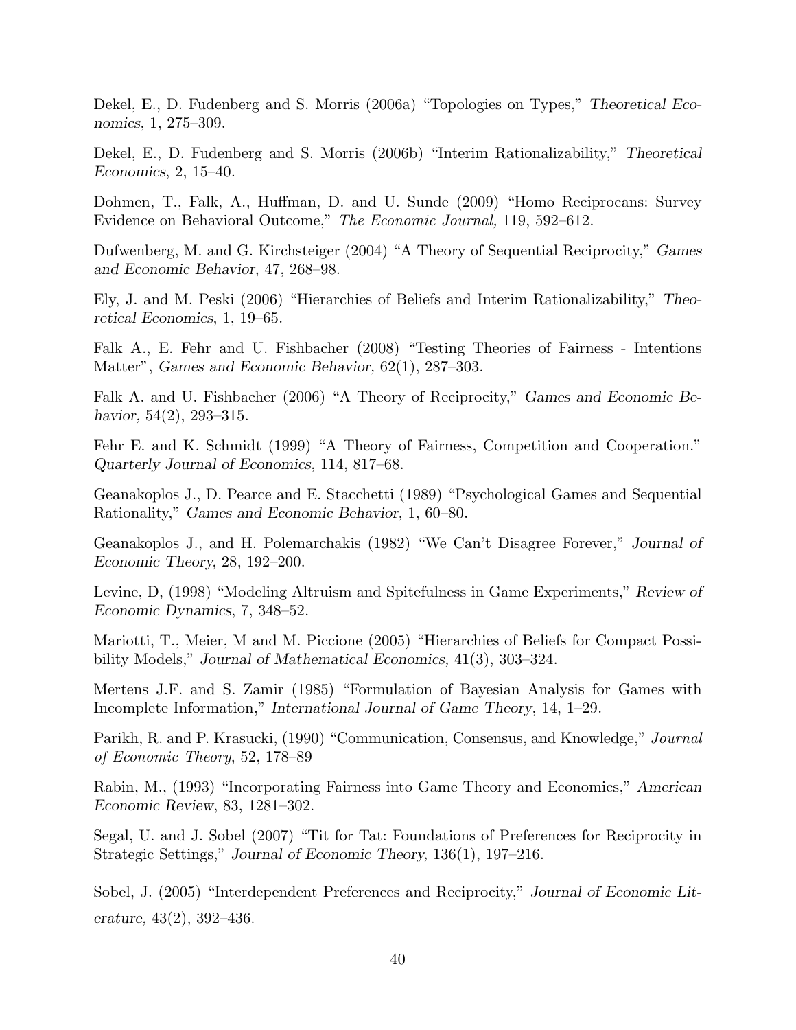Dekel, E., D. Fudenberg and S. Morris (2006a) "Topologies on Types," *Theoretical Economics*, 1, 275–309.

Dekel, E., D. Fudenberg and S. Morris (2006b) "Interim Rationalizability," *Theoretical Economics*, 2, 15–40.

Dohmen, T., Falk, A., Huffman, D. and U. Sunde (2009) "Homo Reciprocans: Survey Evidence on Behavioral Outcome," *The Economic Journal,* 119, 592–612.

Dufwenberg, M. and G. Kirchsteiger (2004) "A Theory of Sequential Reciprocity," *Games and Economic Behavior*, 47, 268–98.

Ely, J. and M. Peski (2006) "Hierarchies of Beliefs and Interim Rationalizability," *Theoretical Economics*, 1, 19–65.

Falk A., E. Fehr and U. Fishbacher (2008) "Testing Theories of Fairness - Intentions Matter", *Games and Economic Behavior,* 62(1), 287–303.

Falk A. and U. Fishbacher (2006) "A Theory of Reciprocity," *Games and Economic Behavior,* 54(2), 293–315.

Fehr E. and K. Schmidt (1999) "A Theory of Fairness, Competition and Cooperation." *Quarterly Journal of Economics*, 114, 817–68.

Geanakoplos J., D. Pearce and E. Stacchetti (1989) "Psychological Games and Sequential Rationality," *Games and Economic Behavior,* 1, 60–80.

Geanakoplos J., and H. Polemarchakis (1982) "We Can't Disagree Forever," *Journal of Economic Theory,* 28, 192–200.

Levine, D, (1998) "Modeling Altruism and Spitefulness in Game Experiments," *Review of Economic Dynamics*, 7, 348–52.

Mariotti, T., Meier, M and M. Piccione (2005) "Hierarchies of Beliefs for Compact Possibility Models," *Journal of Mathematical Economics,* 41(3), 303–324.

Mertens J.F. and S. Zamir (1985) "Formulation of Bayesian Analysis for Games with Incomplete Information," *International Journal of Game Theory*, 14, 1–29.

Parikh, R. and P. Krasucki, (1990) "Communication, Consensus, and Knowledge," *Journal of Economic Theory*, 52, 178–89

Rabin, M., (1993) "Incorporating Fairness into Game Theory and Economics," *American Economic Review*, 83, 1281–302.

Segal, U. and J. Sobel (2007) "Tit for Tat: Foundations of Preferences for Reciprocity in Strategic Settings," *Journal of Economic Theory,* 136(1), 197–216.

Sobel, J. (2005) "Interdependent Preferences and Reciprocity," *Journal of Economic Literature,* 43(2), 392–436.